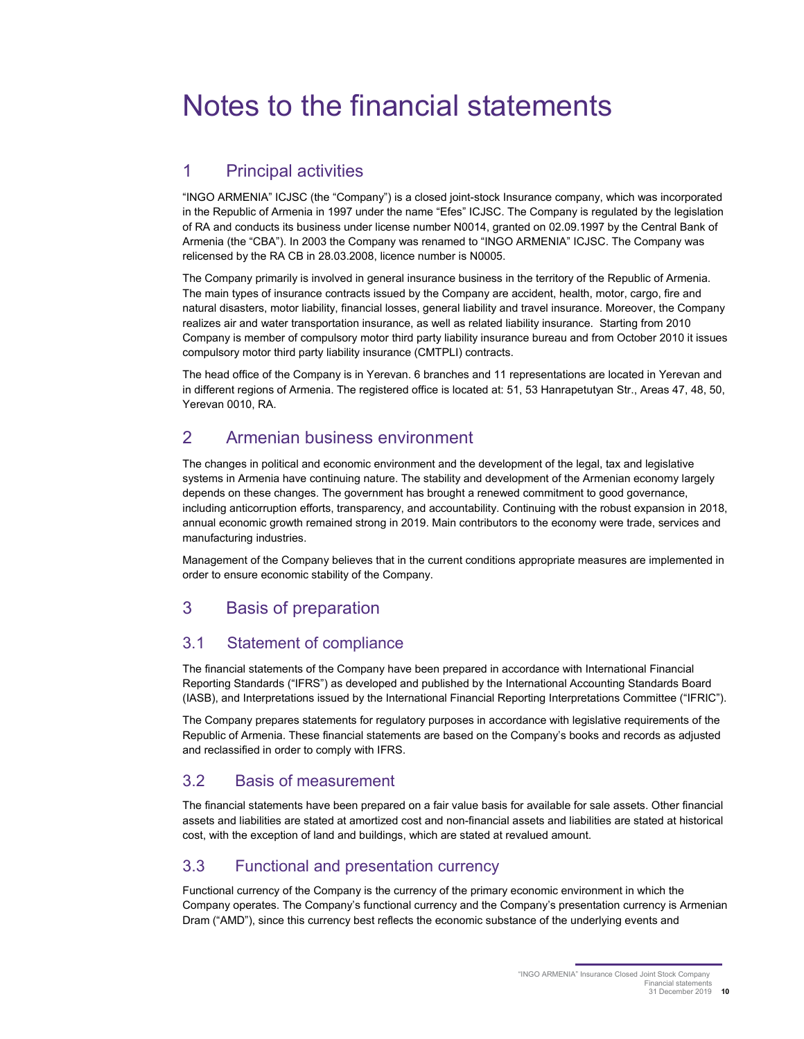# Notes to the financial statements

## 1 Principal activities

"INGO ARMENIA" ICJSC (the "Company") is a closed joint-stock Insurance company, which was incorporated in the Republic of Armenia in 1997 under the name "Efes" ICJSC. The Company is regulated by the legislation of RA and conducts its business under license number N0014, granted on 02.09.1997 by the Central Bank of Armenia (the "CBA"). In 2003 the Company was renamed to "INGO ARMENIA" ICJSC. The Company was relicensed by the RA CB in 28.03.2008, licence number is N0005.

The Company primarily is involved in general insurance business in the territory of the Republic of Armenia. The main types of insurance contracts issued by the Company are accident, health, motor, cargo, fire and natural disasters, motor liability, financial losses, general liability and travel insurance. Moreover, the Company realizes air and water transportation insurance, as well as related liability insurance. Starting from 2010 Company is member of compulsory motor third party liability insurance bureau and from October 2010 it issues compulsory motor third party liability insurance (CMTPLI) contracts.

The head office of the Company is in Yerevan. 6 branches and 11 representations are located in Yerevan and in different regions of Armenia. The registered office is located at: 51, 53 Hanrapetutyan Str., Areas 47, 48, 50, Yerevan 0010, RA.

## 2 Armenian business environment

The changes in political and economic environment and the development of the legal, tax and legislative systems in Armenia have continuing nature. The stability and development of the Armenian economy largely depends on these changes. The government has brought a renewed commitment to good governance, including anticorruption efforts, transparency, and accountability. Continuing with the robust expansion in 2018, annual economic growth remained strong in 2019. Main contributors to the economy were trade, services and manufacturing industries.

Management of the Company believes that in the current conditions appropriate measures are implemented in order to ensure economic stability of the Company.

## 3 Basis of preparation

### 3.1 Statement of compliance

The financial statements of the Company have been prepared in accordance with International Financial Reporting Standards ("IFRS") as developed and published by the International Accounting Standards Board (IASB), and Interpretations issued by the International Financial Reporting Interpretations Committee ("IFRIC").

The Company prepares statements for regulatory purposes in accordance with legislative requirements of the Republic of Armenia. These financial statements are based on the Company's books and records as adjusted and reclassified in order to comply with IFRS.

### 3.2 Basis of measurement

The financial statements have been prepared on a fair value basis for available for sale assets. Other financial assets and liabilities are stated at amortized cost and non-financial assets and liabilities are stated at historical cost, with the exception of land and buildings, which are stated at revalued amount.

### 3.3 Functional and presentation currency

Functional currency of the Company is the currency of the primary economic environment in which the Company operates. The Company's functional currency and the Company's presentation currency is Armenian Dram ("AMD"), since this currency best reflects the economic substance of the underlying events and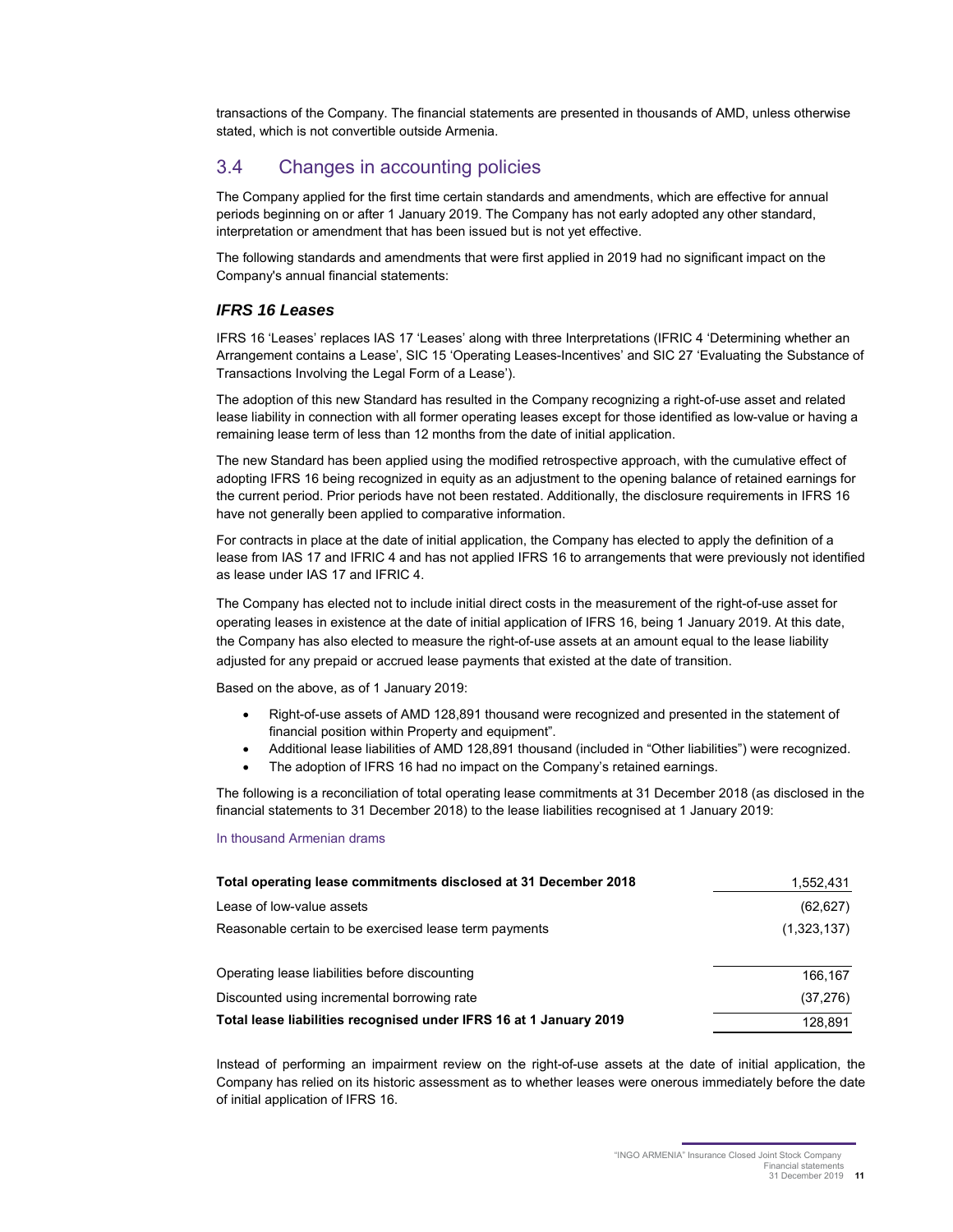transactions of the Company. The financial statements are presented in thousands of AMD, unless otherwise stated, which is not convertible outside Armenia.

## 3.4 Changes in accounting policies

The Company applied for the first time certain standards and amendments, which are effective for annual periods beginning on or after 1 January 2019. The Company has not early adopted any other standard, interpretation or amendment that has been issued but is not yet effective.

The following standards and amendments that were first applied in 2019 had no significant impact on the Company's annual financial statements:

### *IFRS 16 Leases*

IFRS 16 'Leases' replaces IAS 17 'Leases' along with three Interpretations (IFRIC 4 'Determining whether an Arrangement contains a Lease', SIC 15 'Operating Leases-Incentives' and SIC 27 'Evaluating the Substance of Transactions Involving the Legal Form of a Lease').

The adoption of this new Standard has resulted in the Company recognizing a right-of-use asset and related lease liability in connection with all former operating leases except for those identified as low-value or having a remaining lease term of less than 12 months from the date of initial application.

The new Standard has been applied using the modified retrospective approach, with the cumulative effect of adopting IFRS 16 being recognized in equity as an adjustment to the opening balance of retained earnings for the current period. Prior periods have not been restated. Additionally, the disclosure requirements in IFRS 16 have not generally been applied to comparative information.

For contracts in place at the date of initial application, the Company has elected to apply the definition of a lease from IAS 17 and IFRIC 4 and has not applied IFRS 16 to arrangements that were previously not identified as lease under IAS 17 and IFRIC 4.

The Company has elected not to include initial direct costs in the measurement of the right-of-use asset for operating leases in existence at the date of initial application of IFRS 16, being 1 January 2019. At this date, the Company has also elected to measure the right-of-use assets at an amount equal to the lease liability adjusted for any prepaid or accrued lease payments that existed at the date of transition.

Based on the above, as of 1 January 2019:

- Right-of-use assets of AMD 128,891 thousand were recognized and presented in the statement of financial position within Property and equipment".
- Additional lease liabilities of AMD 128,891 thousand (included in "Other liabilities") were recognized.
- The adoption of IFRS 16 had no impact on the Company's retained earnings.

The following is a reconciliation of total operating lease commitments at 31 December 2018 (as disclosed in the financial statements to 31 December 2018) to the lease liabilities recognised at 1 January 2019:

In thousand Armenian drams

| | |
|---|---|
| **Total operating lease commitments disclosed at 31 December 2018** | 1,552,431 |
| Lease of low-value assets | (62,627) |
| Reasonable certain to be exercised lease term payments | (1,323,137) |
| Operating lease liabilities before discounting | 166,167 |
| Discounted using incremental borrowing rate | (37,276) |
| **Total lease liabilities recognised under IFRS 16 at 1 January 2019** | 128,891 |

Instead of performing an impairment review on the right-of-use assets at the date of initial application, the Company has relied on its historic assessment as to whether leases were onerous immediately before the date of initial application of IFRS 16.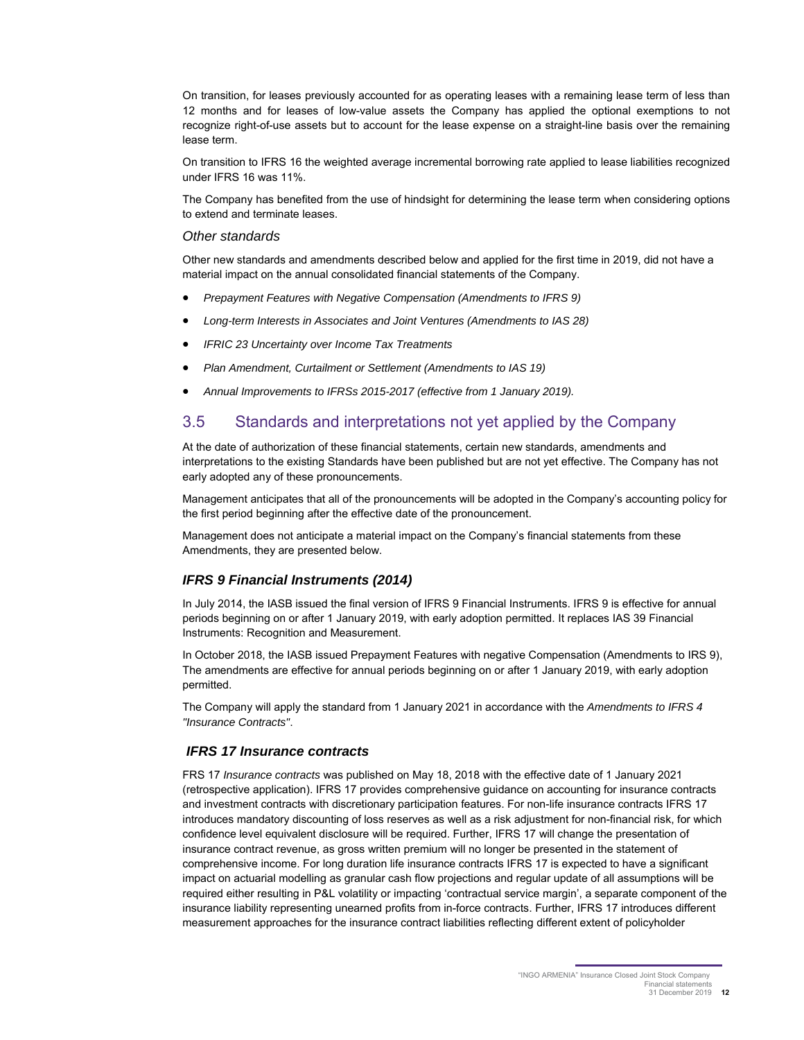On transition, for leases previously accounted for as operating leases with a remaining lease term of less than 12 months and for leases of low-value assets the Company has applied the optional exemptions to not recognize right-of-use assets but to account for the lease expense on a straight-line basis over the remaining lease term.

On transition to IFRS 16 the weighted average incremental borrowing rate applied to lease liabilities recognized under IFRS 16 was 11%.

The Company has benefited from the use of hindsight for determining the lease term when considering options to extend and terminate leases.

*Other standards*

Other new standards and amendments described below and applied for the first time in 2019, did not have a material impact on the annual consolidated financial statements of the Company.

- *Prepayment Features with Negative Compensation (Amendments to IFRS 9)*
- *Long-term Interests in Associates and Joint Ventures (Amendments to IAS 28)*
- *IFRIC 23 Uncertainty over Income Tax Treatments*
- *Plan Amendment, Curtailment or Settlement (Amendments to IAS 19)*
- *Annual Improvements to IFRSs 2015-2017 (effective from 1 January 2019).*

## 3.5 Standards and interpretations not yet applied by the Company

At the date of authorization of these financial statements, certain new standards, amendments and interpretations to the existing Standards have been published but are not yet effective. The Company has not early adopted any of these pronouncements.

Management anticipates that all of the pronouncements will be adopted in the Company's accounting policy for the first period beginning after the effective date of the pronouncement.

Management does not anticipate a material impact on the Company's financial statements from these Amendments, they are presented below.

### *IFRS 9 Financial Instruments (2014)*

In July 2014, the IASB issued the final version of IFRS 9 Financial Instruments. IFRS 9 is effective for annual periods beginning on or after 1 January 2019, with early adoption permitted. It replaces IAS 39 Financial Instruments: Recognition and Measurement.

In October 2018, the IASB issued Prepayment Features with negative Compensation (Amendments to IRS 9), The amendments are effective for annual periods beginning on or after 1 January 2019, with early adoption permitted.

The Company will apply the standard from 1 January 2021 in accordance with the *Amendments to IFRS 4 "Insurance Contracts"*.

### *IFRS 17 Insurance contracts*

FRS 17 *Insurance contracts* was published on May 18, 2018 with the effective date of 1 January 2021 (retrospective application). IFRS 17 provides comprehensive guidance on accounting for insurance contracts and investment contracts with discretionary participation features. For non-life insurance contracts IFRS 17 introduces mandatory discounting of loss reserves as well as a risk adjustment for non-financial risk, for which confidence level equivalent disclosure will be required. Further, IFRS 17 will change the presentation of insurance contract revenue, as gross written premium will no longer be presented in the statement of comprehensive income. For long duration life insurance contracts IFRS 17 is expected to have a significant impact on actuarial modelling as granular cash flow projections and regular update of all assumptions will be required either resulting in P&L volatility or impacting 'contractual service margin', a separate component of the insurance liability representing unearned profits from in-force contracts. Further, IFRS 17 introduces different measurement approaches for the insurance contract liabilities reflecting different extent of policyholder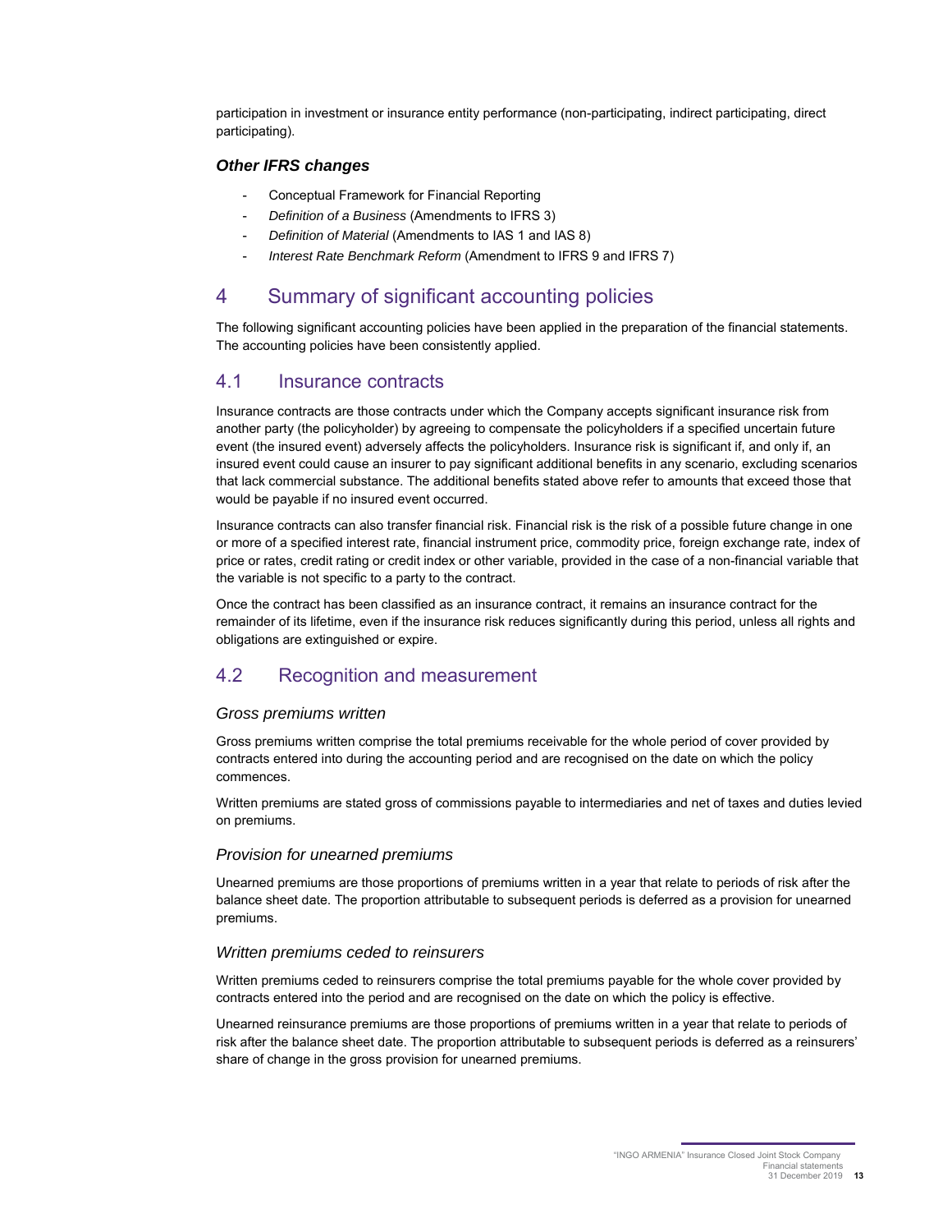participation in investment or insurance entity performance (non-participating, indirect participating, direct participating).

### *Other IFRS changes*

- Conceptual Framework for Financial Reporting
- *Definition of a Business* (Amendments to IFRS 3)
- *Definition of Material* (Amendments to IAS 1 and IAS 8)
- *Interest Rate Benchmark Reform* (Amendment to IFRS 9 and IFRS 7)

# 4 Summary of significant accounting policies

The following significant accounting policies have been applied in the preparation of the financial statements. The accounting policies have been consistently applied.

## 4.1 Insurance contracts

Insurance contracts are those contracts under which the Company accepts significant insurance risk from another party (the policyholder) by agreeing to compensate the policyholders if a specified uncertain future event (the insured event) adversely affects the policyholders. Insurance risk is significant if, and only if, an insured event could cause an insurer to pay significant additional benefits in any scenario, excluding scenarios that lack commercial substance. The additional benefits stated above refer to amounts that exceed those that would be payable if no insured event occurred.

Insurance contracts can also transfer financial risk. Financial risk is the risk of a possible future change in one or more of a specified interest rate, financial instrument price, commodity price, foreign exchange rate, index of price or rates, credit rating or credit index or other variable, provided in the case of a non-financial variable that the variable is not specific to a party to the contract.

Once the contract has been classified as an insurance contract, it remains an insurance contract for the remainder of its lifetime, even if the insurance risk reduces significantly during this period, unless all rights and obligations are extinguished or expire.

## 4.2 Recognition and measurement

### *Gross premiums written*

Gross premiums written comprise the total premiums receivable for the whole period of cover provided by contracts entered into during the accounting period and are recognised on the date on which the policy commences.

Written premiums are stated gross of commissions payable to intermediaries and net of taxes and duties levied on premiums.

### *Provision for unearned premiums*

Unearned premiums are those proportions of premiums written in a year that relate to periods of risk after the balance sheet date. The proportion attributable to subsequent periods is deferred as a provision for unearned premiums.

### *Written premiums ceded to reinsurers*

Written premiums ceded to reinsurers comprise the total premiums payable for the whole cover provided by contracts entered into the period and are recognised on the date on which the policy is effective.

Unearned reinsurance premiums are those proportions of premiums written in a year that relate to periods of risk after the balance sheet date. The proportion attributable to subsequent periods is deferred as a reinsurers' share of change in the gross provision for unearned premiums.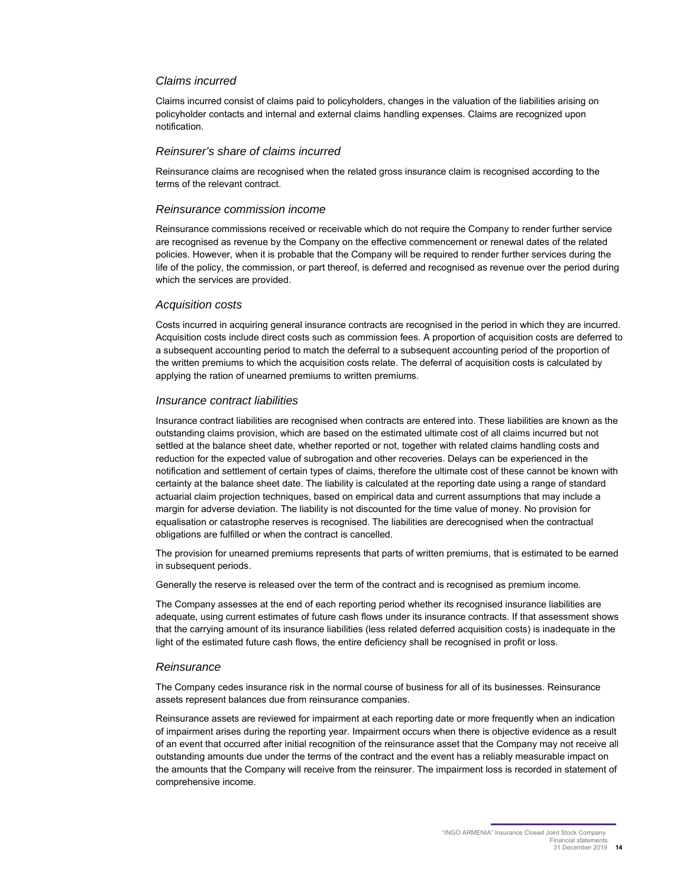### *Claims incurred*

Claims incurred consist of claims paid to policyholders, changes in the valuation of the liabilities arising on policyholder contacts and internal and external claims handling expenses. Claims are recognized upon notification.

### *Reinsurer's share of claims incurred*

Reinsurance claims are recognised when the related gross insurance claim is recognised according to the terms of the relevant contract.

### *Reinsurance commission income*

Reinsurance commissions received or receivable which do not require the Company to render further service are recognised as revenue by the Company on the effective commencement or renewal dates of the related policies. However, when it is probable that the Company will be required to render further services during the life of the policy, the commission, or part thereof, is deferred and recognised as revenue over the period during which the services are provided.

### *Acquisition costs*

Costs incurred in acquiring general insurance contracts are recognised in the period in which they are incurred. Acquisition costs include direct costs such as commission fees. A proportion of acquisition costs are deferred to a subsequent accounting period to match the deferral to a subsequent accounting period of the proportion of the written premiums to which the acquisition costs relate. The deferral of acquisition costs is calculated by applying the ration of unearned premiums to written premiums.

### *Insurance contract liabilities*

Insurance contract liabilities are recognised when contracts are entered into. These liabilities are known as the outstanding claims provision, which are based on the estimated ultimate cost of all claims incurred but not settled at the balance sheet date, whether reported or not, together with related claims handling costs and reduction for the expected value of subrogation and other recoveries. Delays can be experienced in the notification and settlement of certain types of claims, therefore the ultimate cost of these cannot be known with certainty at the balance sheet date. The liability is calculated at the reporting date using a range of standard actuarial claim projection techniques, based on empirical data and current assumptions that may include a margin for adverse deviation. The liability is not discounted for the time value of money. No provision for equalisation or catastrophe reserves is recognised. The liabilities are derecognised when the contractual obligations are fulfilled or when the contract is cancelled.

The provision for unearned premiums represents that parts of written premiums, that is estimated to be earned in subsequent periods.

Generally the reserve is released over the term of the contract and is recognised as premium income.

The Company assesses at the end of each reporting period whether its recognised insurance liabilities are adequate, using current estimates of future cash flows under its insurance contracts. If that assessment shows that the carrying amount of its insurance liabilities (less related deferred acquisition costs) is inadequate in the light of the estimated future cash flows, the entire deficiency shall be recognised in profit or loss.

### *Reinsurance*

The Company cedes insurance risk in the normal course of business for all of its businesses. Reinsurance assets represent balances due from reinsurance companies.

Reinsurance assets are reviewed for impairment at each reporting date or more frequently when an indication of impairment arises during the reporting year. Impairment occurs when there is objective evidence as a result of an event that occurred after initial recognition of the reinsurance asset that the Company may not receive all outstanding amounts due under the terms of the contract and the event has a reliably measurable impact on the amounts that the Company will receive from the reinsurer. The impairment loss is recorded in statement of comprehensive income.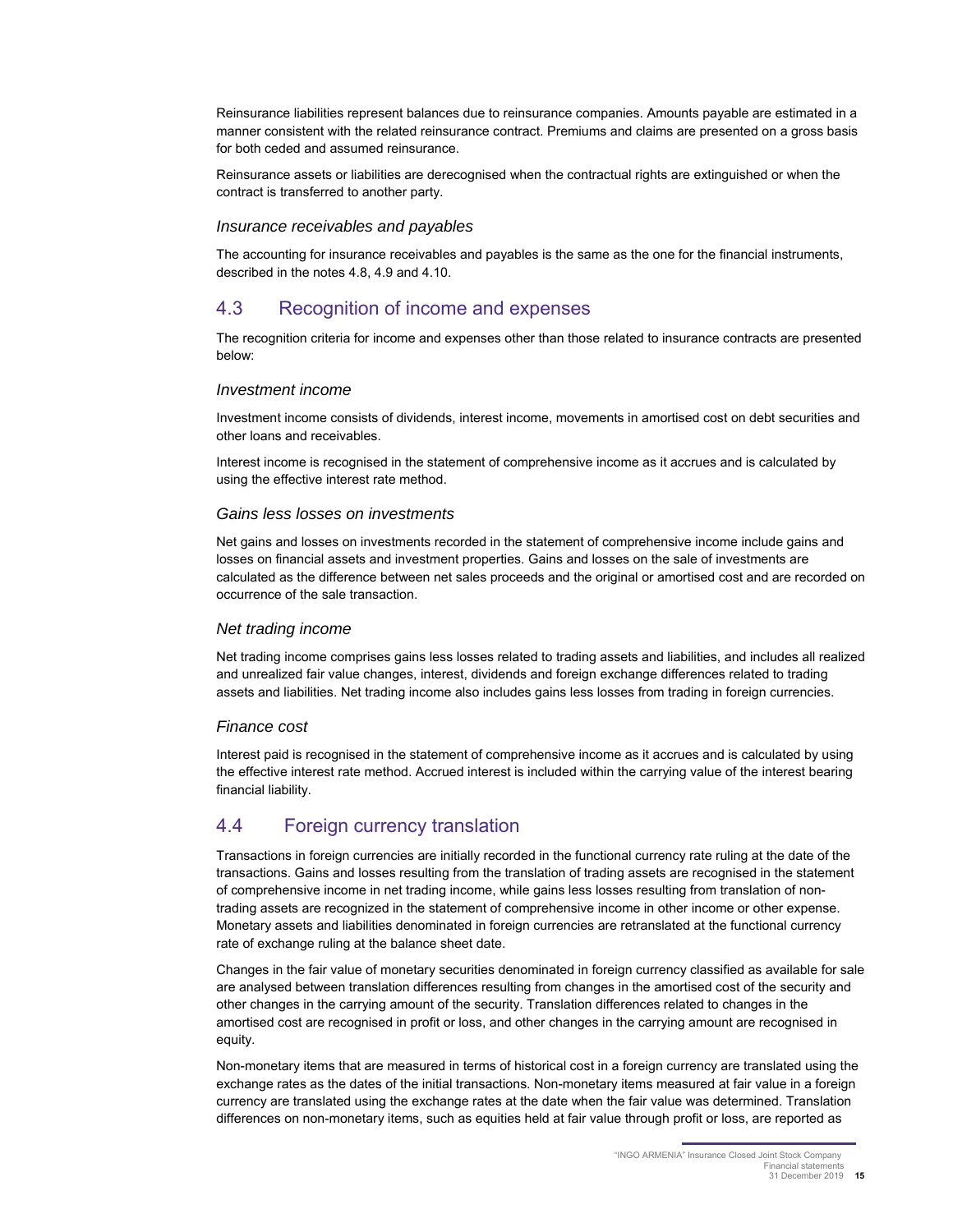Reinsurance liabilities represent balances due to reinsurance companies. Amounts payable are estimated in a manner consistent with the related reinsurance contract. Premiums and claims are presented on a gross basis for both ceded and assumed reinsurance.

Reinsurance assets or liabilities are derecognised when the contractual rights are extinguished or when the contract is transferred to another party.

### *Insurance receivables and payables*

The accounting for insurance receivables and payables is the same as the one for the financial instruments, described in the notes 4.8, 4.9 and 4.10.

## 4.3 Recognition of income and expenses

The recognition criteria for income and expenses other than those related to insurance contracts are presented below:

### *Investment income*

Investment income consists of dividends, interest income, movements in amortised cost on debt securities and other loans and receivables.

Interest income is recognised in the statement of comprehensive income as it accrues and is calculated by using the effective interest rate method.

### *Gains less losses on investments*

Net gains and losses on investments recorded in the statement of comprehensive income include gains and losses on financial assets and investment properties. Gains and losses on the sale of investments are calculated as the difference between net sales proceeds and the original or amortised cost and are recorded on occurrence of the sale transaction.

### *Net trading income*

Net trading income comprises gains less losses related to trading assets and liabilities, and includes all realized and unrealized fair value changes, interest, dividends and foreign exchange differences related to trading assets and liabilities. Net trading income also includes gains less losses from trading in foreign currencies.

### *Finance cost*

Interest paid is recognised in the statement of comprehensive income as it accrues and is calculated by using the effective interest rate method. Accrued interest is included within the carrying value of the interest bearing financial liability.

## 4.4 Foreign currency translation

Transactions in foreign currencies are initially recorded in the functional currency rate ruling at the date of the transactions. Gains and losses resulting from the translation of trading assets are recognised in the statement of comprehensive income in net trading income, while gains less losses resulting from translation of non-trading assets are recognized in the statement of comprehensive income in other income or other expense. Monetary assets and liabilities denominated in foreign currencies are retranslated at the functional currency rate of exchange ruling at the balance sheet date.

Changes in the fair value of monetary securities denominated in foreign currency classified as available for sale are analysed between translation differences resulting from changes in the amortised cost of the security and other changes in the carrying amount of the security. Translation differences related to changes in the amortised cost are recognised in profit or loss, and other changes in the carrying amount are recognised in equity.

Non-monetary items that are measured in terms of historical cost in a foreign currency are translated using the exchange rates as the dates of the initial transactions. Non-monetary items measured at fair value in a foreign currency are translated using the exchange rates at the date when the fair value was determined. Translation differences on non-monetary items, such as equities held at fair value through profit or loss, are reported as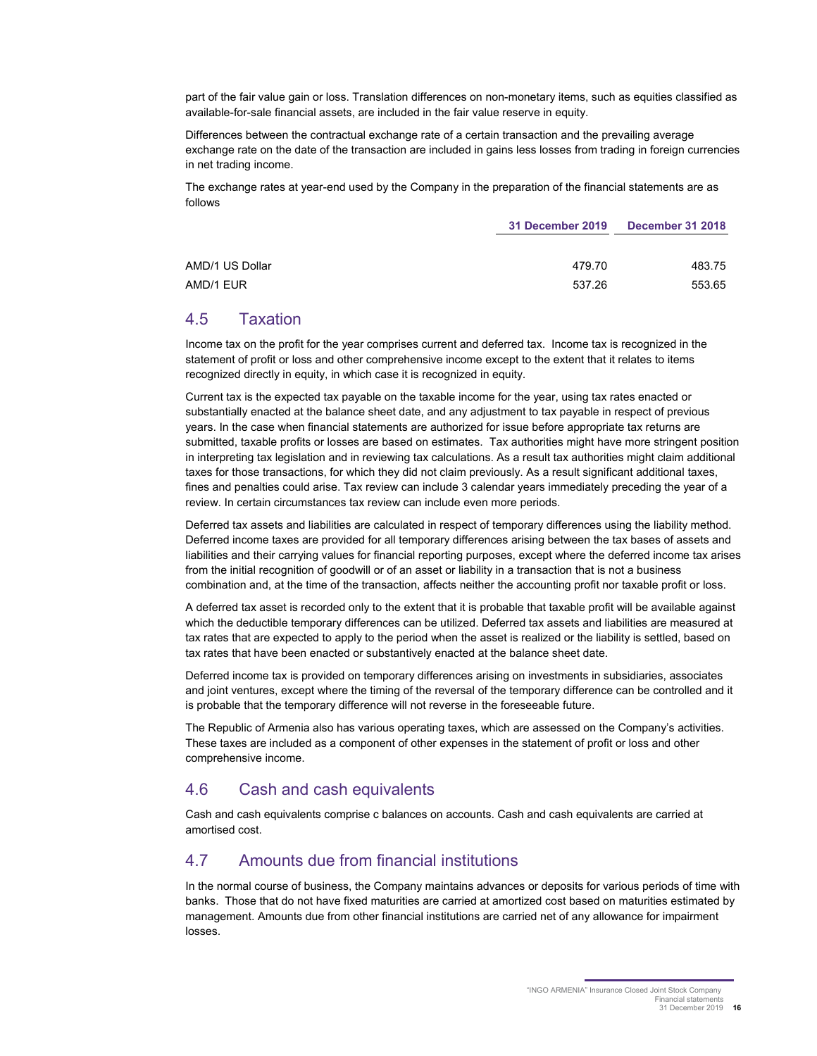part of the fair value gain or loss. Translation differences on non-monetary items, such as equities classified as available-for-sale financial assets, are included in the fair value reserve in equity.

Differences between the contractual exchange rate of a certain transaction and the prevailing average exchange rate on the date of the transaction are included in gains less losses from trading in foreign currencies in net trading income.

The exchange rates at year-end used by the Company in the preparation of the financial statements are as follows

| | 31 December 2019 | December 31 2018 |
|---|---|---|
| AMD/1 US Dollar | 479.70 | 483.75 |
| AMD/1 EUR | 537.26 | 553.65 |

## 4.5 Taxation

Income tax on the profit for the year comprises current and deferred tax. Income tax is recognized in the statement of profit or loss and other comprehensive income except to the extent that it relates to items recognized directly in equity, in which case it is recognized in equity.

Current tax is the expected tax payable on the taxable income for the year, using tax rates enacted or substantially enacted at the balance sheet date, and any adjustment to tax payable in respect of previous years. In the case when financial statements are authorized for issue before appropriate tax returns are submitted, taxable profits or losses are based on estimates. Tax authorities might have more stringent position in interpreting tax legislation and in reviewing tax calculations. As a result tax authorities might claim additional taxes for those transactions, for which they did not claim previously. As a result significant additional taxes, fines and penalties could arise. Tax review can include 3 calendar years immediately preceding the year of a review. In certain circumstances tax review can include even more periods.

Deferred tax assets and liabilities are calculated in respect of temporary differences using the liability method. Deferred income taxes are provided for all temporary differences arising between the tax bases of assets and liabilities and their carrying values for financial reporting purposes, except where the deferred income tax arises from the initial recognition of goodwill or of an asset or liability in a transaction that is not a business combination and, at the time of the transaction, affects neither the accounting profit nor taxable profit or loss.

A deferred tax asset is recorded only to the extent that it is probable that taxable profit will be available against which the deductible temporary differences can be utilized. Deferred tax assets and liabilities are measured at tax rates that are expected to apply to the period when the asset is realized or the liability is settled, based on tax rates that have been enacted or substantively enacted at the balance sheet date.

Deferred income tax is provided on temporary differences arising on investments in subsidiaries, associates and joint ventures, except where the timing of the reversal of the temporary difference can be controlled and it is probable that the temporary difference will not reverse in the foreseeable future.

The Republic of Armenia also has various operating taxes, which are assessed on the Company's activities. These taxes are included as a component of other expenses in the statement of profit or loss and other comprehensive income.

## 4.6 Cash and cash equivalents

Cash and cash equivalents comprise c balances on accounts. Cash and cash equivalents are carried at amortised cost.

## 4.7 Amounts due from financial institutions

In the normal course of business, the Company maintains advances or deposits for various periods of time with banks. Those that do not have fixed maturities are carried at amortized cost based on maturities estimated by management. Amounts due from other financial institutions are carried net of any allowance for impairment losses.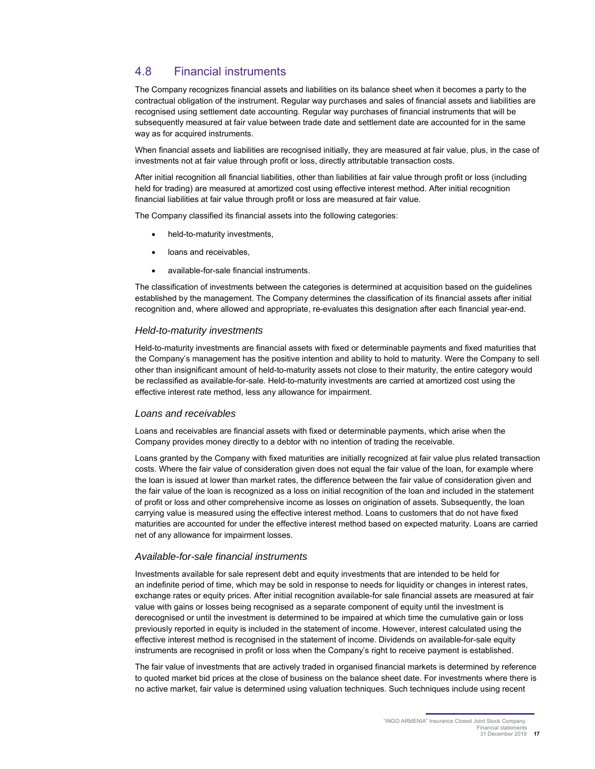## 4.8 Financial instruments

The Company recognizes financial assets and liabilities on its balance sheet when it becomes a party to the contractual obligation of the instrument. Regular way purchases and sales of financial assets and liabilities are recognised using settlement date accounting. Regular way purchases of financial instruments that will be subsequently measured at fair value between trade date and settlement date are accounted for in the same way as for acquired instruments.

When financial assets and liabilities are recognised initially, they are measured at fair value, plus, in the case of investments not at fair value through profit or loss, directly attributable transaction costs.

After initial recognition all financial liabilities, other than liabilities at fair value through profit or loss (including held for trading) are measured at amortized cost using effective interest method. After initial recognition financial liabilities at fair value through profit or loss are measured at fair value.

The Company classified its financial assets into the following categories:

- held-to-maturity investments,
- loans and receivables,
- available-for-sale financial instruments.

The classification of investments between the categories is determined at acquisition based on the guidelines established by the management. The Company determines the classification of its financial assets after initial recognition and, where allowed and appropriate, re-evaluates this designation after each financial year-end.

### *Held-to-maturity investments*

Held-to-maturity investments are financial assets with fixed or determinable payments and fixed maturities that the Company's management has the positive intention and ability to hold to maturity. Were the Company to sell other than insignificant amount of held-to-maturity assets not close to their maturity, the entire category would be reclassified as available-for-sale. Held-to-maturity investments are carried at amortized cost using the effective interest rate method, less any allowance for impairment.

### *Loans and receivables*

Loans and receivables are financial assets with fixed or determinable payments, which arise when the Company provides money directly to a debtor with no intention of trading the receivable.

Loans granted by the Company with fixed maturities are initially recognized at fair value plus related transaction costs. Where the fair value of consideration given does not equal the fair value of the loan, for example where the loan is issued at lower than market rates, the difference between the fair value of consideration given and the fair value of the loan is recognized as a loss on initial recognition of the loan and included in the statement of profit or loss and other comprehensive income as losses on origination of assets. Subsequently, the loan carrying value is measured using the effective interest method. Loans to customers that do not have fixed maturities are accounted for under the effective interest method based on expected maturity. Loans are carried net of any allowance for impairment losses.

### *Available-for-sale financial instruments*

Investments available for sale represent debt and equity investments that are intended to be held for an indefinite period of time, which may be sold in response to needs for liquidity or changes in interest rates, exchange rates or equity prices. After initial recognition available-for sale financial assets are measured at fair value with gains or losses being recognised as a separate component of equity until the investment is derecognised or until the investment is determined to be impaired at which time the cumulative gain or loss previously reported in equity is included in the statement of income. However, interest calculated using the effective interest method is recognised in the statement of income. Dividends on available-for-sale equity instruments are recognised in profit or loss when the Company's right to receive payment is established.

The fair value of investments that are actively traded in organised financial markets is determined by reference to quoted market bid prices at the close of business on the balance sheet date. For investments where there is no active market, fair value is determined using valuation techniques. Such techniques include using recent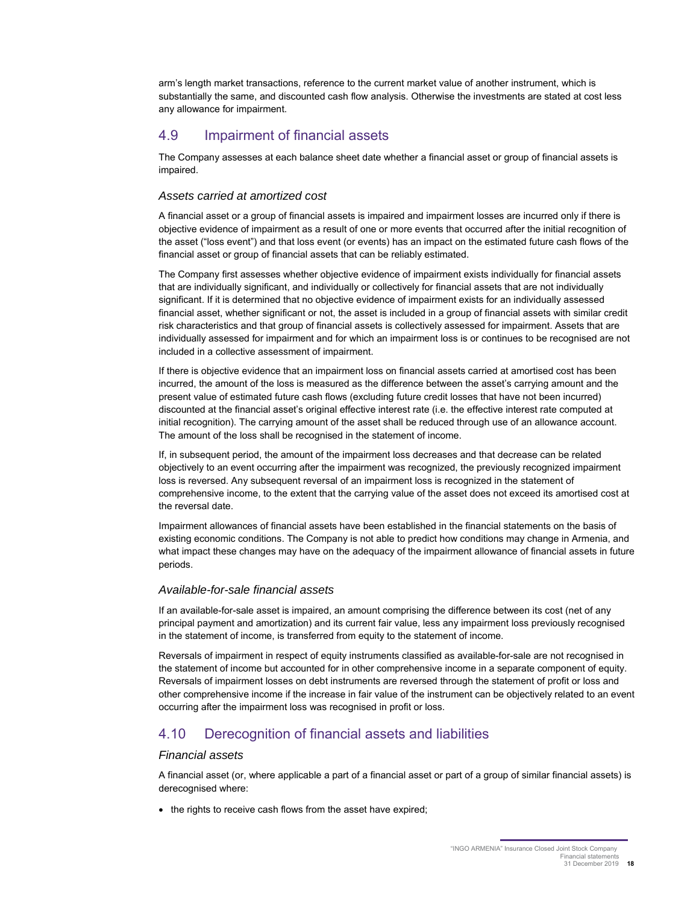arm's length market transactions, reference to the current market value of another instrument, which is substantially the same, and discounted cash flow analysis. Otherwise the investments are stated at cost less any allowance for impairment.

## 4.9 Impairment of financial assets

The Company assesses at each balance sheet date whether a financial asset or group of financial assets is impaired.

### *Assets carried at amortized cost*

A financial asset or a group of financial assets is impaired and impairment losses are incurred only if there is objective evidence of impairment as a result of one or more events that occurred after the initial recognition of the asset ("loss event") and that loss event (or events) has an impact on the estimated future cash flows of the financial asset or group of financial assets that can be reliably estimated.

The Company first assesses whether objective evidence of impairment exists individually for financial assets that are individually significant, and individually or collectively for financial assets that are not individually significant. If it is determined that no objective evidence of impairment exists for an individually assessed financial asset, whether significant or not, the asset is included in a group of financial assets with similar credit risk characteristics and that group of financial assets is collectively assessed for impairment. Assets that are individually assessed for impairment and for which an impairment loss is or continues to be recognised are not included in a collective assessment of impairment.

If there is objective evidence that an impairment loss on financial assets carried at amortised cost has been incurred, the amount of the loss is measured as the difference between the asset's carrying amount and the present value of estimated future cash flows (excluding future credit losses that have not been incurred) discounted at the financial asset's original effective interest rate (i.e. the effective interest rate computed at initial recognition). The carrying amount of the asset shall be reduced through use of an allowance account. The amount of the loss shall be recognised in the statement of income.

If, in subsequent period, the amount of the impairment loss decreases and that decrease can be related objectively to an event occurring after the impairment was recognized, the previously recognized impairment loss is reversed. Any subsequent reversal of an impairment loss is recognized in the statement of comprehensive income, to the extent that the carrying value of the asset does not exceed its amortised cost at the reversal date.

Impairment allowances of financial assets have been established in the financial statements on the basis of existing economic conditions. The Company is not able to predict how conditions may change in Armenia, and what impact these changes may have on the adequacy of the impairment allowance of financial assets in future periods.

### *Available-for-sale financial assets*

If an available-for-sale asset is impaired, an amount comprising the difference between its cost (net of any principal payment and amortization) and its current fair value, less any impairment loss previously recognised in the statement of income, is transferred from equity to the statement of income.

Reversals of impairment in respect of equity instruments classified as available-for-sale are not recognised in the statement of income but accounted for in other comprehensive income in a separate component of equity. Reversals of impairment losses on debt instruments are reversed through the statement of profit or loss and other comprehensive income if the increase in fair value of the instrument can be objectively related to an event occurring after the impairment loss was recognised in profit or loss.

## 4.10 Derecognition of financial assets and liabilities

### *Financial assets*

A financial asset (or, where applicable a part of a financial asset or part of a group of similar financial assets) is derecognised where:

- the rights to receive cash flows from the asset have expired;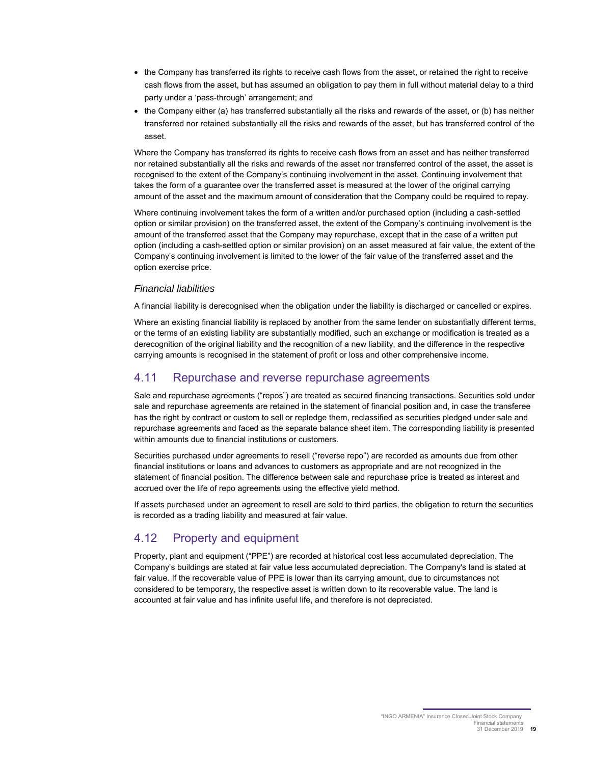- the Company has transferred its rights to receive cash flows from the asset, or retained the right to receive cash flows from the asset, but has assumed an obligation to pay them in full without material delay to a third party under a 'pass-through' arrangement; and
- the Company either (a) has transferred substantially all the risks and rewards of the asset, or (b) has neither transferred nor retained substantially all the risks and rewards of the asset, but has transferred control of the asset.

Where the Company has transferred its rights to receive cash flows from an asset and has neither transferred nor retained substantially all the risks and rewards of the asset nor transferred control of the asset, the asset is recognised to the extent of the Company's continuing involvement in the asset. Continuing involvement that takes the form of a guarantee over the transferred asset is measured at the lower of the original carrying amount of the asset and the maximum amount of consideration that the Company could be required to repay.

Where continuing involvement takes the form of a written and/or purchased option (including a cash-settled option or similar provision) on the transferred asset, the extent of the Company's continuing involvement is the amount of the transferred asset that the Company may repurchase, except that in the case of a written put option (including a cash-settled option or similar provision) on an asset measured at fair value, the extent of the Company's continuing involvement is limited to the lower of the fair value of the transferred asset and the option exercise price.

### *Financial liabilities*

A financial liability is derecognised when the obligation under the liability is discharged or cancelled or expires.

Where an existing financial liability is replaced by another from the same lender on substantially different terms, or the terms of an existing liability are substantially modified, such an exchange or modification is treated as a derecognition of the original liability and the recognition of a new liability, and the difference in the respective carrying amounts is recognised in the statement of profit or loss and other comprehensive income.

## 4.11 Repurchase and reverse repurchase agreements

Sale and repurchase agreements ("repos") are treated as secured financing transactions. Securities sold under sale and repurchase agreements are retained in the statement of financial position and, in case the transferee has the right by contract or custom to sell or repledge them, reclassified as securities pledged under sale and repurchase agreements and faced as the separate balance sheet item. The corresponding liability is presented within amounts due to financial institutions or customers.

Securities purchased under agreements to resell ("reverse repo") are recorded as amounts due from other financial institutions or loans and advances to customers as appropriate and are not recognized in the statement of financial position. The difference between sale and repurchase price is treated as interest and accrued over the life of repo agreements using the effective yield method.

If assets purchased under an agreement to resell are sold to third parties, the obligation to return the securities is recorded as a trading liability and measured at fair value.

## 4.12 Property and equipment

Property, plant and equipment ("PPE") are recorded at historical cost less accumulated depreciation. The Company's buildings are stated at fair value less accumulated depreciation. The Company's land is stated at fair value. If the recoverable value of PPE is lower than its carrying amount, due to circumstances not considered to be temporary, the respective asset is written down to its recoverable value. The land is accounted at fair value and has infinite useful life, and therefore is not depreciated.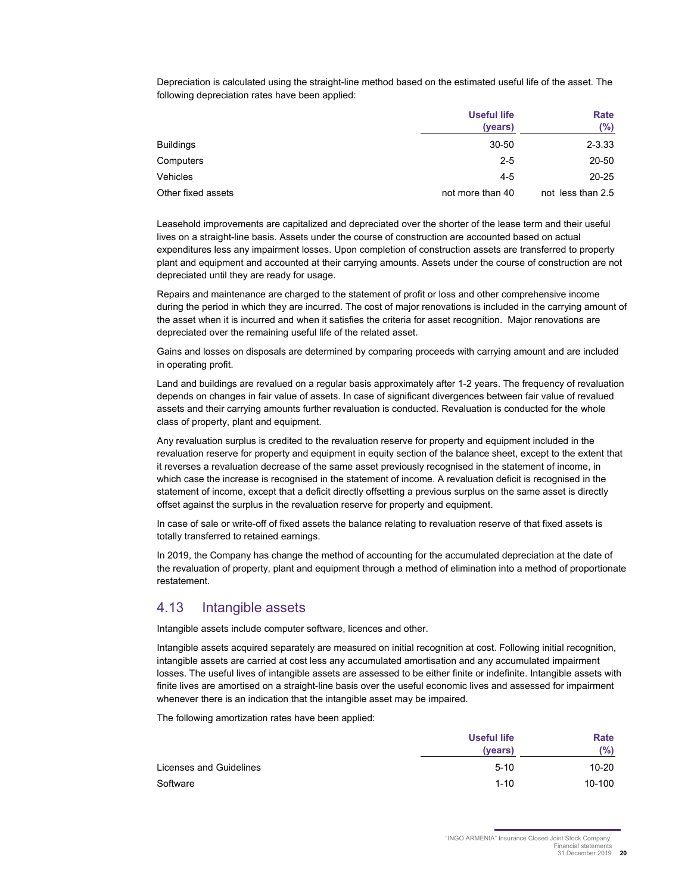Depreciation is calculated using the straight-line method based on the estimated useful life of the asset. The following depreciation rates have been applied:

| | Useful life (years) | Rate (%) |
|---|---|---|
| Buildings | 30-50 | 2-3.33 |
| Computers | 2-5 | 20-50 |
| Vehicles | 4-5 | 20-25 |
| Other fixed assets | not more than 40 | not less than 2.5 |

Leasehold improvements are capitalized and depreciated over the shorter of the lease term and their useful lives on a straight-line basis. Assets under the course of construction are accounted based on actual expenditures less any impairment losses. Upon completion of construction assets are transferred to property plant and equipment and accounted at their carrying amounts. Assets under the course of construction are not depreciated until they are ready for usage.

Repairs and maintenance are charged to the statement of profit or loss and other comprehensive income during the period in which they are incurred. The cost of major renovations is included in the carrying amount of the asset when it is incurred and when it satisfies the criteria for asset recognition. Major renovations are depreciated over the remaining useful life of the related asset.

Gains and losses on disposals are determined by comparing proceeds with carrying amount and are included in operating profit.

Land and buildings are revalued on a regular basis approximately after 1-2 years. The frequency of revaluation depends on changes in fair value of assets. In case of significant divergences between fair value of revalued assets and their carrying amounts further revaluation is conducted. Revaluation is conducted for the whole class of property, plant and equipment.

Any revaluation surplus is credited to the revaluation reserve for property and equipment included in the revaluation reserve for property and equipment in equity section of the balance sheet, except to the extent that it reverses a revaluation decrease of the same asset previously recognised in the statement of income, in which case the increase is recognised in the statement of income. A revaluation deficit is recognised in the statement of income, except that a deficit directly offsetting a previous surplus on the same asset is directly offset against the surplus in the revaluation reserve for property and equipment.

In case of sale or write-off of fixed assets the balance relating to revaluation reserve of that fixed assets is totally transferred to retained earnings.

In 2019, the Company has change the method of accounting for the accumulated depreciation at the date of the revaluation of property, plant and equipment through a method of elimination into a method of proportionate restatement.

## 4.13 Intangible assets

Intangible assets include computer software, licences and other.

Intangible assets acquired separately are measured on initial recognition at cost. Following initial recognition, intangible assets are carried at cost less any accumulated amortisation and any accumulated impairment losses. The useful lives of intangible assets are assessed to be either finite or indefinite. Intangible assets with finite lives are amortised on a straight-line basis over the useful economic lives and assessed for impairment whenever there is an indication that the intangible asset may be impaired.

The following amortization rates have been applied:

| | Useful life (years) | Rate (%) |
|---|---|---|
| Licenses and Guidelines | 5-10 | 10-20 |
| Software | 1-10 | 10-100 |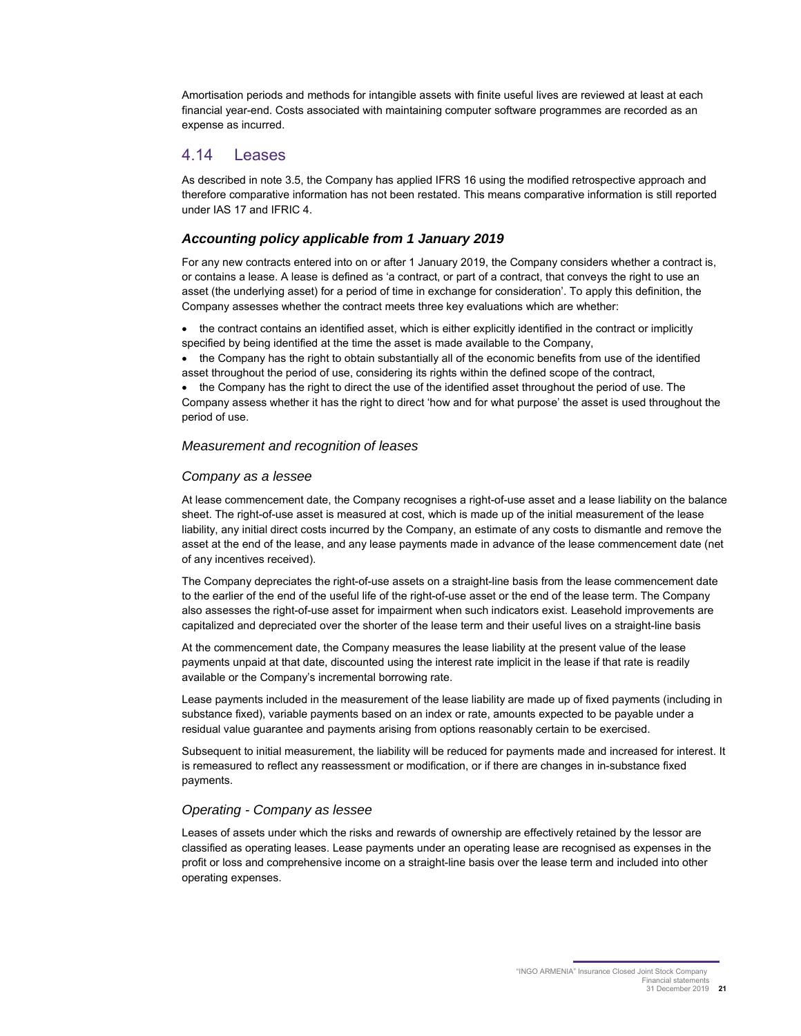Amortisation periods and methods for intangible assets with finite useful lives are reviewed at least at each financial year-end. Costs associated with maintaining computer software programmes are recorded as an expense as incurred.

## 4.14 Leases

As described in note 3.5, the Company has applied IFRS 16 using the modified retrospective approach and therefore comparative information has not been restated. This means comparative information is still reported under IAS 17 and IFRIC 4.

### *Accounting policy applicable from 1 January 2019*

For any new contracts entered into on or after 1 January 2019, the Company considers whether a contract is, or contains a lease. A lease is defined as 'a contract, or part of a contract, that conveys the right to use an asset (the underlying asset) for a period of time in exchange for consideration'. To apply this definition, the Company assesses whether the contract meets three key evaluations which are whether:

- the contract contains an identified asset, which is either explicitly identified in the contract or implicitly specified by being identified at the time the asset is made available to the Company,
- the Company has the right to obtain substantially all of the economic benefits from use of the identified asset throughout the period of use, considering its rights within the defined scope of the contract,
- the Company has the right to direct the use of the identified asset throughout the period of use. The Company assess whether it has the right to direct 'how and for what purpose' the asset is used throughout the period of use.

*Measurement and recognition of leases*

*Company as a lessee*

At lease commencement date, the Company recognises a right-of-use asset and a lease liability on the balance sheet. The right-of-use asset is measured at cost, which is made up of the initial measurement of the lease liability, any initial direct costs incurred by the Company, an estimate of any costs to dismantle and remove the asset at the end of the lease, and any lease payments made in advance of the lease commencement date (net of any incentives received).

The Company depreciates the right-of-use assets on a straight-line basis from the lease commencement date to the earlier of the end of the useful life of the right-of-use asset or the end of the lease term. The Company also assesses the right-of-use asset for impairment when such indicators exist. Leasehold improvements are capitalized and depreciated over the shorter of the lease term and their useful lives on a straight-line basis

At the commencement date, the Company measures the lease liability at the present value of the lease payments unpaid at that date, discounted using the interest rate implicit in the lease if that rate is readily available or the Company's incremental borrowing rate.

Lease payments included in the measurement of the lease liability are made up of fixed payments (including in substance fixed), variable payments based on an index or rate, amounts expected to be payable under a residual value guarantee and payments arising from options reasonably certain to be exercised.

Subsequent to initial measurement, the liability will be reduced for payments made and increased for interest. It is remeasured to reflect any reassessment or modification, or if there are changes in in-substance fixed payments.

*Operating - Company as lessee*

Leases of assets under which the risks and rewards of ownership are effectively retained by the lessor are classified as operating leases. Lease payments under an operating lease are recognised as expenses in the profit or loss and comprehensive income on a straight-line basis over the lease term and included into other operating expenses.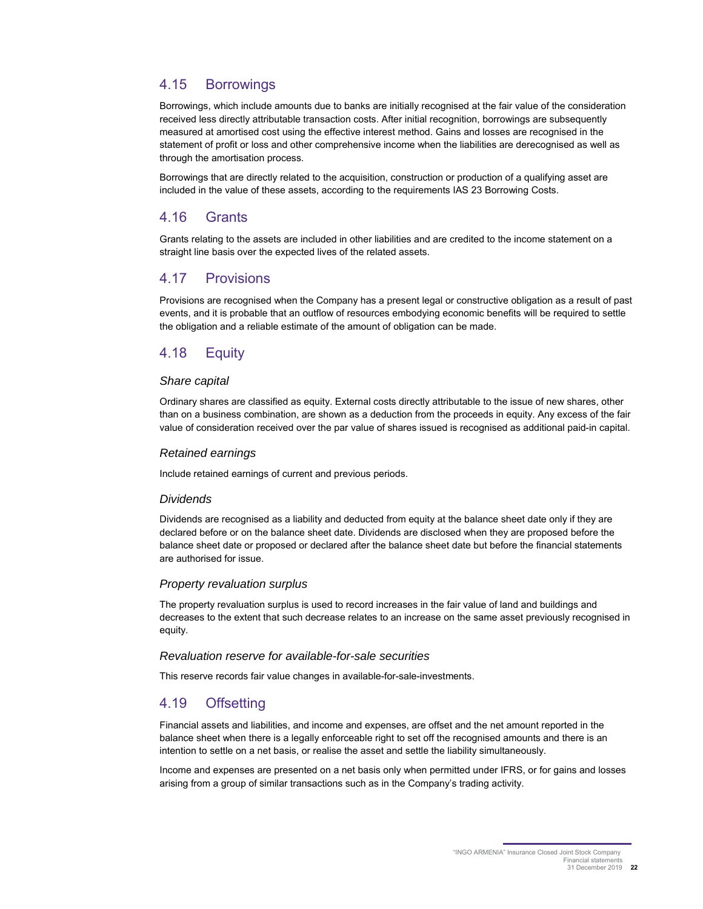## 4.15 Borrowings

Borrowings, which include amounts due to banks are initially recognised at the fair value of the consideration received less directly attributable transaction costs. After initial recognition, borrowings are subsequently measured at amortised cost using the effective interest method. Gains and losses are recognised in the statement of profit or loss and other comprehensive income when the liabilities are derecognised as well as through the amortisation process.

Borrowings that are directly related to the acquisition, construction or production of a qualifying asset are included in the value of these assets, according to the requirements IAS 23 Borrowing Costs.

## 4.16 Grants

Grants relating to the assets are included in other liabilities and are credited to the income statement on a straight line basis over the expected lives of the related assets.

## 4.17 Provisions

Provisions are recognised when the Company has a present legal or constructive obligation as a result of past events, and it is probable that an outflow of resources embodying economic benefits will be required to settle the obligation and a reliable estimate of the amount of obligation can be made.

## 4.18 Equity

### *Share capital*

Ordinary shares are classified as equity. External costs directly attributable to the issue of new shares, other than on a business combination, are shown as a deduction from the proceeds in equity. Any excess of the fair value of consideration received over the par value of shares issued is recognised as additional paid-in capital.

### *Retained earnings*

Include retained earnings of current and previous periods.

### *Dividends*

Dividends are recognised as a liability and deducted from equity at the balance sheet date only if they are declared before or on the balance sheet date. Dividends are disclosed when they are proposed before the balance sheet date or proposed or declared after the balance sheet date but before the financial statements are authorised for issue.

### *Property revaluation surplus*

The property revaluation surplus is used to record increases in the fair value of land and buildings and decreases to the extent that such decrease relates to an increase on the same asset previously recognised in equity.

### *Revaluation reserve for available-for-sale securities*

This reserve records fair value changes in available-for-sale-investments.

## 4.19 Offsetting

Financial assets and liabilities, and income and expenses, are offset and the net amount reported in the balance sheet when there is a legally enforceable right to set off the recognised amounts and there is an intention to settle on a net basis, or realise the asset and settle the liability simultaneously.

Income and expenses are presented on a net basis only when permitted under IFRS, or for gains and losses arising from a group of similar transactions such as in the Company's trading activity.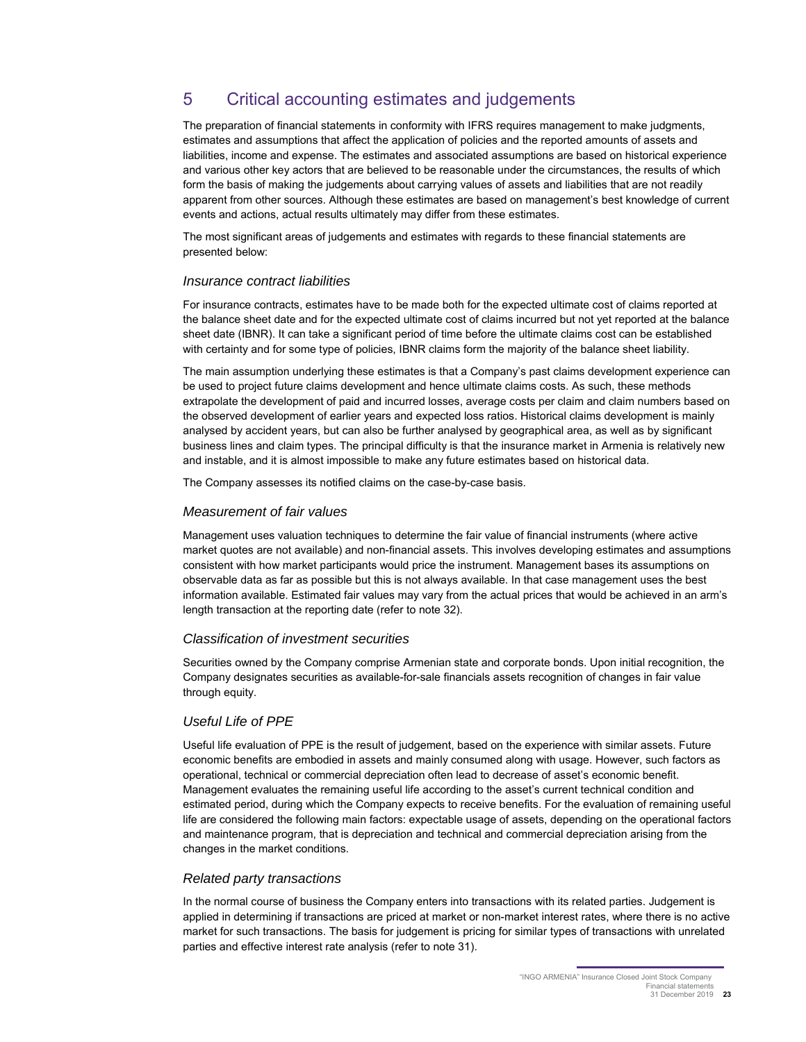# 5 Critical accounting estimates and judgements

The preparation of financial statements in conformity with IFRS requires management to make judgments, estimates and assumptions that affect the application of policies and the reported amounts of assets and liabilities, income and expense. The estimates and associated assumptions are based on historical experience and various other key actors that are believed to be reasonable under the circumstances, the results of which form the basis of making the judgements about carrying values of assets and liabilities that are not readily apparent from other sources. Although these estimates are based on management's best knowledge of current events and actions, actual results ultimately may differ from these estimates.

The most significant areas of judgements and estimates with regards to these financial statements are presented below:

### *Insurance contract liabilities*

For insurance contracts, estimates have to be made both for the expected ultimate cost of claims reported at the balance sheet date and for the expected ultimate cost of claims incurred but not yet reported at the balance sheet date (IBNR). It can take a significant period of time before the ultimate claims cost can be established with certainty and for some type of policies, IBNR claims form the majority of the balance sheet liability.

The main assumption underlying these estimates is that a Company's past claims development experience can be used to project future claims development and hence ultimate claims costs. As such, these methods extrapolate the development of paid and incurred losses, average costs per claim and claim numbers based on the observed development of earlier years and expected loss ratios. Historical claims development is mainly analysed by accident years, but can also be further analysed by geographical area, as well as by significant business lines and claim types. The principal difficulty is that the insurance market in Armenia is relatively new and instable, and it is almost impossible to make any future estimates based on historical data.

The Company assesses its notified claims on the case-by-case basis.

### *Measurement of fair values*

Management uses valuation techniques to determine the fair value of financial instruments (where active market quotes are not available) and non-financial assets. This involves developing estimates and assumptions consistent with how market participants would price the instrument. Management bases its assumptions on observable data as far as possible but this is not always available. In that case management uses the best information available. Estimated fair values may vary from the actual prices that would be achieved in an arm's length transaction at the reporting date (refer to note 32).

### *Classification of investment securities*

Securities owned by the Company comprise Armenian state and corporate bonds. Upon initial recognition, the Company designates securities as available-for-sale financials assets recognition of changes in fair value through equity.

### *Useful Life of PPE*

Useful life evaluation of PPE is the result of judgement, based on the experience with similar assets. Future economic benefits are embodied in assets and mainly consumed along with usage. However, such factors as operational, technical or commercial depreciation often lead to decrease of asset's economic benefit. Management evaluates the remaining useful life according to the asset's current technical condition and estimated period, during which the Company expects to receive benefits. For the evaluation of remaining useful life are considered the following main factors: expectable usage of assets, depending on the operational factors and maintenance program, that is depreciation and technical and commercial depreciation arising from the changes in the market conditions.

### *Related party transactions*

In the normal course of business the Company enters into transactions with its related parties. Judgement is applied in determining if transactions are priced at market or non-market interest rates, where there is no active market for such transactions. The basis for judgement is pricing for similar types of transactions with unrelated parties and effective interest rate analysis (refer to note 31).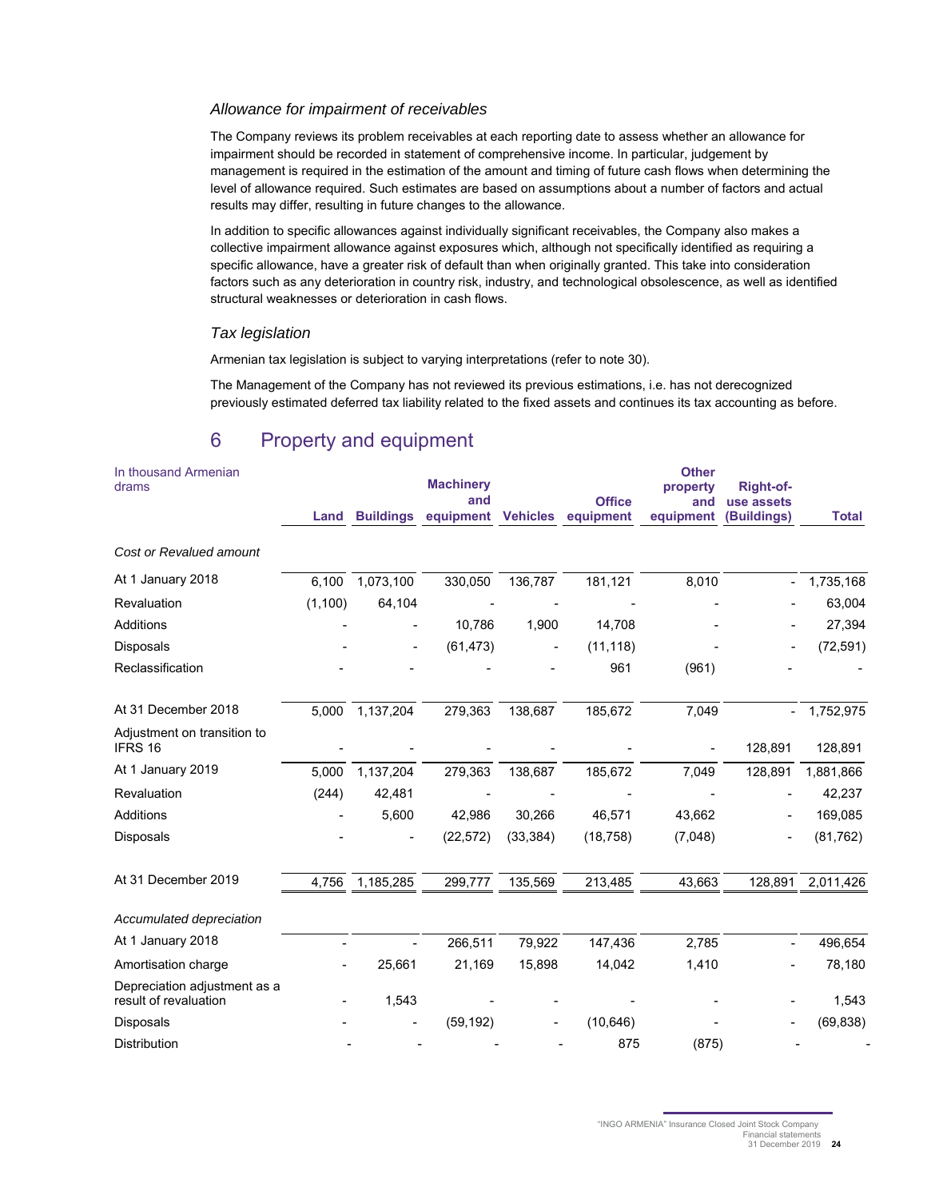### *Allowance for impairment of receivables*

The Company reviews its problem receivables at each reporting date to assess whether an allowance for impairment should be recorded in statement of comprehensive income. In particular, judgement by management is required in the estimation of the amount and timing of future cash flows when determining the level of allowance required. Such estimates are based on assumptions about a number of factors and actual results may differ, resulting in future changes to the allowance.

In addition to specific allowances against individually significant receivables, the Company also makes a collective impairment allowance against exposures which, although not specifically identified as requiring a specific allowance, have a greater risk of default than when originally granted. This take into consideration factors such as any deterioration in country risk, industry, and technological obsolescence, as well as identified structural weaknesses or deterioration in cash flows.

### *Tax legislation*

Armenian tax legislation is subject to varying interpretations (refer to note 30).

The Management of the Company has not reviewed its previous estimations, i.e. has not derecognized previously estimated deferred tax liability related to the fixed assets and continues its tax accounting as before.

## 6 Property and equipment

| In thousand Armenian drams | Land | Buildings | Machinery and equipment | Vehicles | Office equipment | Other property and equipment | Right-of-use assets (Buildings) | Total |
|---|---|---|---|---|---|---|---|---|
| *Cost or Revalued amount* | | | | | | | | |
| At 1 January 2018 | 6,100 | 1,073,100 | 330,050 | 136,787 | 181,121 | 8,010 | - | 1,735,168 |
| Revaluation | (1,100) | 64,104 | - | - | - | - | - | 63,004 |
| Additions | - | - | 10,786 | 1,900 | 14,708 | - | - | 27,394 |
| Disposals | - | - | (61,473) | - | (11,118) | - | - | (72,591) |
| Reclassification | - | - | - | - | 961 | (961) | - | - |
| At 31 December 2018 | 5,000 | 1,137,204 | 279,363 | 138,687 | 185,672 | 7,049 | - | 1,752,975 |
| Adjustment on transition to IFRS 16 | - | - | - | - | - | - | 128,891 | 128,891 |
| At 1 January 2019 | 5,000 | 1,137,204 | 279,363 | 138,687 | 185,672 | 7,049 | 128,891 | 1,881,866 |
| Revaluation | (244) | 42,481 | - | - | - | - | - | 42,237 |
| Additions | - | 5,600 | 42,986 | 30,266 | 46,571 | 43,662 | - | 169,085 |
| Disposals | - | - | (22,572) | (33,384) | (18,758) | (7,048) | - | (81,762) |
| At 31 December 2019 | 4,756 | 1,185,285 | 299,777 | 135,569 | 213,485 | 43,663 | 128,891 | 2,011,426 |
| *Accumulated depreciation* | | | | | | | | |
| At 1 January 2018 | - | - | 266,511 | 79,922 | 147,436 | 2,785 | - | 496,654 |
| Amortisation charge | - | 25,661 | 21,169 | 15,898 | 14,042 | 1,410 | - | 78,180 |
| Depreciation adjustment as a result of revaluation | - | 1,543 | - | - | - | - | - | 1,543 |
| Disposals | - | - | (59,192) | - | (10,646) | - | - | (69,838) |
| Distribution | - | - | - | - | 875 | (875) | - | - |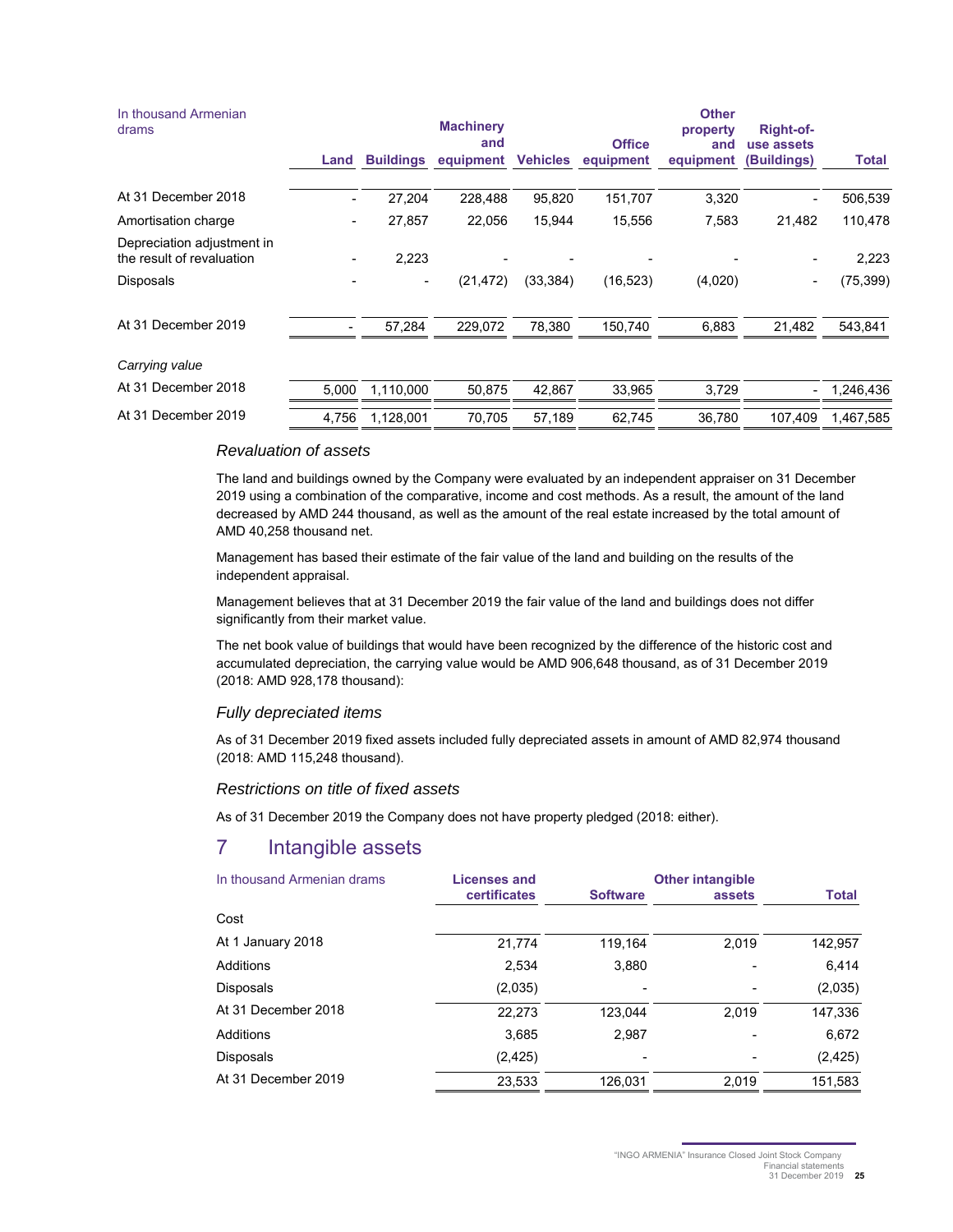| In thousand Armenian drams | Land | Buildings | Machinery and equipment | Vehicles | Office equipment | Other property and equipment | Right-of-use assets (Buildings) | Total |
|---|---|---|---|---|---|---|---|---|
| At 31 December 2018 | - | 27,204 | 228,488 | 95,820 | 151,707 | 3,320 | - | 506,539 |
| Amortisation charge | - | 27,857 | 22,056 | 15,944 | 15,556 | 7,583 | 21,482 | 110,478 |
| Depreciation adjustment in the result of revaluation | - | 2,223 | - | - | - | - | - | 2,223 |
| Disposals | - | - | (21,472) | (33,384) | (16,523) | (4,020) | - | (75,399) |
| At 31 December 2019 | - | 57,284 | 229,072 | 78,380 | 150,740 | 6,883 | 21,482 | 543,841 |
| *Carrying value* | | | | | | | | |
| At 31 December 2018 | 5,000 | 1,110,000 | 50,875 | 42,867 | 33,965 | 3,729 | - | 1,246,436 |
| At 31 December 2019 | 4,756 | 1,128,001 | 70,705 | 57,189 | 62,745 | 36,780 | 107,409 | 1,467,585 |

### *Revaluation of assets*

The land and buildings owned by the Company were evaluated by an independent appraiser on 31 December 2019 using a combination of the comparative, income and cost methods. As a result, the amount of the land decreased by AMD 244 thousand, as well as the amount of the real estate increased by the total amount of AMD 40,258 thousand net.

Management has based their estimate of the fair value of the land and building on the results of the independent appraisal.

Management believes that at 31 December 2019 the fair value of the land and buildings does not differ significantly from their market value.

The net book value of buildings that would have been recognized by the difference of the historic cost and accumulated depreciation, the carrying value would be AMD 906,648 thousand, as of 31 December 2019 (2018: AMD 928,178 thousand):

### *Fully depreciated items*

As of 31 December 2019 fixed assets included fully depreciated assets in amount of AMD 82,974 thousand (2018: AMD 115,248 thousand).

### *Restrictions on title of fixed assets*

As of 31 December 2019 the Company does not have property pledged (2018: either).

## 7 Intangible assets

| In thousand Armenian drams | Licenses and certificates | Software | Other intangible assets | Total |
|---|---|---|---|---|
| Cost | | | | |
| At 1 January 2018 | 21,774 | 119,164 | 2,019 | 142,957 |
| Additions | 2,534 | 3,880 | - | 6,414 |
| Disposals | (2,035) | - | - | (2,035) |
| At 31 December 2018 | 22,273 | 123,044 | 2,019 | 147,336 |
| Additions | 3,685 | 2,987 | - | 6,672 |
| Disposals | (2,425) | - | - | (2,425) |
| At 31 December 2019 | 23,533 | 126,031 | 2,019 | 151,583 |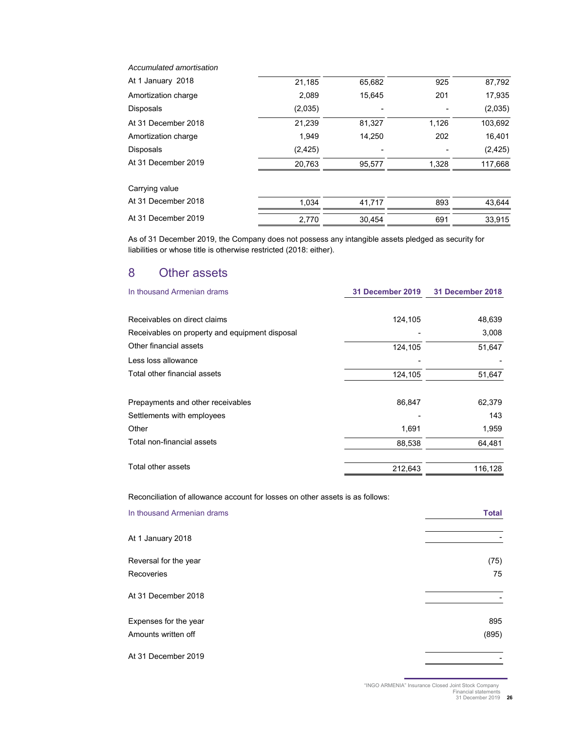| | | | | |
|---|---|---|---|---|
| *Accumulated amortisation* | | | | |
| At 1 January 2018 | 21,185 | 65,682 | 925 | 87,792 |
| Amortization charge | 2,089 | 15,645 | 201 | 17,935 |
| Disposals | (2,035) | - | - | (2,035) |
| At 31 December 2018 | 21,239 | 81,327 | 1,126 | 103,692 |
| Amortization charge | 1,949 | 14,250 | 202 | 16,401 |
| Disposals | (2,425) | - | - | (2,425) |
| At 31 December 2019 | 20,763 | 95,577 | 1,328 | 117,668 |
| | | | | |
| Carrying value | | | | |
| At 31 December 2018 | 1,034 | 41,717 | 893 | 43,644 |
| At 31 December 2019 | 2,770 | 30,454 | 691 | 33,915 |

As of 31 December 2019, the Company does not possess any intangible assets pledged as security for liabilities or whose title is otherwise restricted (2018: either).

## 8 Other assets

| In thousand Armenian drams | 31 December 2019 | 31 December 2018 |
|---|---|---|
| Receivables on direct claims | 124,105 | 48,639 |
| Receivables on property and equipment disposal | - | 3,008 |
| Other financial assets | 124,105 | 51,647 |
| Less loss allowance | - | - |
| Total other financial assets | 124,105 | 51,647 |
| | | |
| Prepayments and other receivables | 86,847 | 62,379 |
| Settlements with employees | - | 143 |
| Other | 1,691 | 1,959 |
| Total non-financial assets | 88,538 | 64,481 |
| | | |
| Total other assets | 212,643 | 116,128 |

Reconciliation of allowance account for losses on other assets is as follows:

| In thousand Armenian drams | Total |
|---|---|
| At 1 January 2018 | - |
| Reversal for the year | (75) |
| Recoveries | 75 |
| At 31 December 2018 | - |
| Expenses for the year | 895 |
| Amounts written off | (895) |
| At 31 December 2019 | - |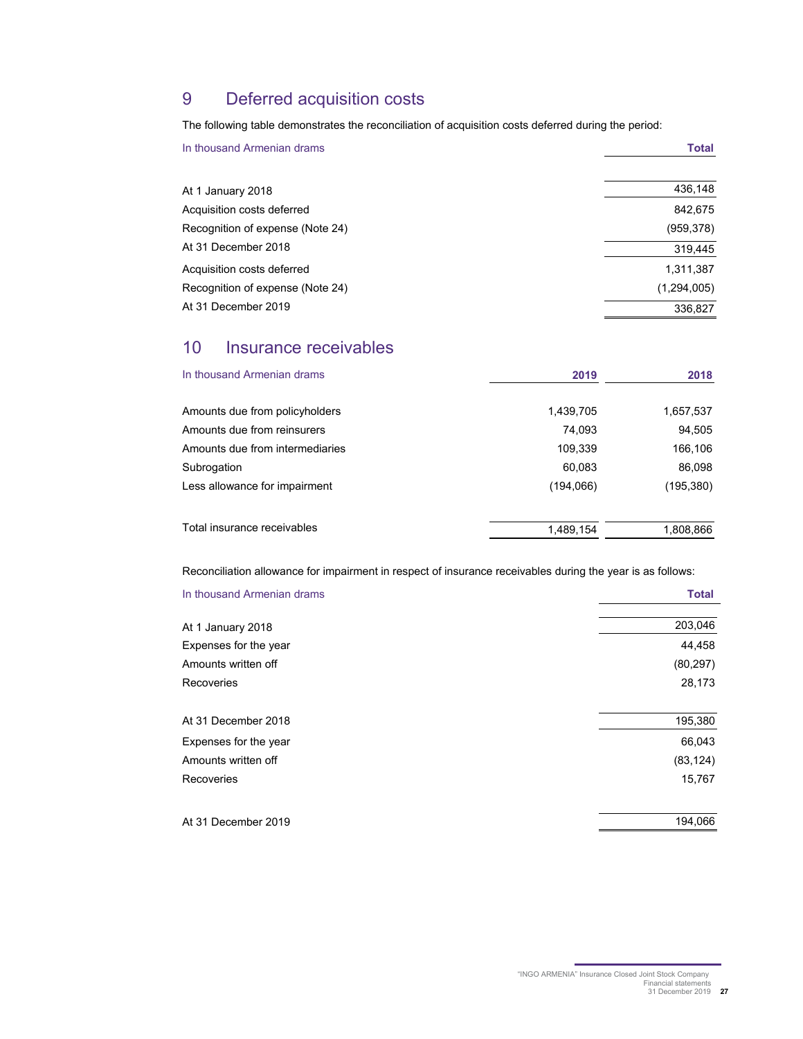## 9 Deferred acquisition costs

The following table demonstrates the reconciliation of acquisition costs deferred during the period:

| In thousand Armenian drams | Total |
|---|---|
| At 1 January 2018 | 436,148 |
| Acquisition costs deferred | 842,675 |
| Recognition of expense (Note 24) | (959,378) |
| At 31 December 2018 | 319,445 |
| Acquisition costs deferred | 1,311,387 |
| Recognition of expense (Note 24) | (1,294,005) |
| At 31 December 2019 | 336,827 |

## 10 Insurance receivables

| In thousand Armenian drams | 2019 | 2018 |
|---|---|---|
| Amounts due from policyholders | 1,439,705 | 1,657,537 |
| Amounts due from reinsurers | 74,093 | 94,505 |
| Amounts due from intermediaries | 109,339 | 166,106 |
| Subrogation | 60,083 | 86,098 |
| Less allowance for impairment | (194,066) | (195,380) |
| Total insurance receivables | 1,489,154 | 1,808,866 |

Reconciliation allowance for impairment in respect of insurance receivables during the year is as follows:

| In thousand Armenian drams | Total |
|---|---|
| At 1 January 2018 | 203,046 |
| Expenses for the year | 44,458 |
| Amounts written off | (80,297) |
| Recoveries | 28,173 |
| At 31 December 2018 | 195,380 |
| Expenses for the year | 66,043 |
| Amounts written off | (83,124) |
| Recoveries | 15,767 |
| At 31 December 2019 | 194,066 |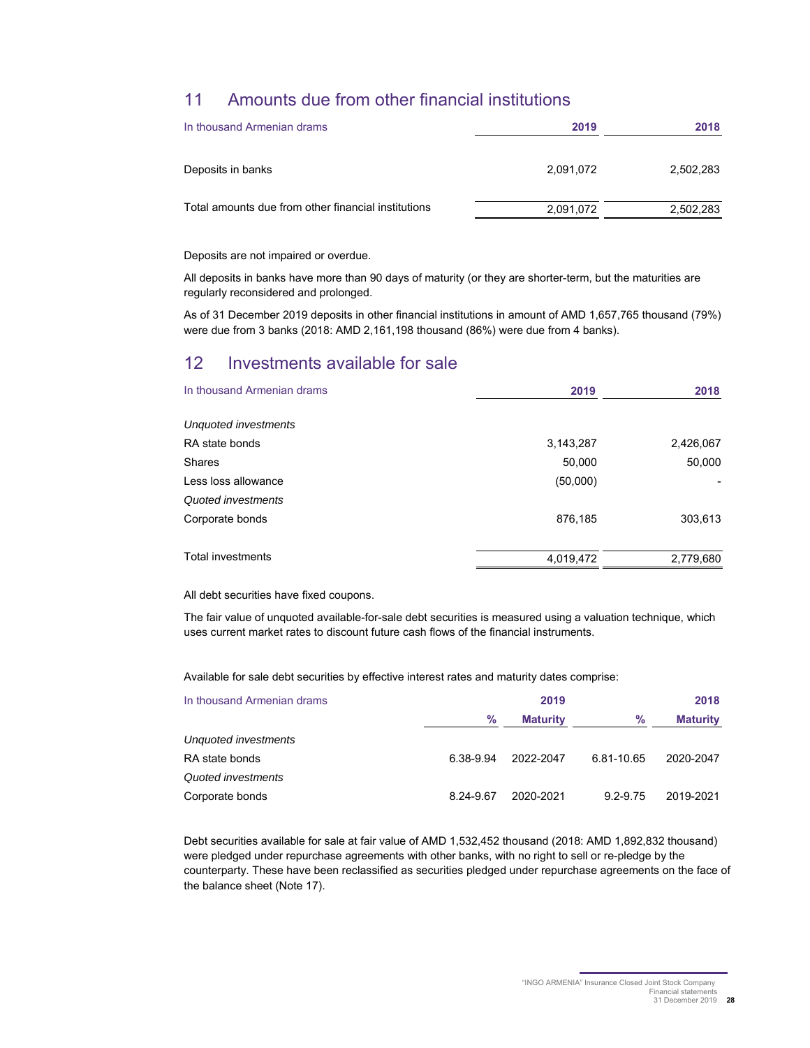## 11 Amounts due from other financial institutions

| In thousand Armenian drams | 2019 | 2018 |
|---|---|---|
| Deposits in banks | 2,091,072 | 2,502,283 |
| Total amounts due from other financial institutions | 2,091,072 | 2,502,283 |

Deposits are not impaired or overdue.

All deposits in banks have more than 90 days of maturity (or they are shorter-term, but the maturities are regularly reconsidered and prolonged.

As of 31 December 2019 deposits in other financial institutions in amount of AMD 1,657,765 thousand (79%) were due from 3 banks (2018: AMD 2,161,198 thousand (86%) were due from 4 banks).

## 12 Investments available for sale

| In thousand Armenian drams | 2019 | 2018 |
|---|---|---|
| *Unquoted investments* | | |
| RA state bonds | 3,143,287 | 2,426,067 |
| Shares | 50,000 | 50,000 |
| Less loss allowance | (50,000) | - |
| *Quoted investments* | | |
| Corporate bonds | 876,185 | 303,613 |
| Total investments | 4,019,472 | 2,779,680 |

All debt securities have fixed coupons.

The fair value of unquoted available-for-sale debt securities is measured using a valuation technique, which uses current market rates to discount future cash flows of the financial instruments.

Available for sale debt securities by effective interest rates and maturity dates comprise:

| In thousand Armenian drams | 2019 | | 2018 | |
|---|---|---|---|---|
| | % | Maturity | % | Maturity |
| *Unquoted investments* | | | | |
| RA state bonds | 6.38-9.94 | 2022-2047 | 6.81-10.65 | 2020-2047 |
| *Quoted investments* | | | | |
| Corporate bonds | 8.24-9.67 | 2020-2021 | 9.2-9.75 | 2019-2021 |

Debt securities available for sale at fair value of AMD 1,532,452 thousand (2018: AMD 1,892,832 thousand) were pledged under repurchase agreements with other banks, with no right to sell or re-pledge by the counterparty. These have been reclassified as securities pledged under repurchase agreements on the face of the balance sheet (Note 17).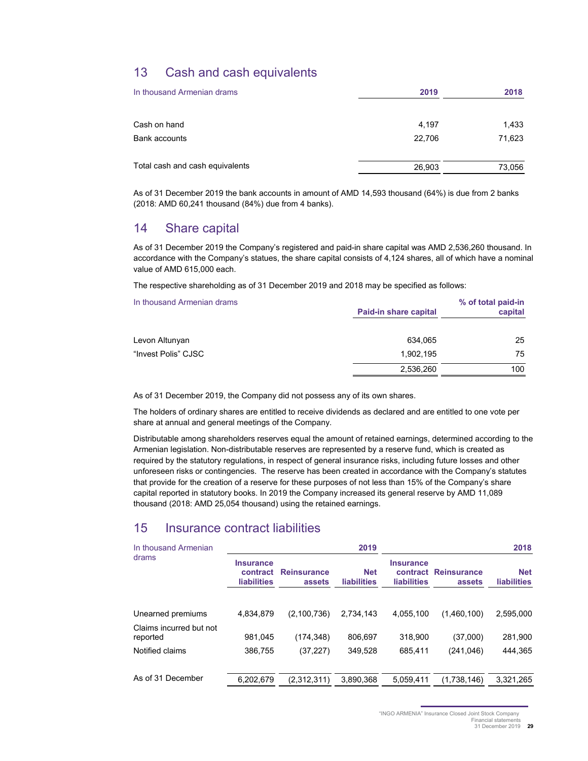## 13 Cash and cash equivalents

| In thousand Armenian drams | 2019 | 2018 |
|---|---|---|
| Cash on hand | 4,197 | 1,433 |
| Bank accounts | 22,706 | 71,623 |
| Total cash and cash equivalents | 26,903 | 73,056 |

As of 31 December 2019 the bank accounts in amount of AMD 14,593 thousand (64%) is due from 2 banks (2018: AMD 60,241 thousand (84%) due from 4 banks).

## 14 Share capital

As of 31 December 2019 the Company's registered and paid-in share capital was AMD 2,536,260 thousand. In accordance with the Company's statues, the share capital consists of 4,124 shares, all of which have a nominal value of AMD 615,000 each.

The respective shareholding as of 31 December 2019 and 2018 may be specified as follows:

| In thousand Armenian drams | Paid-in share capital | % of total paid-in capital |
|---|---|---|
| Levon Altunyan | 634,065 | 25 |
| "Invest Polis" CJSC | 1,902,195 | 75 |
| | 2,536,260 | 100 |

As of 31 December 2019, the Company did not possess any of its own shares.

The holders of ordinary shares are entitled to receive dividends as declared and are entitled to one vote per share at annual and general meetings of the Company.

Distributable among shareholders reserves equal the amount of retained earnings, determined according to the Armenian legislation. Non-distributable reserves are represented by a reserve fund, which is created as required by the statutory regulations, in respect of general insurance risks, including future losses and other unforeseen risks or contingencies. The reserve has been created in accordance with the Company's statutes that provide for the creation of a reserve for these purposes of not less than 15% of the Company's share capital reported in statutory books. In 2019 the Company increased its general reserve by AMD 11,089 thousand (2018: AMD 25,054 thousand) using the retained earnings.

## 15 Insurance contract liabilities

| In thousand Armenian drams | 2019 | | | 2018 | | |
|---|---|---|---|---|---|---|
| | Insurance contract liabilities | Reinsurance assets | Net liabilities | Insurance contract liabilities | Reinsurance assets | Net liabilities |
| Unearned premiums | 4,834,879 | (2,100,736) | 2,734,143 | 4,055,100 | (1,460,100) | 2,595,000 |
| Claims incurred but not reported | 981,045 | (174,348) | 806,697 | 318,900 | (37,000) | 281,900 |
| Notified claims | 386,755 | (37,227) | 349,528 | 685,411 | (241,046) | 444,365 |
| As of 31 December | 6,202,679 | (2,312,311) | 3,890,368 | 5,059,411 | (1,738,146) | 3,321,265 |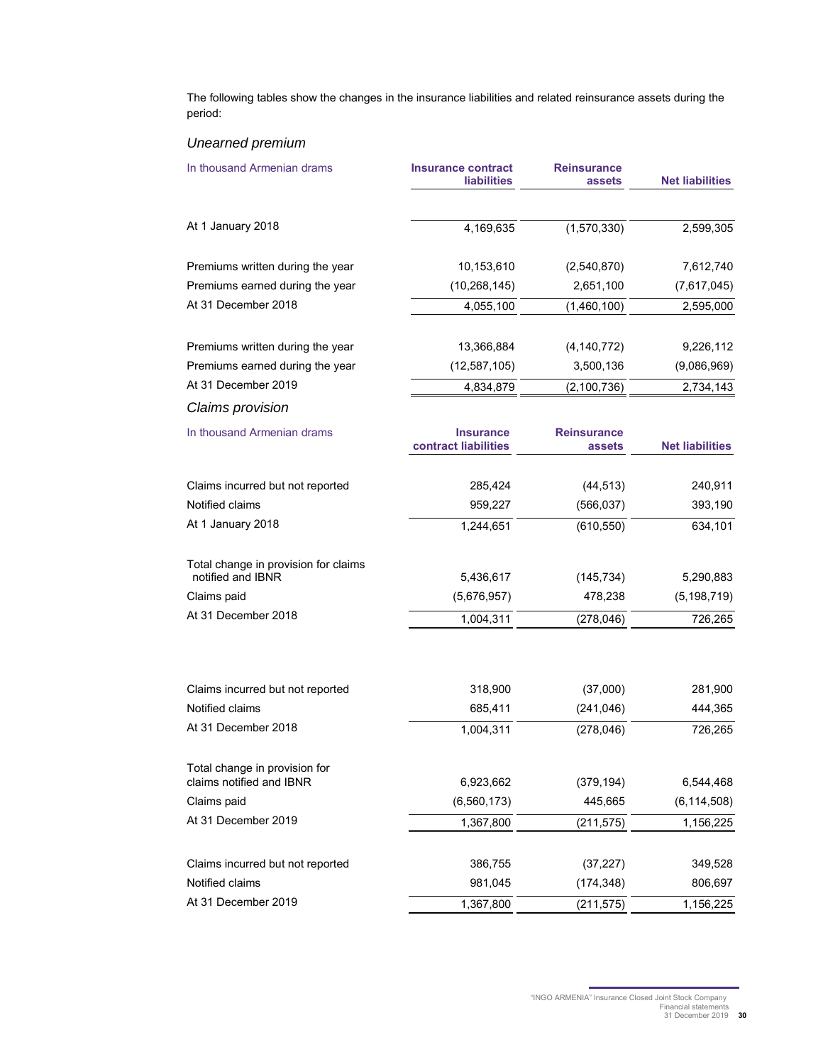The following tables show the changes in the insurance liabilities and related reinsurance assets during the period:

## *Unearned premium*

| In thousand Armenian drams | Insurance contract liabilities | Reinsurance assets | Net liabilities |
|---|---|---|---|
| At 1 January 2018 | 4,169,635 | (1,570,330) | 2,599,305 |
| Premiums written during the year | 10,153,610 | (2,540,870) | 7,612,740 |
| Premiums earned during the year | (10,268,145) | 2,651,100 | (7,617,045) |
| At 31 December 2018 | 4,055,100 | (1,460,100) | 2,595,000 |
| Premiums written during the year | 13,366,884 | (4,140,772) | 9,226,112 |
| Premiums earned during the year | (12,587,105) | 3,500,136 | (9,086,969) |
| At 31 December 2019 | 4,834,879 | (2,100,736) | 2,734,143 |

## *Claims provision*

| In thousand Armenian drams | Insurance contract liabilities | Reinsurance assets | Net liabilities |
|---|---|---|---|
| Claims incurred but not reported | 285,424 | (44,513) | 240,911 |
| Notified claims | 959,227 | (566,037) | 393,190 |
| At 1 January 2018 | 1,244,651 | (610,550) | 634,101 |
| Total change in provision for claims notified and IBNR | 5,436,617 | (145,734) | 5,290,883 |
| Claims paid | (5,676,957) | 478,238 | (5,198,719) |
| At 31 December 2018 | 1,004,311 | (278,046) | 726,265 |
| | | | |
| Claims incurred but not reported | 318,900 | (37,000) | 281,900 |
| Notified claims | 685,411 | (241,046) | 444,365 |
| At 31 December 2018 | 1,004,311 | (278,046) | 726,265 |
| Total change in provision for claims notified and IBNR | 6,923,662 | (379,194) | 6,544,468 |
| Claims paid | (6,560,173) | 445,665 | (6,114,508) |
| At 31 December 2019 | 1,367,800 | (211,575) | 1,156,225 |
| Claims incurred but not reported | 386,755 | (37,227) | 349,528 |
| Notified claims | 981,045 | (174,348) | 806,697 |
| At 31 December 2019 | 1,367,800 | (211,575) | 1,156,225 |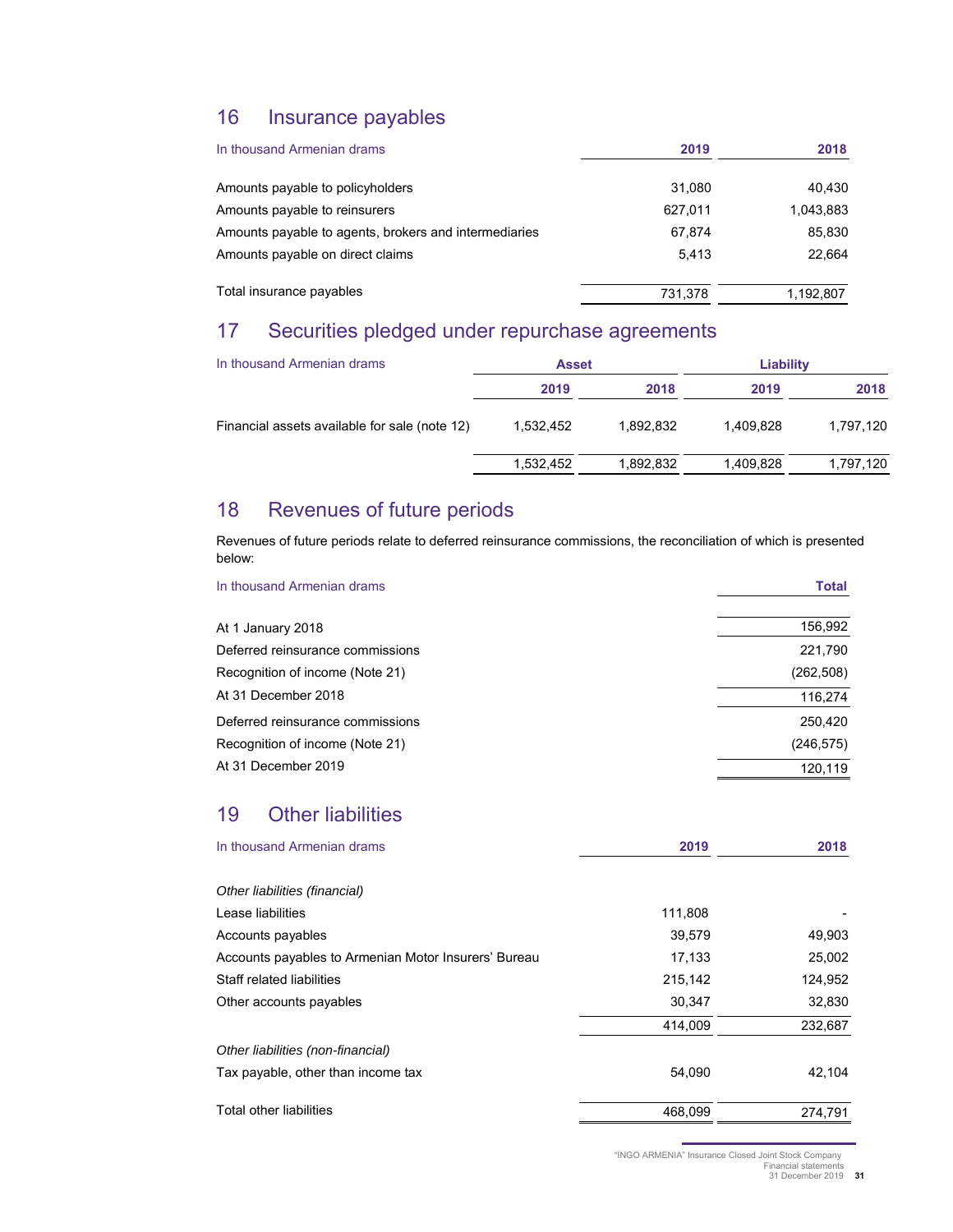## 16 Insurance payables

| In thousand Armenian drams | 2019 | 2018 |
|---|---|---|
| Amounts payable to policyholders | 31,080 | 40,430 |
| Amounts payable to reinsurers | 627,011 | 1,043,883 |
| Amounts payable to agents, brokers and intermediaries | 67,874 | 85,830 |
| Amounts payable on direct claims | 5,413 | 22,664 |
| Total insurance payables | 731,378 | 1,192,807 |

## 17 Securities pledged under repurchase agreements

| In thousand Armenian drams | Asset | | Liability | |
|---|---|---|---|---|
| | 2019 | 2018 | 2019 | 2018 |
| Financial assets available for sale (note 12) | 1,532,452 | 1,892,832 | 1,409,828 | 1,797,120 |
| | 1,532,452 | 1,892,832 | 1,409,828 | 1,797,120 |

## 18 Revenues of future periods

Revenues of future periods relate to deferred reinsurance commissions, the reconciliation of which is presented below:

| In thousand Armenian drams | Total |
|---|---|
| At 1 January 2018 | 156,992 |
| Deferred reinsurance commissions | 221,790 |
| Recognition of income (Note 21) | (262,508) |
| At 31 December 2018 | 116,274 |
| Deferred reinsurance commissions | 250,420 |
| Recognition of income (Note 21) | (246,575) |
| At 31 December 2019 | 120,119 |

## 19 Other liabilities

| In thousand Armenian drams | 2019 | 2018 |
|---|---|---|
| *Other liabilities (financial)* | | |
| Lease liabilities | 111,808 | - |
| Accounts payables | 39,579 | 49,903 |
| Accounts payables to Armenian Motor Insurers' Bureau | 17,133 | 25,002 |
| Staff related liabilities | 215,142 | 124,952 |
| Other accounts payables | 30,347 | 32,830 |
| | 414,009 | 232,687 |
| *Other liabilities (non-financial)* | | |
| Tax payable, other than income tax | 54,090 | 42,104 |
| Total other liabilities | 468,099 | 274,791 |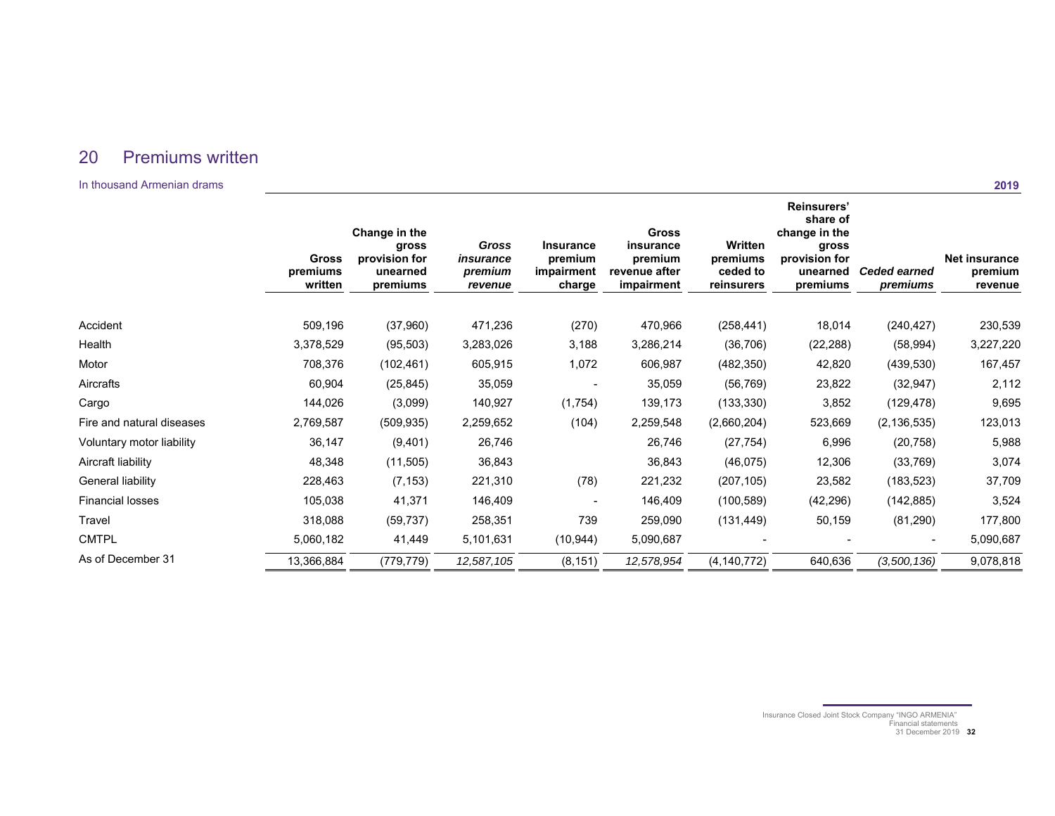## 20 Premiums written

In thousand Armenian drams

| 2019 | Gross premiums written | Change in the gross provision for unearned premiums | *Gross insurance premium revenue* | Insurance premium impairment charge | Gross insurance premium revenue after impairment | Written premiums ceded to reinsurers | Reinsurers' share of change in the gross provision for unearned premiums | *Ceded earned premiums* | Net insurance premium revenue |
|---|---|---|---|---|---|---|---|---|---|
| Accident | 509,196 | (37,960) | 471,236 | (270) | 470,966 | (258,441) | 18,014 | (240,427) | 230,539 |
| Health | 3,378,529 | (95,503) | 3,283,026 | 3,188 | 3,286,214 | (36,706) | (22,288) | (58,994) | 3,227,220 |
| Motor | 708,376 | (102,461) | 605,915 | 1,072 | 606,987 | (482,350) | 42,820 | (439,530) | 167,457 |
| Aircrafts | 60,904 | (25,845) | 35,059 | - | 35,059 | (56,769) | 23,822 | (32,947) | 2,112 |
| Cargo | 144,026 | (3,099) | 140,927 | (1,754) | 139,173 | (133,330) | 3,852 | (129,478) | 9,695 |
| Fire and natural diseases | 2,769,587 | (509,935) | 2,259,652 | (104) | 2,259,548 | (2,660,204) | 523,669 | (2,136,535) | 123,013 |
| Voluntary motor liability | 36,147 | (9,401) | 26,746 | | 26,746 | (27,754) | 6,996 | (20,758) | 5,988 |
| Aircraft liability | 48,348 | (11,505) | 36,843 | | 36,843 | (46,075) | 12,306 | (33,769) | 3,074 |
| General liability | 228,463 | (7,153) | 221,310 | (78) | 221,232 | (207,105) | 23,582 | (183,523) | 37,709 |
| Financial losses | 105,038 | 41,371 | 146,409 | - | 146,409 | (100,589) | (42,296) | (142,885) | 3,524 |
| Travel | 318,088 | (59,737) | 258,351 | 739 | 259,090 | (131,449) | 50,159 | (81,290) | 177,800 |
| CMTPL | 5,060,182 | 41,449 | 5,101,631 | (10,944) | 5,090,687 | - | - | - | 5,090,687 |
| As of December 31 | 13,366,884 | (779,779) | *12,587,105* | (8,151) | *12,578,954* | (4,140,772) | 640,636 | *(3,500,136)* | 9,078,818 |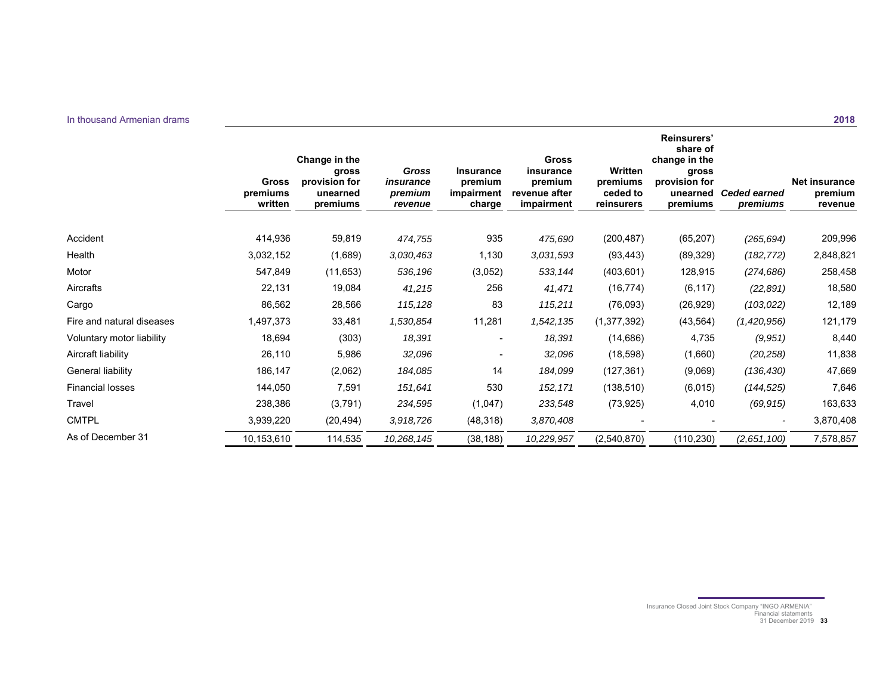In thousand Armenian drams

| | Gross premiums written | Change in the gross provision for unearned premiums | *Gross insurance premium revenue* | Insurance premium impairment charge | Gross insurance premium revenue after impairment | Written premiums ceded to reinsurers | Reinsurers' share of change in the gross provision for unearned premiums | *Ceded earned premiums* | Net insurance premium revenue |
|---|---|---|---|---|---|---|---|---|---|
| **2018** | | | | | | | | | |
| Accident | 414,936 | 59,819 | *474,755* | 935 | *475,690* | (200,487) | (65,207) | *(265,694)* | 209,996 |
| Health | 3,032,152 | (1,689) | *3,030,463* | 1,130 | *3,031,593* | (93,443) | (89,329) | *(182,772)* | 2,848,821 |
| Motor | 547,849 | (11,653) | *536,196* | (3,052) | *533,144* | (403,601) | 128,915 | *(274,686)* | 258,458 |
| Aircrafts | 22,131 | 19,084 | *41,215* | 256 | *41,471* | (16,774) | (6,117) | *(22,891)* | 18,580 |
| Cargo | 86,562 | 28,566 | *115,128* | 83 | *115,211* | (76,093) | (26,929) | *(103,022)* | 12,189 |
| Fire and natural diseases | 1,497,373 | 33,481 | *1,530,854* | 11,281 | *1,542,135* | (1,377,392) | (43,564) | *(1,420,956)* | 121,179 |
| Voluntary motor liability | 18,694 | (303) | *18,391* | - | *18,391* | (14,686) | 4,735 | *(9,951)* | 8,440 |
| Aircraft liability | 26,110 | 5,986 | *32,096* | - | *32,096* | (18,598) | (1,660) | *(20,258)* | 11,838 |
| General liability | 186,147 | (2,062) | *184,085* | 14 | *184,099* | (127,361) | (9,069) | *(136,430)* | 47,669 |
| Financial losses | 144,050 | 7,591 | *151,641* | 530 | *152,171* | (138,510) | (6,015) | *(144,525)* | 7,646 |
| Travel | 238,386 | (3,791) | *234,595* | (1,047) | *233,548* | (73,925) | 4,010 | *(69,915)* | 163,633 |
| CMTPL | 3,939,220 | (20,494) | *3,918,726* | (48,318) | *3,870,408* | - | - | - | 3,870,408 |
| As of December 31 | 10,153,610 | 114,535 | *10,268,145* | (38,188) | *10,229,957* | (2,540,870) | (110,230) | *(2,651,100)* | 7,578,857 |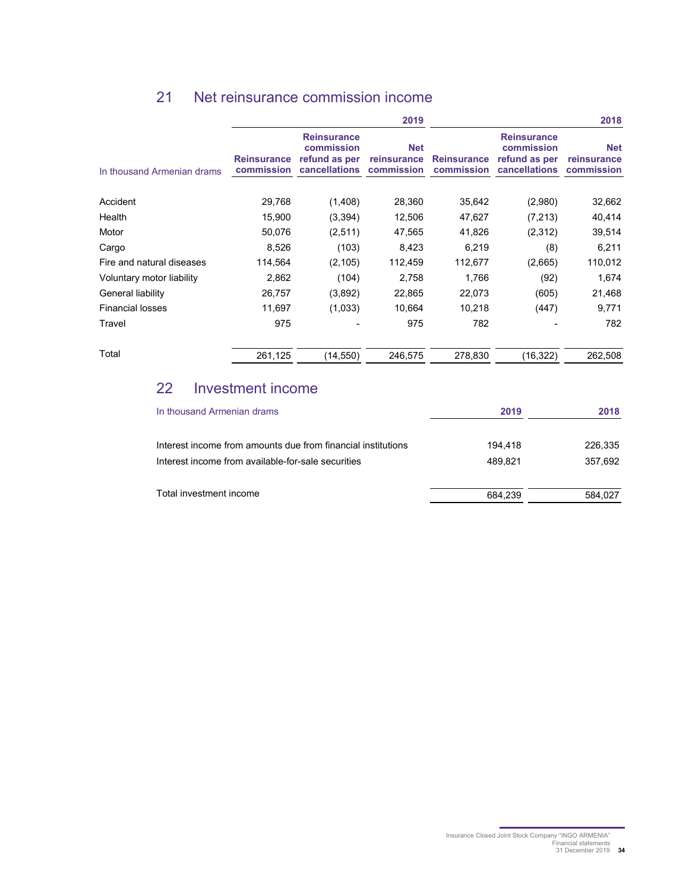## 21 Net reinsurance commission income

| In thousand Armenian drams | 2019 | | | 2018 | | |
|---|---|---|---|---|---|---|
| | Reinsurance commission | Reinsurance commission refund as per cancellations | Net reinsurance commission | Reinsurance commission | Reinsurance commission refund as per cancellations | Net reinsurance commission |
| Accident | 29,768 | (1,408) | 28,360 | 35,642 | (2,980) | 32,662 |
| Health | 15,900 | (3,394) | 12,506 | 47,627 | (7,213) | 40,414 |
| Motor | 50,076 | (2,511) | 47,565 | 41,826 | (2,312) | 39,514 |
| Cargo | 8,526 | (103) | 8,423 | 6,219 | (8) | 6,211 |
| Fire and natural diseases | 114,564 | (2,105) | 112,459 | 112,677 | (2,665) | 110,012 |
| Voluntary motor liability | 2,862 | (104) | 2,758 | 1,766 | (92) | 1,674 |
| General liability | 26,757 | (3,892) | 22,865 | 22,073 | (605) | 21,468 |
| Financial losses | 11,697 | (1,033) | 10,664 | 10,218 | (447) | 9,771 |
| Travel | 975 | - | 975 | 782 | - | 782 |
| Total | 261,125 | (14,550) | 246,575 | 278,830 | (16,322) | 262,508 |

## 22 Investment income

| In thousand Armenian drams | 2019 | 2018 |
|---|---|---|
| Interest income from amounts due from financial institutions | 194,418 | 226,335 |
| Interest income from available-for-sale securities | 489,821 | 357,692 |
| Total investment income | 684,239 | 584,027 |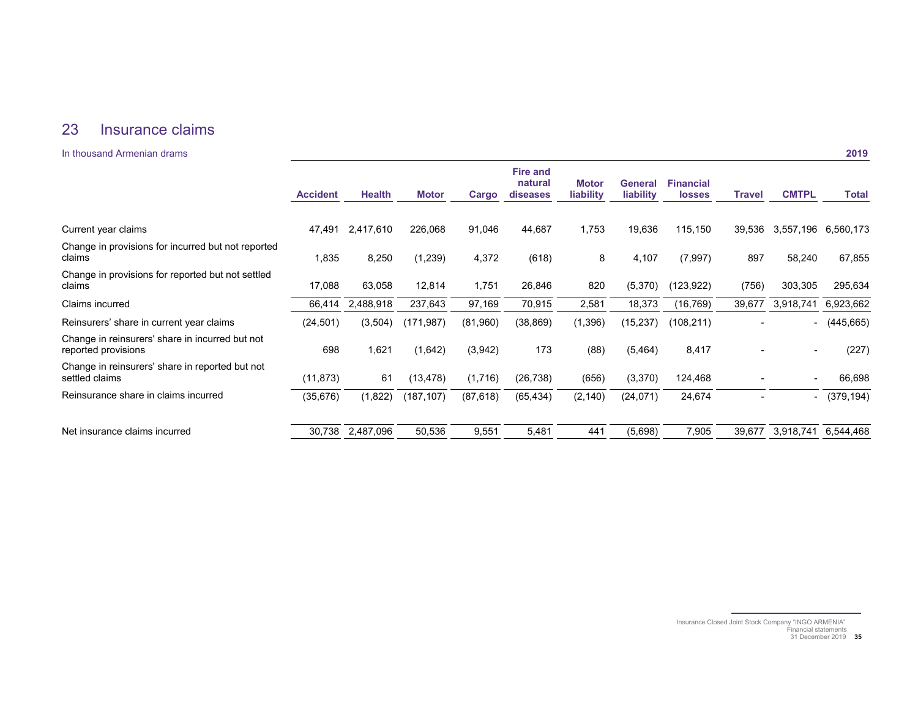## 23 Insurance claims

| In thousand Armenian drams | | | | | | | | | | | 2019 |
|---|---|---|---|---|---|---|---|---|---|---|---|
| | **Accident** | **Health** | **Motor** | **Cargo** | **Fire and natural diseases** | **Motor liability** | **General liability** | **Financial losses** | **Travel** | **CMTPL** | **Total** |
| Current year claims | 47,491 | 2,417,610 | 226,068 | 91,046 | 44,687 | 1,753 | 19,636 | 115,150 | 39,536 | 3,557,196 | 6,560,173 |
| Change in provisions for incurred but not reported claims | 1,835 | 8,250 | (1,239) | 4,372 | (618) | 8 | 4,107 | (7,997) | 897 | 58,240 | 67,855 |
| Change in provisions for reported but not settled claims | 17,088 | 63,058 | 12,814 | 1,751 | 26,846 | 820 | (5,370) | (123,922) | (756) | 303,305 | 295,634 |
| Claims incurred | 66,414 | 2,488,918 | 237,643 | 97,169 | 70,915 | 2,581 | 18,373 | (16,769) | 39,677 | 3,918,741 | 6,923,662 |
| Reinsurers' share in current year claims | (24,501) | (3,504) | (171,987) | (81,960) | (38,869) | (1,396) | (15,237) | (108,211) | - | - | (445,665) |
| Change in reinsurers' share in incurred but not reported provisions | 698 | 1,621 | (1,642) | (3,942) | 173 | (88) | (5,464) | 8,417 | - | - | (227) |
| Change in reinsurers' share in reported but not settled claims | (11,873) | 61 | (13,478) | (1,716) | (26,738) | (656) | (3,370) | 124,468 | - | - | 66,698 |
| Reinsurance share in claims incurred | (35,676) | (1,822) | (187,107) | (87,618) | (65,434) | (2,140) | (24,071) | 24,674 | - | - | (379,194) |
| Net insurance claims incurred | 30,738 | 2,487,096 | 50,536 | 9,551 | 5,481 | 441 | (5,698) | 7,905 | 39,677 | 3,918,741 | 6,544,468 |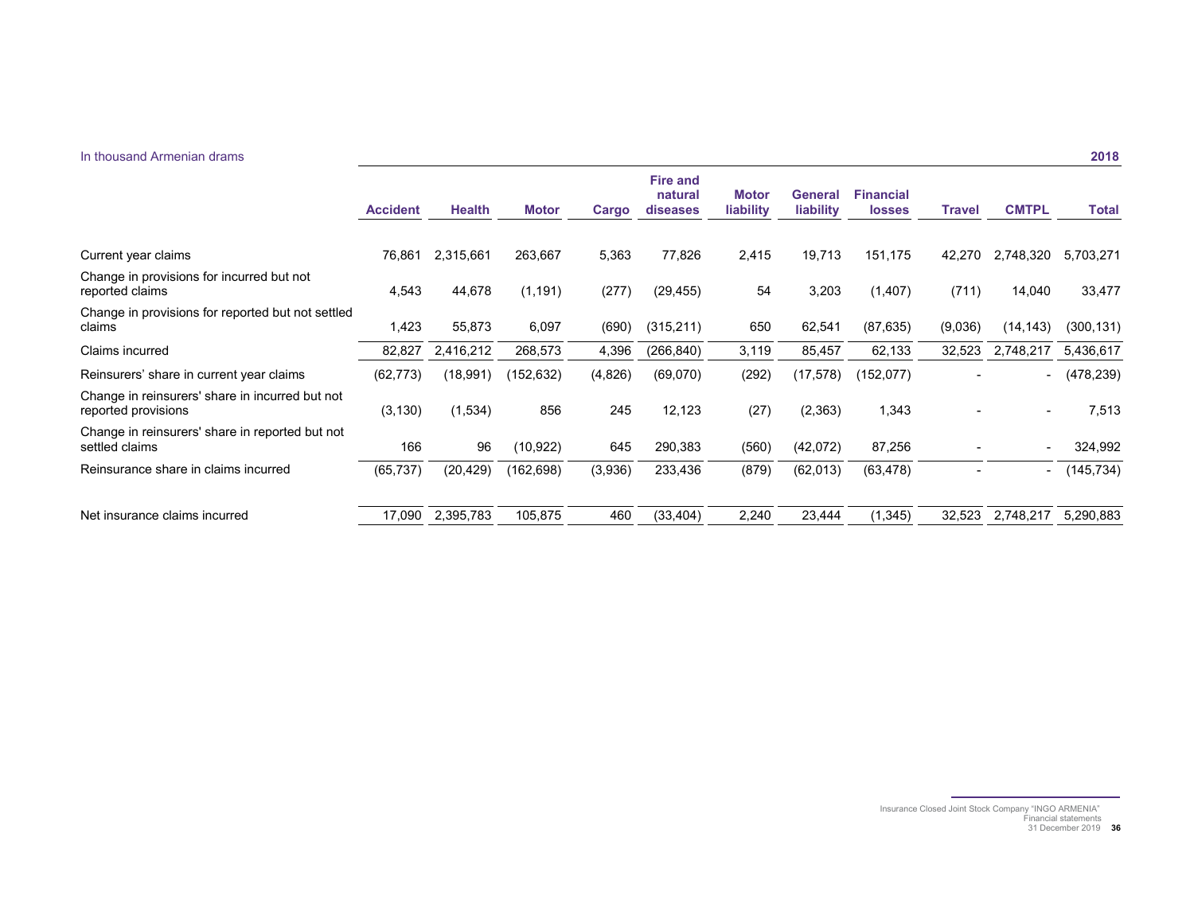In thousand Armenian drams

| | Accident | Health | Motor | Cargo | Fire and natural diseases | Motor liability | General liability | Financial losses | Travel | CMTPL | Total |
|---|---|---|---|---|---|---|---|---|---|---|---|
| | | | | | | | | | | | **2018** |
| Current year claims | 76,861 | 2,315,661 | 263,667 | 5,363 | 77,826 | 2,415 | 19,713 | 151,175 | 42,270 | 2,748,320 | 5,703,271 |
| Change in provisions for incurred but not reported claims | 4,543 | 44,678 | (1,191) | (277) | (29,455) | 54 | 3,203 | (1,407) | (711) | 14,040 | 33,477 |
| Change in provisions for reported but not settled claims | 1,423 | 55,873 | 6,097 | (690) | (315,211) | 650 | 62,541 | (87,635) | (9,036) | (14,143) | (300,131) |
| Claims incurred | 82,827 | 2,416,212 | 268,573 | 4,396 | (266,840) | 3,119 | 85,457 | 62,133 | 32,523 | 2,748,217 | 5,436,617 |
| Reinsurers' share in current year claims | (62,773) | (18,991) | (152,632) | (4,826) | (69,070) | (292) | (17,578) | (152,077) | - | - | (478,239) |
| Change in reinsurers' share in incurred but not reported provisions | (3,130) | (1,534) | 856 | 245 | 12,123 | (27) | (2,363) | 1,343 | - | - | 7,513 |
| Change in reinsurers' share in reported but not settled claims | 166 | 96 | (10,922) | 645 | 290,383 | (560) | (42,072) | 87,256 | - | - | 324,992 |
| Reinsurance share in claims incurred | (65,737) | (20,429) | (162,698) | (3,936) | 233,436 | (879) | (62,013) | (63,478) | - | - | (145,734) |
| Net insurance claims incurred | 17,090 | 2,395,783 | 105,875 | 460 | (33,404) | 2,240 | 23,444 | (1,345) | 32,523 | 2,748,217 | 5,290,883 |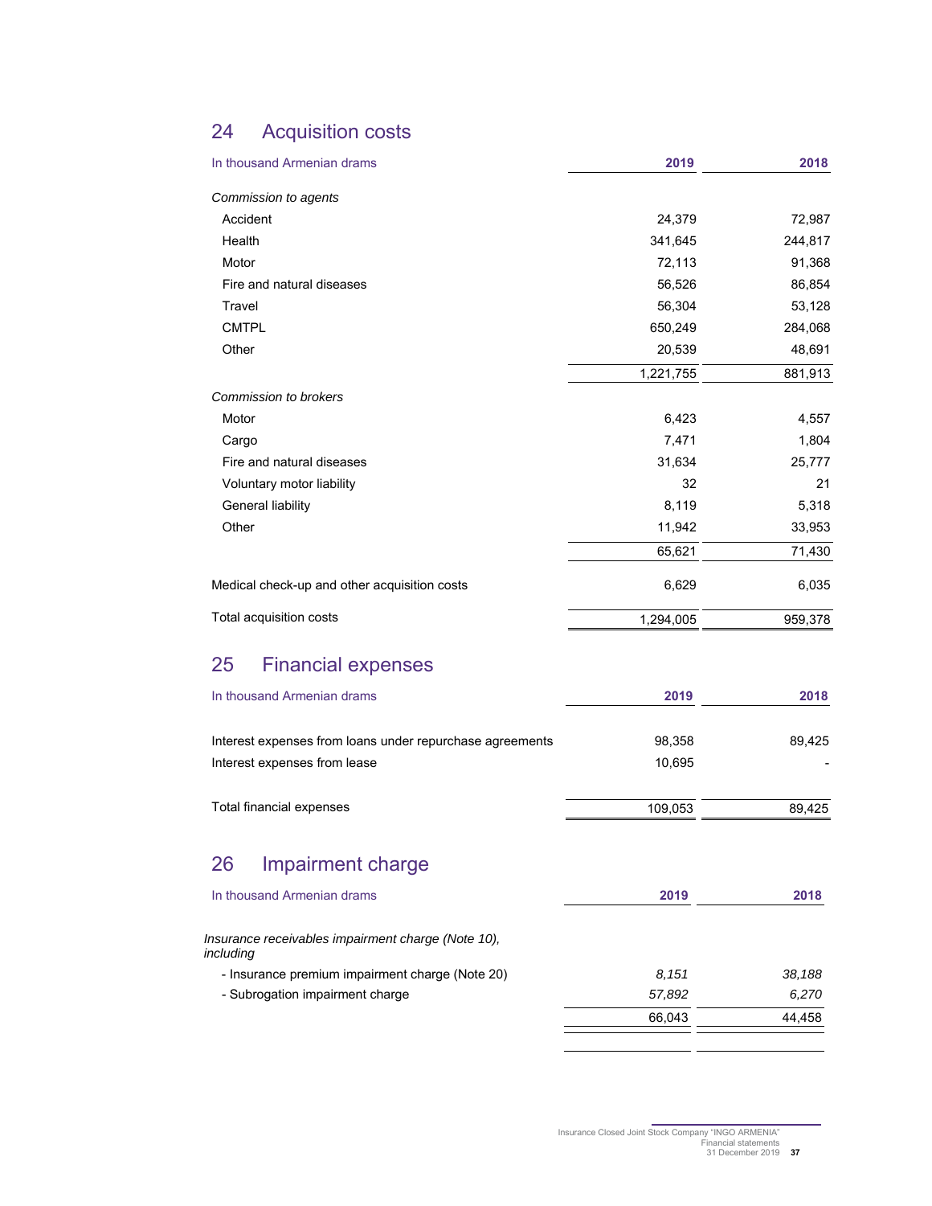## 24 Acquisition costs

| In thousand Armenian drams | 2019 | 2018 |
|---|---|---|
| *Commission to agents* | | |
| Accident | 24,379 | 72,987 |
| Health | 341,645 | 244,817 |
| Motor | 72,113 | 91,368 |
| Fire and natural diseases | 56,526 | 86,854 |
| Travel | 56,304 | 53,128 |
| CMTPL | 650,249 | 284,068 |
| Other | 20,539 | 48,691 |
| | 1,221,755 | 881,913 |
| *Commission to brokers* | | |
| Motor | 6,423 | 4,557 |
| Cargo | 7,471 | 1,804 |
| Fire and natural diseases | 31,634 | 25,777 |
| Voluntary motor liability | 32 | 21 |
| General liability | 8,119 | 5,318 |
| Other | 11,942 | 33,953 |
| | 65,621 | 71,430 |
| Medical check-up and other acquisition costs | 6,629 | 6,035 |
| Total acquisition costs | 1,294,005 | 959,378 |

## 25 Financial expenses

| In thousand Armenian drams | 2019 | 2018 |
|---|---|---|
| Interest expenses from loans under repurchase agreements | 98,358 | 89,425 |
| Interest expenses from lease | 10,695 | - |
| Total financial expenses | 109,053 | 89,425 |

## 26 Impairment charge

| In thousand Armenian drams | 2019 | 2018 |
|---|---|---|
| *Insurance receivables impairment charge (Note 10), including* | | |
| *- Insurance premium impairment charge (Note 20)* | *8,151* | *38,188* |
| *- Subrogation impairment charge* | *57,892* | *6,270* |
| | 66,043 | 44,458 |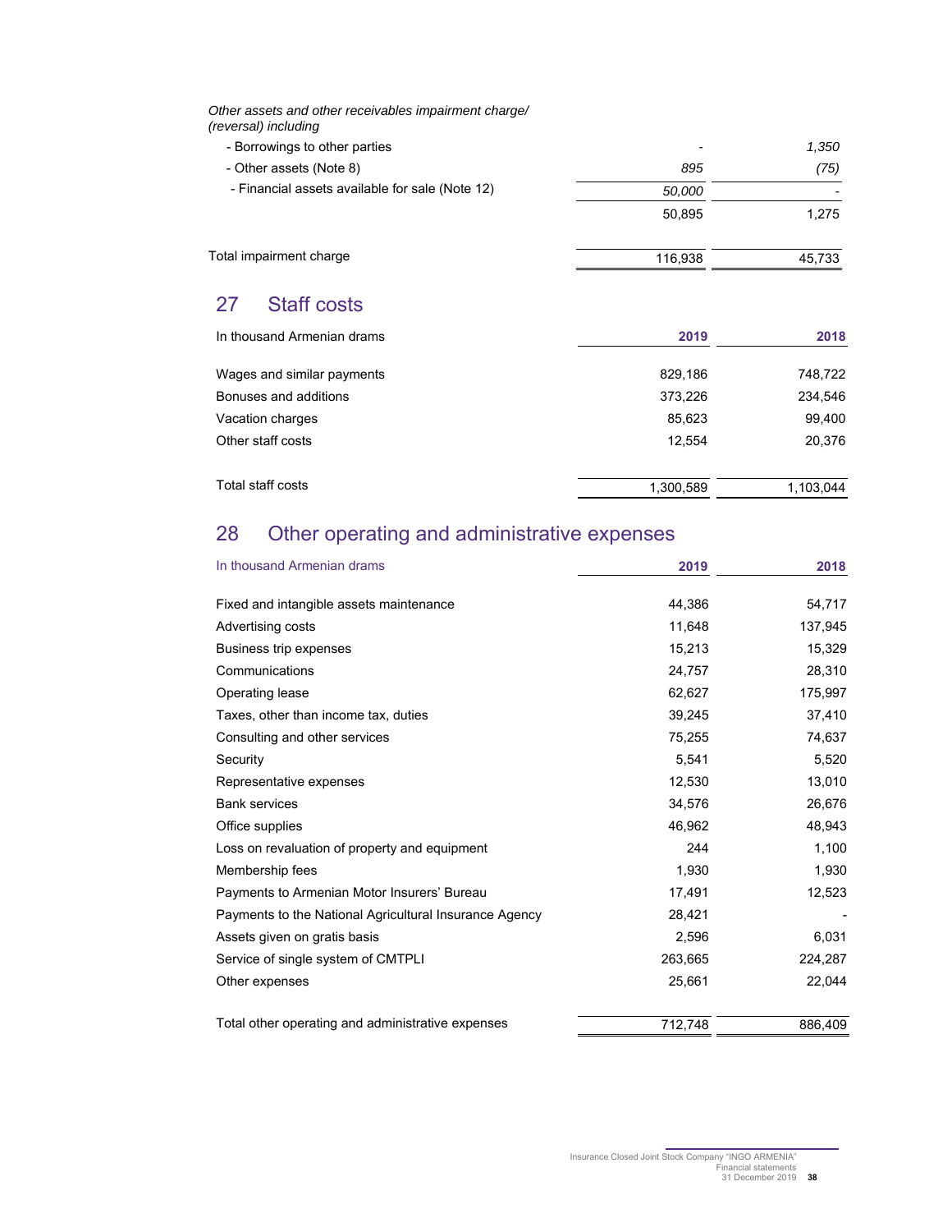| | | |
|---|---|---|
| *Other assets and other receivables impairment charge/ (reversal) including* | | |
| - Borrowings to other parties | - | *1,350* |
| - Other assets (Note 8) | *895* | *(75)* |
| - Financial assets available for sale (Note 12) | *50,000* | - |
| | 50,895 | 1,275 |
| Total impairment charge | 116,938 | 45,733 |

## 27 Staff costs

| In thousand Armenian drams | 2019 | 2018 |
|---|---|---|
| Wages and similar payments | 829,186 | 748,722 |
| Bonuses and additions | 373,226 | 234,546 |
| Vacation charges | 85,623 | 99,400 |
| Other staff costs | 12,554 | 20,376 |
| Total staff costs | 1,300,589 | 1,103,044 |

## 28 Other operating and administrative expenses

| In thousand Armenian drams | 2019 | 2018 |
|---|---|---|
| Fixed and intangible assets maintenance | 44,386 | 54,717 |
| Advertising costs | 11,648 | 137,945 |
| Business trip expenses | 15,213 | 15,329 |
| Communications | 24,757 | 28,310 |
| Operating lease | 62,627 | 175,997 |
| Taxes, other than income tax, duties | 39,245 | 37,410 |
| Consulting and other services | 75,255 | 74,637 |
| Security | 5,541 | 5,520 |
| Representative expenses | 12,530 | 13,010 |
| Bank services | 34,576 | 26,676 |
| Office supplies | 46,962 | 48,943 |
| Loss on revaluation of property and equipment | 244 | 1,100 |
| Membership fees | 1,930 | 1,930 |
| Payments to Armenian Motor Insurers' Bureau | 17,491 | 12,523 |
| Payments to the National Agricultural Insurance Agency | 28,421 | - |
| Assets given on gratis basis | 2,596 | 6,031 |
| Service of single system of CMTPLI | 263,665 | 224,287 |
| Other expenses | 25,661 | 22,044 |
| Total other operating and administrative expenses | 712,748 | 886,409 |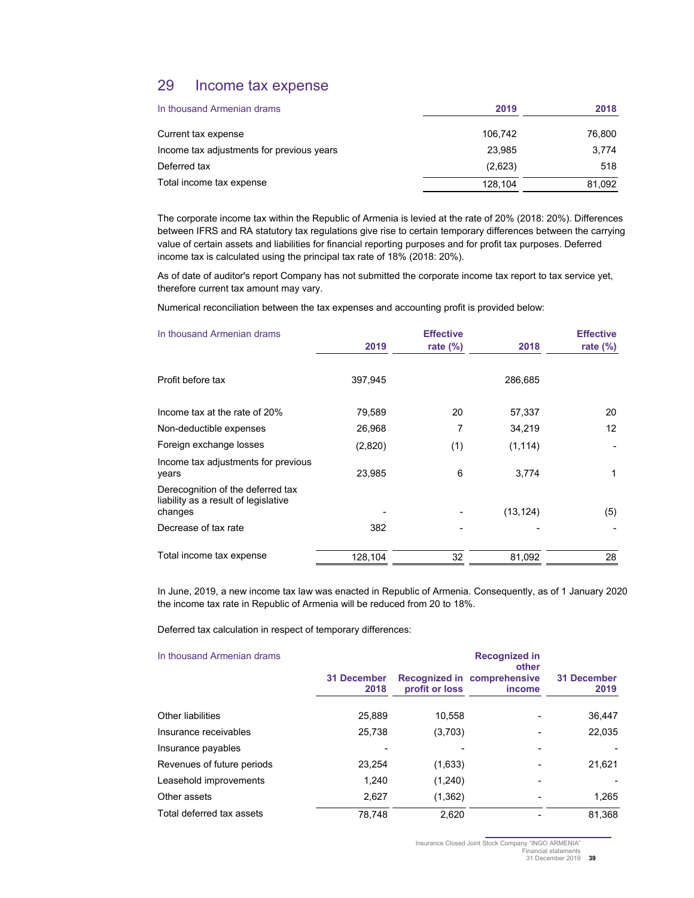## 29 Income tax expense

| In thousand Armenian drams | 2019 | 2018 |
|---|---|---|
| Current tax expense | 106,742 | 76,800 |
| Income tax adjustments for previous years | 23,985 | 3,774 |
| Deferred tax | (2,623) | 518 |
| Total income tax expense | 128,104 | 81,092 |

The corporate income tax within the Republic of Armenia is levied at the rate of 20% (2018: 20%). Differences between IFRS and RA statutory tax regulations give rise to certain temporary differences between the carrying value of certain assets and liabilities for financial reporting purposes and for profit tax purposes. Deferred income tax is calculated using the principal tax rate of 18% (2018: 20%).

As of date of auditor's report Company has not submitted the corporate income tax report to tax service yet, therefore current tax amount may vary.

Numerical reconciliation between the tax expenses and accounting profit is provided below:

| In thousand Armenian drams | 2019 | Effective rate (%) | 2018 | Effective rate (%) |
|---|---|---|---|---|
| Profit before tax | 397,945 | | 286,685 | |
| Income tax at the rate of 20% | 79,589 | 20 | 57,337 | 20 |
| Non-deductible expenses | 26,968 | 7 | 34,219 | 12 |
| Foreign exchange losses | (2,820) | (1) | (1,114) | - |
| Income tax adjustments for previous years | 23,985 | 6 | 3,774 | 1 |
| Derecognition of the deferred tax liability as a result of legislative changes | - | - | (13,124) | (5) |
| Decrease of tax rate | 382 | - | - | - |
| Total income tax expense | 128,104 | 32 | 81,092 | 28 |

In June, 2019, a new income tax law was enacted in Republic of Armenia. Consequently, as of 1 January 2020 the income tax rate in Republic of Armenia will be reduced from 20 to 18%.

Deferred tax calculation in respect of temporary differences:

| In thousand Armenian drams | 31 December 2018 | Recognized in profit or loss | Recognized in other comprehensive income | 31 December 2019 |
|---|---|---|---|---|
| Other liabilities | 25,889 | 10,558 | - | 36,447 |
| Insurance receivables | 25,738 | (3,703) | - | 22,035 |
| Insurance payables | - | - | - | - |
| Revenues of future periods | 23,254 | (1,633) | - | 21,621 |
| Leasehold improvements | 1,240 | (1,240) | - | - |
| Other assets | 2,627 | (1,362) | - | 1,265 |
| Total deferred tax assets | 78,748 | 2,620 | - | 81,368 |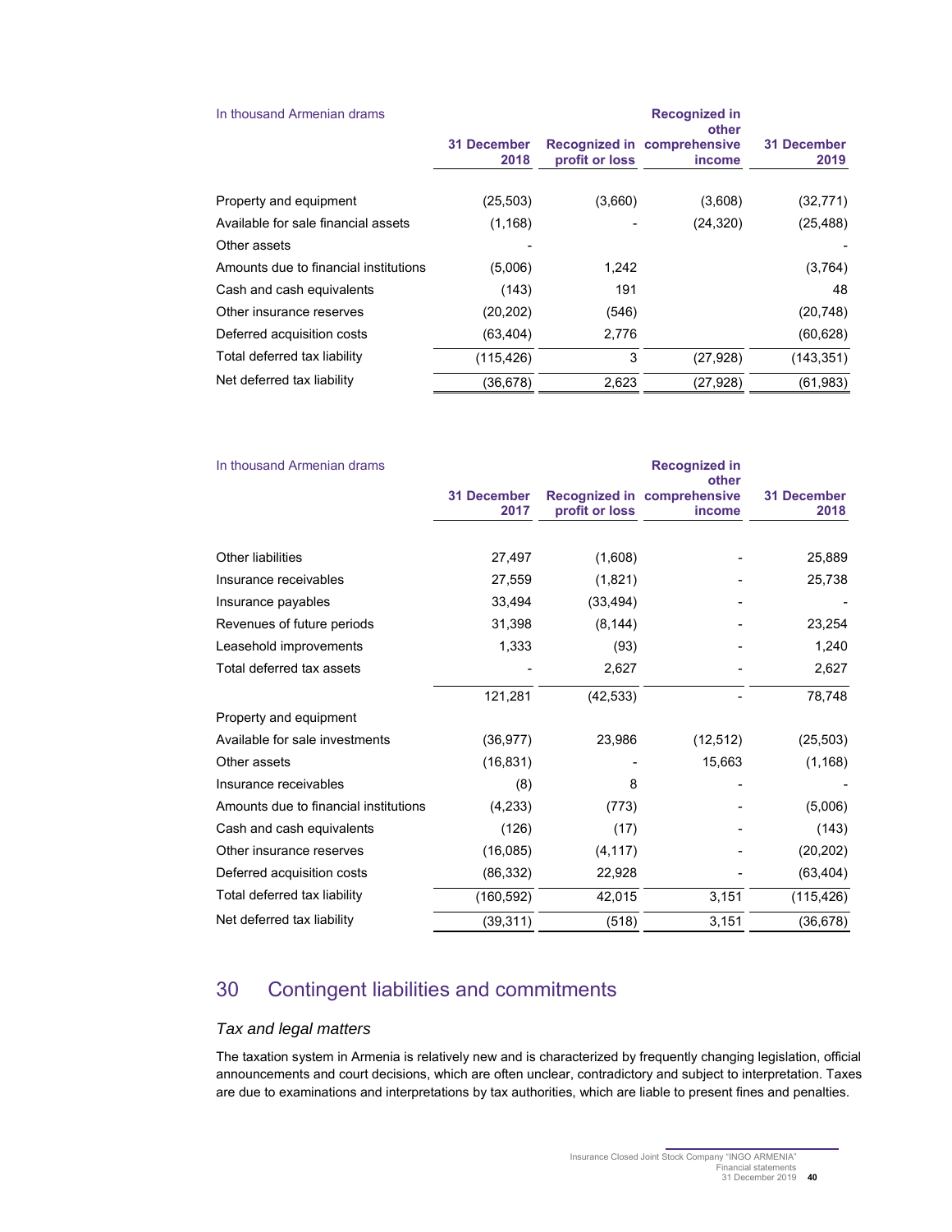| In thousand Armenian drams | 31 December 2018 | Recognized in profit or loss | Recognized in other comprehensive income | 31 December 2019 |
|---|---|---|---|---|
| Property and equipment | (25,503) | (3,660) | (3,608) | (32,771) |
| Available for sale financial assets | (1,168) | - | (24,320) | (25,488) |
| Other assets | - | | | - |
| Amounts due to financial institutions | (5,006) | 1,242 | | (3,764) |
| Cash and cash equivalents | (143) | 191 | | 48 |
| Other insurance reserves | (20,202) | (546) | | (20,748) |
| Deferred acquisition costs | (63,404) | 2,776 | | (60,628) |
| Total deferred tax liability | (115,426) | 3 | (27,928) | (143,351) |
| Net deferred tax liability | (36,678) | 2,623 | (27,928) | (61,983) |

| In thousand Armenian drams | 31 December 2017 | Recognized in profit or loss | Recognized in other comprehensive income | 31 December 2018 |
|---|---|---|---|---|
| Other liabilities | 27,497 | (1,608) | - | 25,889 |
| Insurance receivables | 27,559 | (1,821) | - | 25,738 |
| Insurance payables | 33,494 | (33,494) | - | - |
| Revenues of future periods | 31,398 | (8,144) | - | 23,254 |
| Leasehold improvements | 1,333 | (93) | - | 1,240 |
| Total deferred tax assets | - | 2,627 | - | 2,627 |
| | 121,281 | (42,533) | - | 78,748 |
| Property and equipment | | | | |
| Available for sale investments | (36,977) | 23,986 | (12,512) | (25,503) |
| Other assets | (16,831) | - | 15,663 | (1,168) |
| Insurance receivables | (8) | 8 | - | - |
| Amounts due to financial institutions | (4,233) | (773) | - | (5,006) |
| Cash and cash equivalents | (126) | (17) | - | (143) |
| Other insurance reserves | (16,085) | (4,117) | - | (20,202) |
| Deferred acquisition costs | (86,332) | 22,928 | - | (63,404) |
| Total deferred tax liability | (160,592) | 42,015 | 3,151 | (115,426) |
| Net deferred tax liability | (39,311) | (518) | 3,151 | (36,678) |

# 30 Contingent liabilities and commitments

### *Tax and legal matters*

The taxation system in Armenia is relatively new and is characterized by frequently changing legislation, official announcements and court decisions, which are often unclear, contradictory and subject to interpretation. Taxes are due to examinations and interpretations by tax authorities, which are liable to present fines and penalties.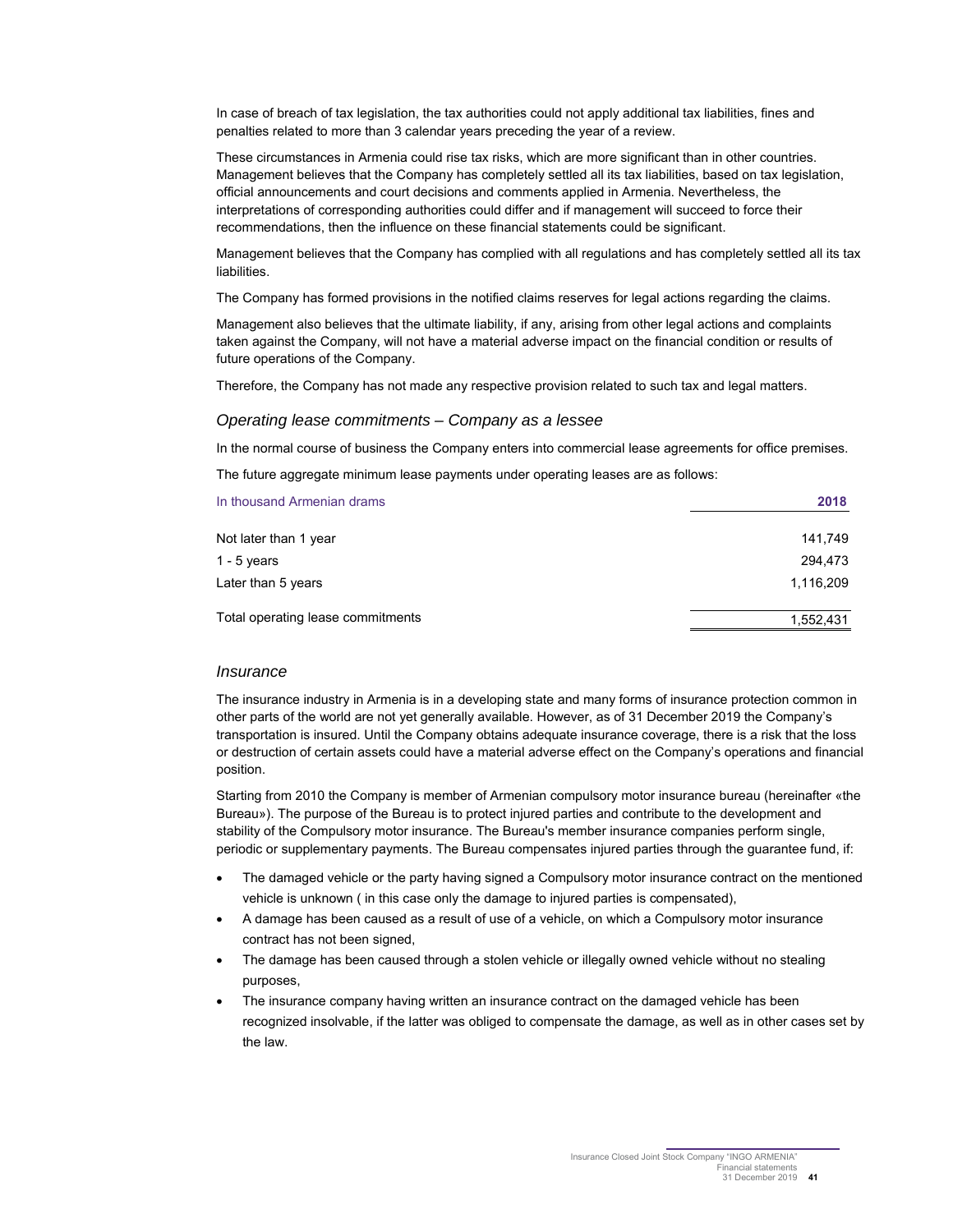In case of breach of tax legislation, the tax authorities could not apply additional tax liabilities, fines and penalties related to more than 3 calendar years preceding the year of a review.

These circumstances in Armenia could rise tax risks, which are more significant than in other countries. Management believes that the Company has completely settled all its tax liabilities, based on tax legislation, official announcements and court decisions and comments applied in Armenia. Nevertheless, the interpretations of corresponding authorities could differ and if management will succeed to force their recommendations, then the influence on these financial statements could be significant.

Management believes that the Company has complied with all regulations and has completely settled all its tax liabilities.

The Company has formed provisions in the notified claims reserves for legal actions regarding the claims.

Management also believes that the ultimate liability, if any, arising from other legal actions and complaints taken against the Company, will not have a material adverse impact on the financial condition or results of future operations of the Company.

Therefore, the Company has not made any respective provision related to such tax and legal matters.

### *Operating lease commitments – Company as a lessee*

In the normal course of business the Company enters into commercial lease agreements for office premises.

The future aggregate minimum lease payments under operating leases are as follows:

| In thousand Armenian drams | 2018 |
|---|---|
| Not later than 1 year | 141,749 |
| 1 - 5 years | 294,473 |
| Later than 5 years | 1,116,209 |
| Total operating lease commitments | 1,552,431 |

### *Insurance*

The insurance industry in Armenia is in a developing state and many forms of insurance protection common in other parts of the world are not yet generally available. However, as of 31 December 2019 the Company's transportation is insured. Until the Company obtains adequate insurance coverage, there is a risk that the loss or destruction of certain assets could have a material adverse effect on the Company's operations and financial position.

Starting from 2010 the Company is member of Armenian compulsory motor insurance bureau (hereinafter «the Bureau»). The purpose of the Bureau is to protect injured parties and contribute to the development and stability of the Compulsory motor insurance. The Bureau's member insurance companies perform single, periodic or supplementary payments. The Bureau compensates injured parties through the guarantee fund, if:

- The damaged vehicle or the party having signed a Compulsory motor insurance contract on the mentioned vehicle is unknown ( in this case only the damage to injured parties is compensated),
- A damage has been caused as a result of use of a vehicle, on which a Compulsory motor insurance contract has not been signed,
- The damage has been caused through a stolen vehicle or illegally owned vehicle without no stealing purposes,
- The insurance company having written an insurance contract on the damaged vehicle has been recognized insolvable, if the latter was obliged to compensate the damage, as well as in other cases set by the law.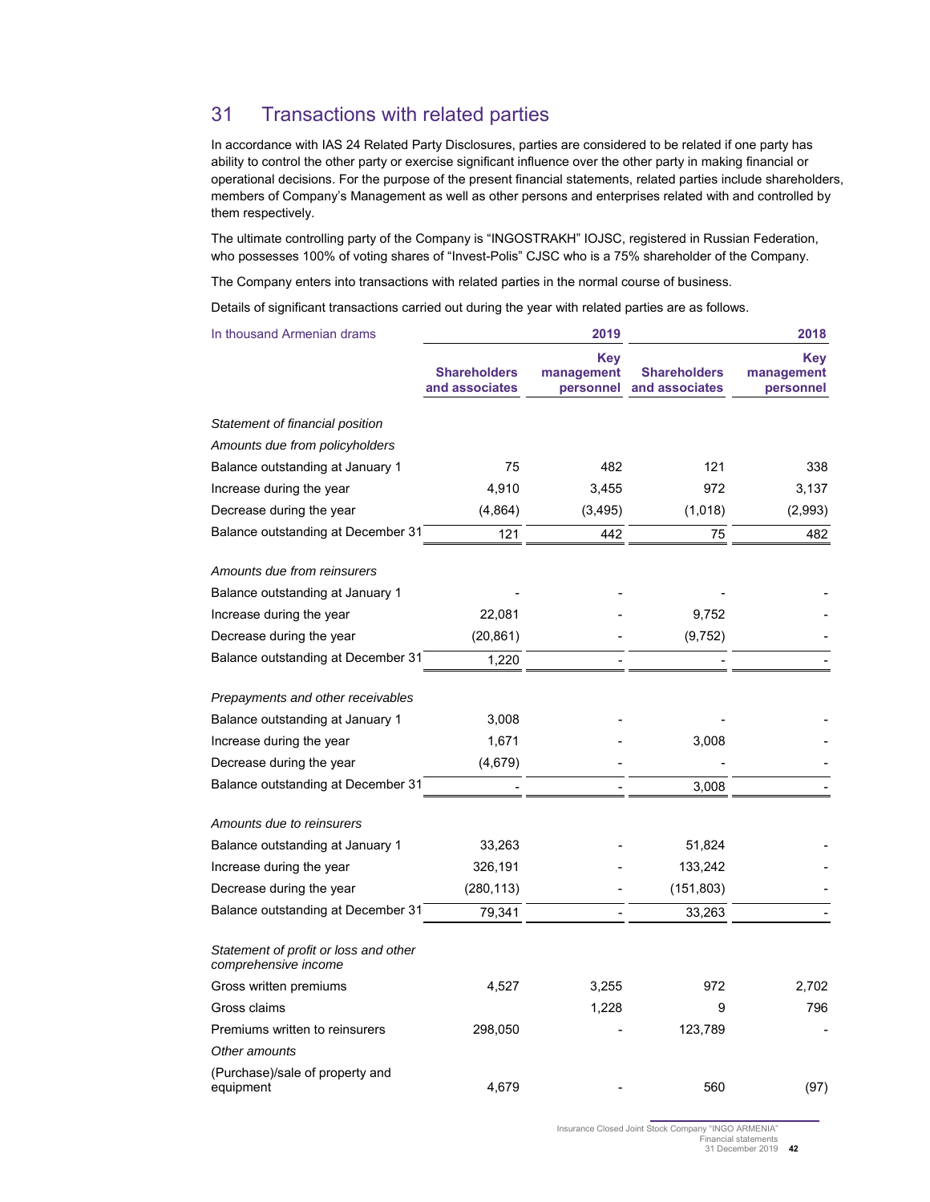## 31 Transactions with related parties

In accordance with IAS 24 Related Party Disclosures, parties are considered to be related if one party has ability to control the other party or exercise significant influence over the other party in making financial or operational decisions. For the purpose of the present financial statements, related parties include shareholders, members of Company's Management as well as other persons and enterprises related with and controlled by them respectively.

The ultimate controlling party of the Company is "INGOSTRAKH" IOJSC, registered in Russian Federation, who possesses 100% of voting shares of "Invest-Polis" CJSC who is a 75% shareholder of the Company.

The Company enters into transactions with related parties in the normal course of business.

Details of significant transactions carried out during the year with related parties are as follows.

| In thousand Armenian drams | 2019 | | 2018 | |
|---|---|---|---|---|
| | Shareholders and associates | Key management personnel | Shareholders and associates | Key management personnel |
| *Statement of financial position* | | | | |
| *Amounts due from policyholders* | | | | |
| Balance outstanding at January 1 | 75 | 482 | 121 | 338 |
| Increase during the year | 4,910 | 3,455 | 972 | 3,137 |
| Decrease during the year | (4,864) | (3,495) | (1,018) | (2,993) |
| Balance outstanding at December 31 | 121 | 442 | 75 | 482 |
| *Amounts due from reinsurers* | | | | |
| Balance outstanding at January 1 | - | - | - | - |
| Increase during the year | 22,081 | - | 9,752 | - |
| Decrease during the year | (20,861) | - | (9,752) | - |
| Balance outstanding at December 31 | 1,220 | - | - | - |
| *Prepayments and other receivables* | | | | |
| Balance outstanding at January 1 | 3,008 | - | - | - |
| Increase during the year | 1,671 | - | 3,008 | - |
| Decrease during the year | (4,679) | - | - | - |
| Balance outstanding at December 31 | - | - | 3,008 | - |
| *Amounts due to reinsurers* | | | | |
| Balance outstanding at January 1 | 33,263 | - | 51,824 | - |
| Increase during the year | 326,191 | - | 133,242 | - |
| Decrease during the year | (280,113) | - | (151,803) | - |
| Balance outstanding at December 31 | 79,341 | - | 33,263 | - |
| *Statement of profit or loss and other comprehensive income* | | | | |
| Gross written premiums | 4,527 | 3,255 | 972 | 2,702 |
| Gross claims | | 1,228 | 9 | 796 |
| Premiums written to reinsurers | 298,050 | - | 123,789 | - |
| *Other amounts* | | | | |
| (Purchase)/sale of property and equipment | 4,679 | - | 560 | (97) |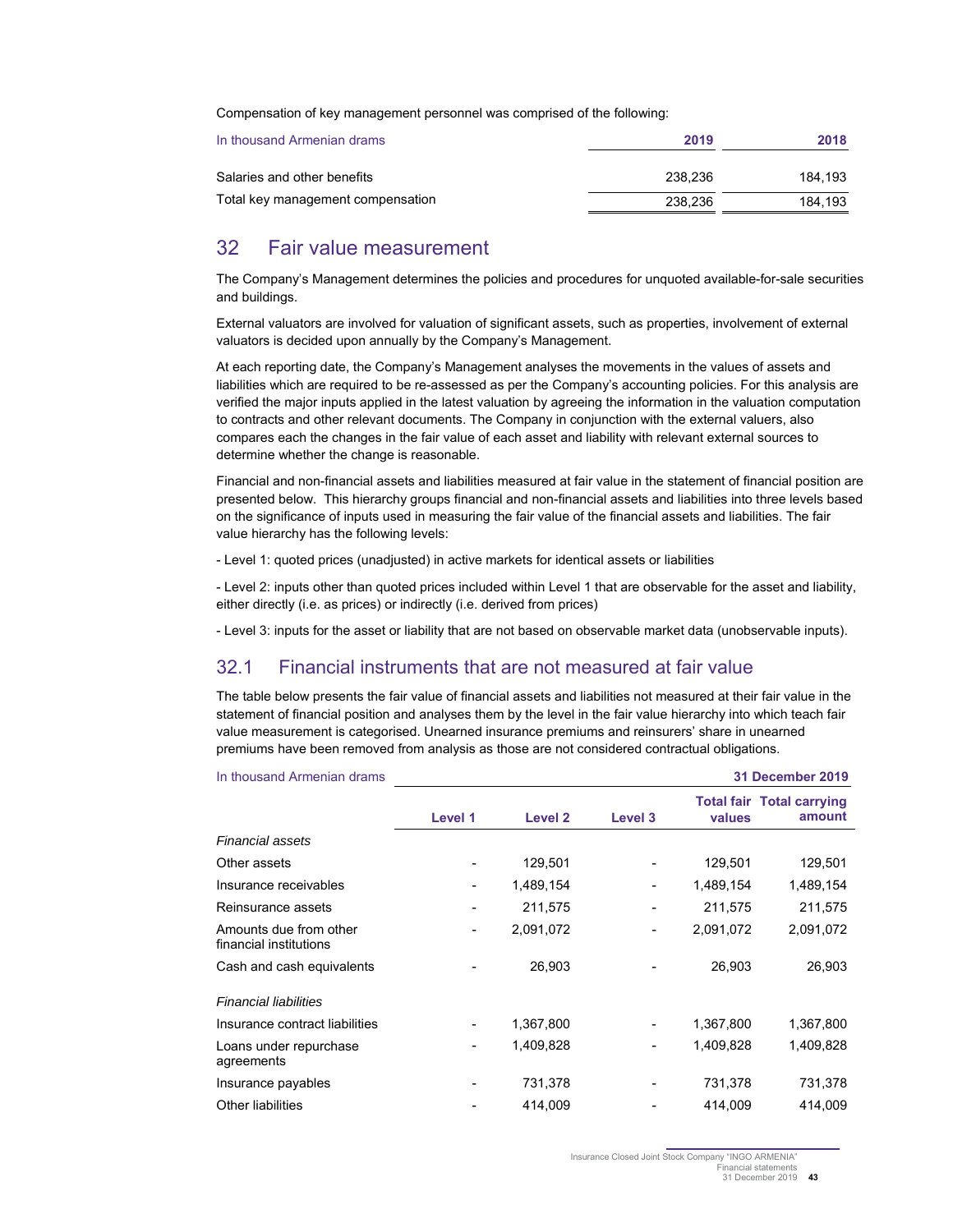Compensation of key management personnel was comprised of the following:

| In thousand Armenian drams | 2019 | 2018 |
|---|---|---|
| Salaries and other benefits | 238,236 | 184,193 |
| Total key management compensation | 238,236 | 184,193 |

## 32 Fair value measurement

The Company's Management determines the policies and procedures for unquoted available-for-sale securities and buildings.

External valuators are involved for valuation of significant assets, such as properties, involvement of external valuators is decided upon annually by the Company's Management.

At each reporting date, the Company's Management analyses the movements in the values of assets and liabilities which are required to be re-assessed as per the Company's accounting policies. For this analysis are verified the major inputs applied in the latest valuation by agreeing the information in the valuation computation to contracts and other relevant documents. The Company in conjunction with the external valuers, also compares each the changes in the fair value of each asset and liability with relevant external sources to determine whether the change is reasonable.

Financial and non-financial assets and liabilities measured at fair value in the statement of financial position are presented below. This hierarchy groups financial and non-financial assets and liabilities into three levels based on the significance of inputs used in measuring the fair value of the financial assets and liabilities. The fair value hierarchy has the following levels:

- Level 1: quoted prices (unadjusted) in active markets for identical assets or liabilities

- Level 2: inputs other than quoted prices included within Level 1 that are observable for the asset and liability, either directly (i.e. as prices) or indirectly (i.e. derived from prices)

- Level 3: inputs for the asset or liability that are not based on observable market data (unobservable inputs).

## 32.1 Financial instruments that are not measured at fair value

The table below presents the fair value of financial assets and liabilities not measured at their fair value in the statement of financial position and analyses them by the level in the fair value hierarchy into which teach fair value measurement is categorised. Unearned insurance premiums and reinsurers' share in unearned premiums have been removed from analysis as those are not considered contractual obligations.

| In thousand Armenian drams | 31 December 2019 | | | | |
|---|---|---|---|---|---|
| | Level 1 | Level 2 | Level 3 | Total fair values | Total carrying amount |
| *Financial assets* | | | | | |
| Other assets | - | 129,501 | - | 129,501 | 129,501 |
| Insurance receivables | - | 1,489,154 | - | 1,489,154 | 1,489,154 |
| Reinsurance assets | - | 211,575 | - | 211,575 | 211,575 |
| Amounts due from other financial institutions | - | 2,091,072 | - | 2,091,072 | 2,091,072 |
| Cash and cash equivalents | - | 26,903 | - | 26,903 | 26,903 |
| *Financial liabilities* | | | | | |
| Insurance contract liabilities | - | 1,367,800 | - | 1,367,800 | 1,367,800 |
| Loans under repurchase agreements | - | 1,409,828 | - | 1,409,828 | 1,409,828 |
| Insurance payables | - | 731,378 | - | 731,378 | 731,378 |
| Other liabilities | - | 414,009 | - | 414,009 | 414,009 |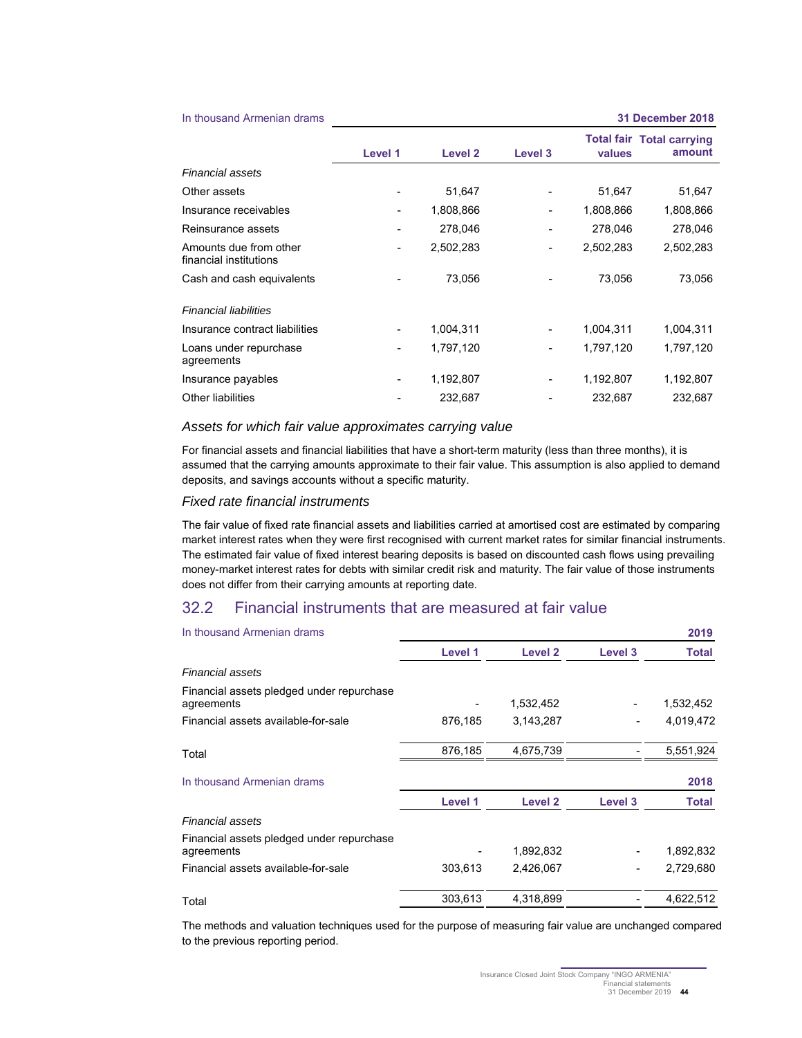| In thousand Armenian drams | | | | | 31 December 2018 |
|---|---|---|---|---|---|
| | Level 1 | Level 2 | Level 3 | Total fair values | Total carrying amount |
| *Financial assets* | | | | | |
| Other assets | - | 51,647 | - | 51,647 | 51,647 |
| Insurance receivables | - | 1,808,866 | - | 1,808,866 | 1,808,866 |
| Reinsurance assets | - | 278,046 | - | 278,046 | 278,046 |
| Amounts due from other financial institutions | - | 2,502,283 | - | 2,502,283 | 2,502,283 |
| Cash and cash equivalents | - | 73,056 | - | 73,056 | 73,056 |
| *Financial liabilities* | | | | | |
| Insurance contract liabilities | - | 1,004,311 | - | 1,004,311 | 1,004,311 |
| Loans under repurchase agreements | - | 1,797,120 | - | 1,797,120 | 1,797,120 |
| Insurance payables | - | 1,192,807 | - | 1,192,807 | 1,192,807 |
| Other liabilities | - | 232,687 | - | 232,687 | 232,687 |

### *Assets for which fair value approximates carrying value*

For financial assets and financial liabilities that have a short-term maturity (less than three months), it is assumed that the carrying amounts approximate to their fair value. This assumption is also applied to demand deposits, and savings accounts without a specific maturity.

### *Fixed rate financial instruments*

The fair value of fixed rate financial assets and liabilities carried at amortised cost are estimated by comparing market interest rates when they were first recognised with current market rates for similar financial instruments. The estimated fair value of fixed interest bearing deposits is based on discounted cash flows using prevailing money-market interest rates for debts with similar credit risk and maturity. The fair value of those instruments does not differ from their carrying amounts at reporting date.

## 32.2 Financial instruments that are measured at fair value

| In thousand Armenian drams | | | | 2019 |
|---|---|---|---|---|
| | Level 1 | Level 2 | Level 3 | Total |
| *Financial assets* | | | | |
| Financial assets pledged under repurchase agreements | - | 1,532,452 | - | 1,532,452 |
| Financial assets available-for-sale | 876,185 | 3,143,287 | - | 4,019,472 |
| Total | 876,185 | 4,675,739 | - | 5,551,924 |

| In thousand Armenian drams | | | | 2018 |
|---|---|---|---|---|
| | Level 1 | Level 2 | Level 3 | Total |
| *Financial assets* | | | | |
| Financial assets pledged under repurchase agreements | - | 1,892,832 | - | 1,892,832 |
| Financial assets available-for-sale | 303,613 | 2,426,067 | - | 2,729,680 |
| Total | 303,613 | 4,318,899 | - | 4,622,512 |

The methods and valuation techniques used for the purpose of measuring fair value are unchanged compared to the previous reporting period.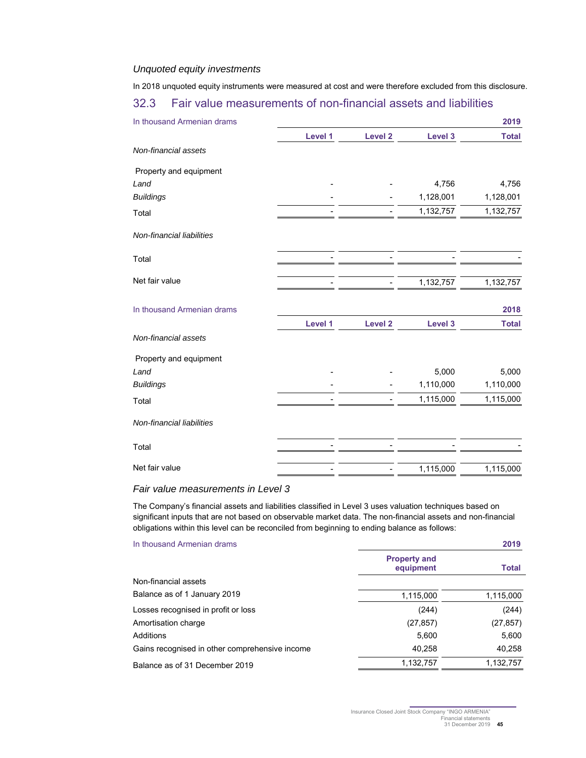### *Unquoted equity investments*

In 2018 unquoted equity instruments were measured at cost and were therefore excluded from this disclosure.

## 32.3 Fair value measurements of non-financial assets and liabilities

| In thousand Armenian drams | | | | 2019 |
|---|---|---|---|---|
| | Level 1 | Level 2 | Level 3 | Total |
| *Non-financial assets* | | | | |
| Property and equipment | | | | |
| *Land* | - | - | 4,756 | 4,756 |
| *Buildings* | - | - | 1,128,001 | 1,128,001 |
| Total | - | - | 1,132,757 | 1,132,757 |
| *Non-financial liabilities* | | | | |
| Total | - | - | - | - |
| Net fair value | - | - | 1,132,757 | 1,132,757 |

| In thousand Armenian drams | | | | 2018 |
|---|---|---|---|---|
| | Level 1 | Level 2 | Level 3 | Total |
| *Non-financial assets* | | | | |
| Property and equipment | | | | |
| *Land* | - | - | 5,000 | 5,000 |
| *Buildings* | - | - | 1,110,000 | 1,110,000 |
| Total | - | - | 1,115,000 | 1,115,000 |
| *Non-financial liabilities* | | | | |
| Total | - | - | - | - |
| Net fair value | - | - | 1,115,000 | 1,115,000 |

### *Fair value measurements in Level 3*

The Company's financial assets and liabilities classified in Level 3 uses valuation techniques based on significant inputs that are not based on observable market data. The non-financial assets and non-financial obligations within this level can be reconciled from beginning to ending balance as follows:

| In thousand Armenian drams | | 2019 |
|---|---|---|
| | Property and equipment | Total |
| Non-financial assets | | |
| Balance as of 1 January 2019 | 1,115,000 | 1,115,000 |
| Losses recognised in profit or loss | (244) | (244) |
| Amortisation charge | (27,857) | (27,857) |
| Additions | 5,600 | 5,600 |
| Gains recognised in other comprehensive income | 40,258 | 40,258 |
| Balance as of 31 December 2019 | 1,132,757 | 1,132,757 |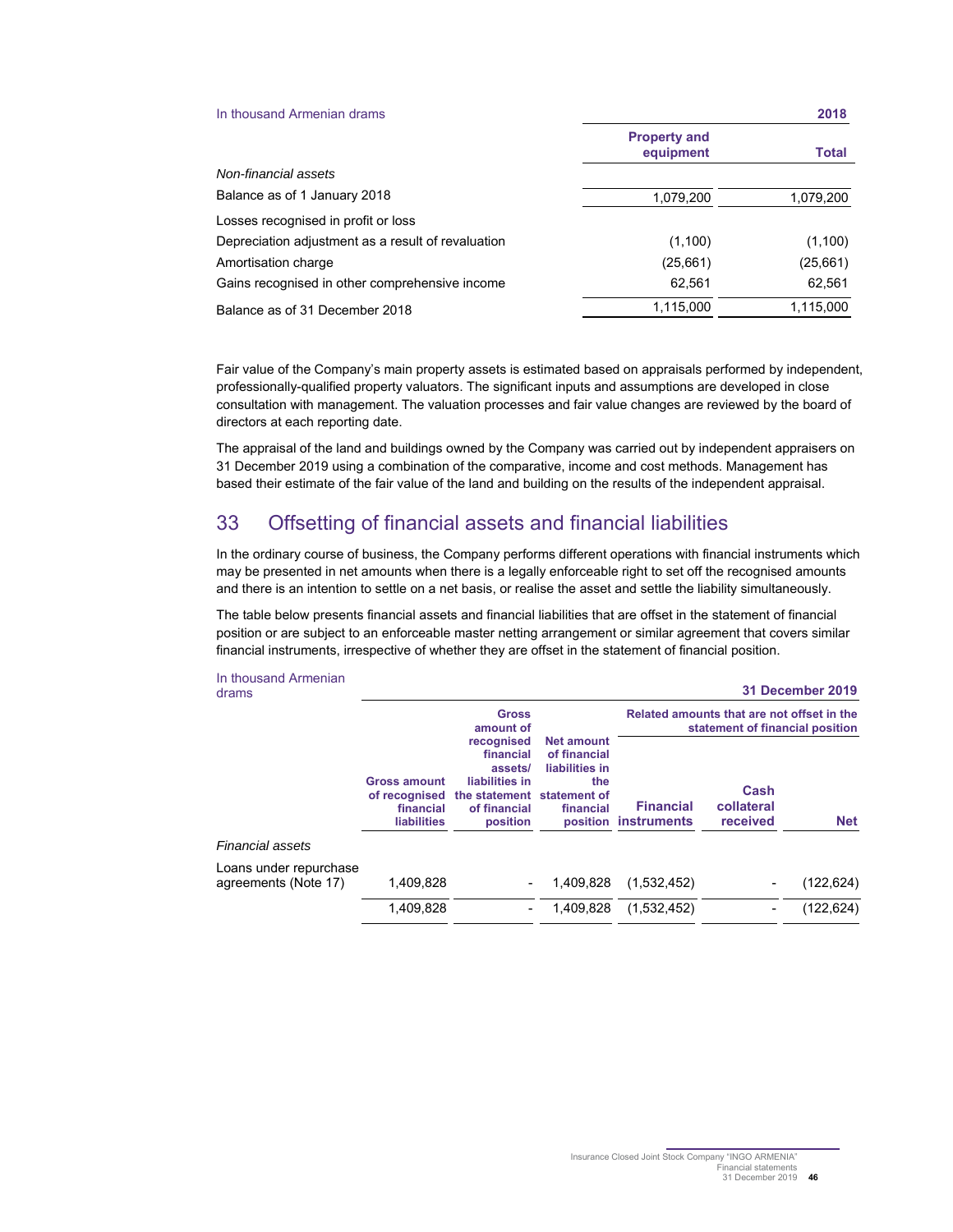| In thousand Armenian drams | 2018 | |
|---|---|---|
| | Property and equipment | Total |
| *Non-financial assets* | | |
| Balance as of 1 January 2018 | 1,079,200 | 1,079,200 |
| Losses recognised in profit or loss | | |
| Depreciation adjustment as a result of revaluation | (1,100) | (1,100) |
| Amortisation charge | (25,661) | (25,661) |
| Gains recognised in other comprehensive income | 62,561 | 62,561 |
| Balance as of 31 December 2018 | 1,115,000 | 1,115,000 |

Fair value of the Company's main property assets is estimated based on appraisals performed by independent, professionally-qualified property valuators. The significant inputs and assumptions are developed in close consultation with management. The valuation processes and fair value changes are reviewed by the board of directors at each reporting date.

The appraisal of the land and buildings owned by the Company was carried out by independent appraisers on 31 December 2019 using a combination of the comparative, income and cost methods. Management has based their estimate of the fair value of the land and building on the results of the independent appraisal.

## 33 Offsetting of financial assets and financial liabilities

In the ordinary course of business, the Company performs different operations with financial instruments which may be presented in net amounts when there is a legally enforceable right to set off the recognised amounts and there is an intention to settle on a net basis, or realise the asset and settle the liability simultaneously.

The table below presents financial assets and financial liabilities that are offset in the statement of financial position or are subject to an enforceable master netting arrangement or similar agreement that covers similar financial instruments, irrespective of whether they are offset in the statement of financial position.

| In thousand Armenian drams | 31 December 2019 | | | | | |
|---|---|---|---|---|---|---|
| | | | | Related amounts that are not offset in the statement of financial position | | |
| | Gross amount of recognised financial liabilities | Gross amount of recognised financial assets/ liabilities in the statement of financial position | Net amount of financial liabilities in the statement of financial position | Financial instruments | Cash collateral received | Net |
| *Financial assets* | | | | | | |
| Loans under repurchase agreements (Note 17) | 1,409,828 | - | 1,409,828 | (1,532,452) | - | (122,624) |
| | 1,409,828 | - | 1,409,828 | (1,532,452) | - | (122,624) |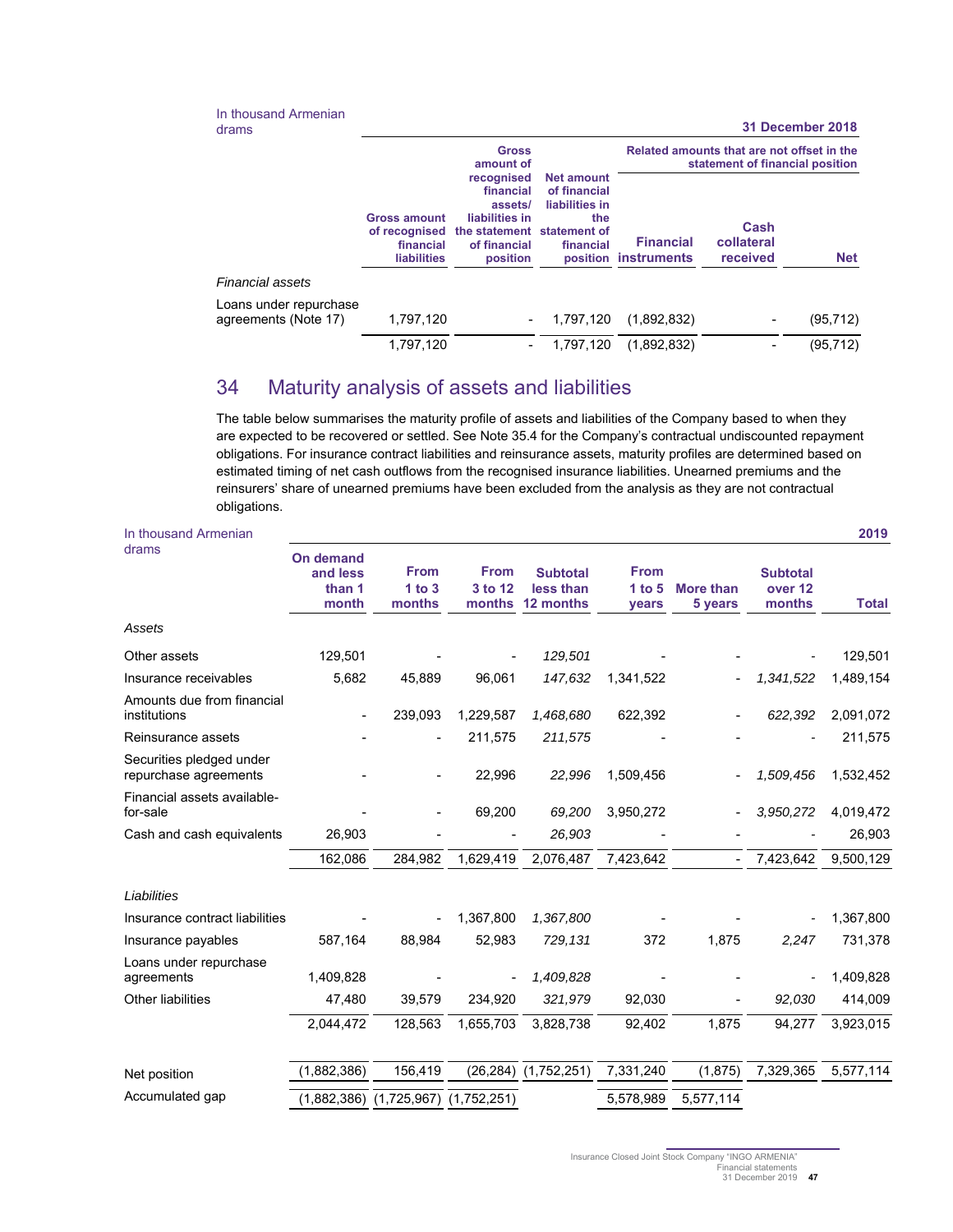| In thousand Armenian drams | | | | | | 31 December 2018 |
|---|---|---|---|---|---|---|
| | | | | Related amounts that are not offset in the statement of financial position | | |
| | Gross amount of recognised financial liabilities | Gross amount of recognised financial assets/ liabilities in the statement of financial position | Net amount of financial liabilities in the statement of financial position | Financial instruments | Cash collateral received | Net |
| *Financial assets* | | | | | | |
| Loans under repurchase agreements (Note 17) | 1,797,120 | - | 1,797,120 | (1,892,832) | - | (95,712) |
| | 1,797,120 | - | 1,797,120 | (1,892,832) | - | (95,712) |

## 34 Maturity analysis of assets and liabilities

The table below summarises the maturity profile of assets and liabilities of the Company based to when they are expected to be recovered or settled. See Note 35.4 for the Company's contractual undiscounted repayment obligations. For insurance contract liabilities and reinsurance assets, maturity profiles are determined based on estimated timing of net cash outflows from the recognised insurance liabilities. Unearned premiums and the reinsurers' share of unearned premiums have been excluded from the analysis as they are not contractual obligations.

| In thousand Armenian drams | | | | | | | | 2019 |
|---|---|---|---|---|---|---|---|---|
| | On demand and less than 1 month | From 1 to 3 months | From 3 to 12 months | Subtotal less than 12 months | From 1 to 5 years | More than 5 years | Subtotal over 12 months | Total |
| *Assets* | | | | | | | | |
| Other assets | 129,501 | - | - | *129,501* | - | - | - | 129,501 |
| Insurance receivables | 5,682 | 45,889 | 96,061 | *147,632* | 1,341,522 | - | *1,341,522* | 1,489,154 |
| Amounts due from financial institutions | - | 239,093 | 1,229,587 | *1,468,680* | 622,392 | - | *622,392* | 2,091,072 |
| Reinsurance assets | - | - | 211,575 | *211,575* | - | - | - | 211,575 |
| Securities pledged under repurchase agreements | - | - | 22,996 | *22,996* | 1,509,456 | - | *1,509,456* | 1,532,452 |
| Financial assets available-for-sale | - | - | 69,200 | *69,200* | 3,950,272 | - | *3,950,272* | 4,019,472 |
| Cash and cash equivalents | 26,903 | - | - | *26,903* | - | - | - | 26,903 |
| | 162,086 | 284,982 | 1,629,419 | 2,076,487 | 7,423,642 | - | 7,423,642 | 9,500,129 |
| *Liabilities* | | | | | | | | |
| Insurance contract liabilities | - | - | 1,367,800 | *1,367,800* | - | - | - | 1,367,800 |
| Insurance payables | 587,164 | 88,984 | 52,983 | *729,131* | 372 | 1,875 | *2,247* | 731,378 |
| Loans under repurchase agreements | 1,409,828 | - | - | *1,409,828* | - | - | - | 1,409,828 |
| Other liabilities | 47,480 | 39,579 | 234,920 | *321,979* | 92,030 | - | *92,030* | 414,009 |
| | 2,044,472 | 128,563 | 1,655,703 | 3,828,738 | 92,402 | 1,875 | 94,277 | 3,923,015 |
| Net position | (1,882,386) | 156,419 | (26,284) | (1,752,251) | 7,331,240 | (1,875) | 7,329,365 | 5,577,114 |
| Accumulated gap | (1,882,386) | (1,725,967) | (1,752,251) | | 5,578,989 | 5,577,114 | | |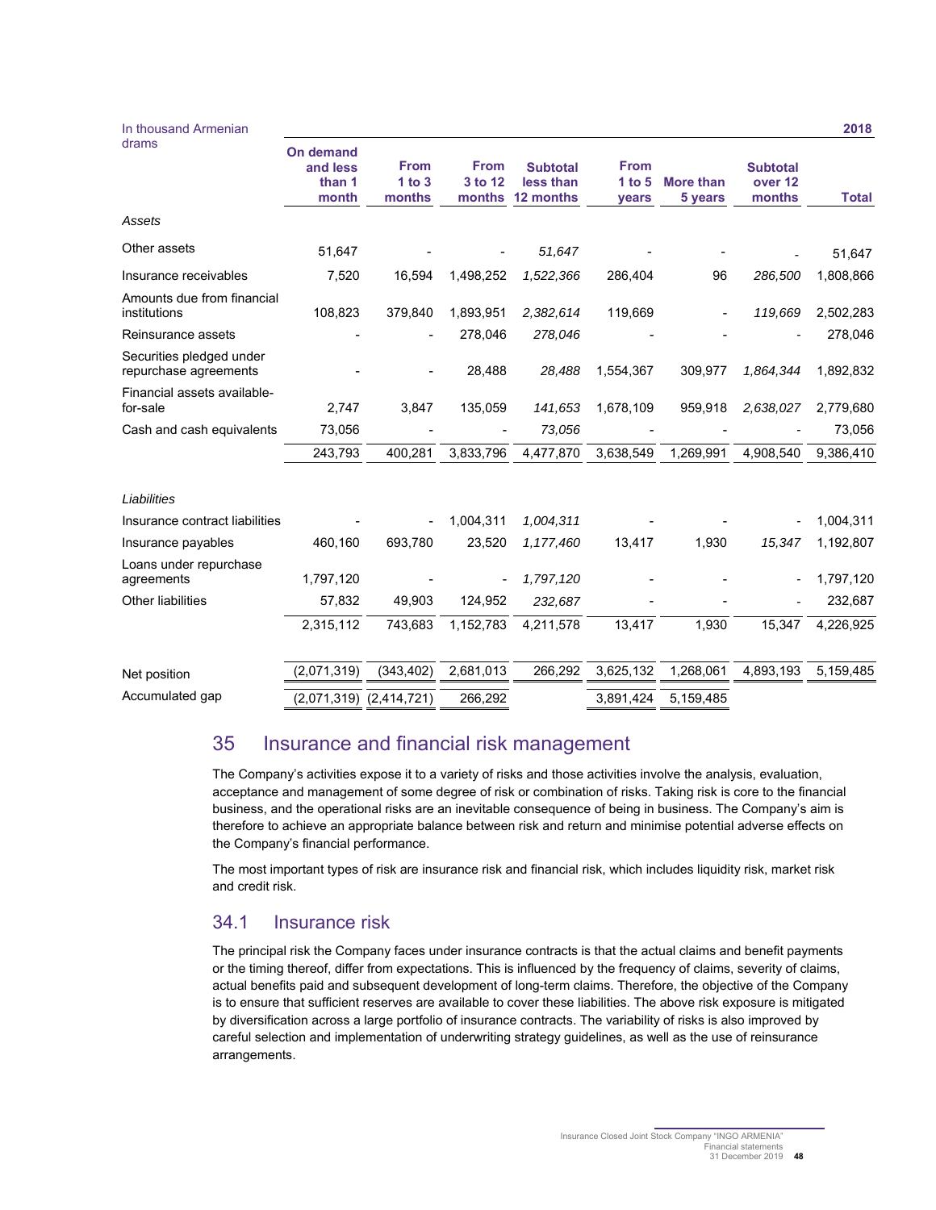| In thousand Armenian drams | | | | | | | | 2018 |
|---|---|---|---|---|---|---|---|---|
| | On demand and less than 1 month | From 1 to 3 months | From 3 to 12 months | Subtotal less than 12 months | From 1 to 5 years | More than 5 years | Subtotal over 12 months | Total |
| *Assets* | | | | | | | | |
| Other assets | 51,647 | - | - | *51,647* | - | - | - | 51,647 |
| Insurance receivables | 7,520 | 16,594 | 1,498,252 | *1,522,366* | 286,404 | 96 | *286,500* | 1,808,866 |
| Amounts due from financial institutions | 108,823 | 379,840 | 1,893,951 | *2,382,614* | 119,669 | - | *119,669* | 2,502,283 |
| Reinsurance assets | - | - | 278,046 | *278,046* | - | - | - | 278,046 |
| Securities pledged under repurchase agreements | - | - | 28,488 | *28,488* | 1,554,367 | 309,977 | *1,864,344* | 1,892,832 |
| Financial assets available-for-sale | 2,747 | 3,847 | 135,059 | *141,653* | 1,678,109 | 959,918 | *2,638,027* | 2,779,680 |
| Cash and cash equivalents | 73,056 | - | - | *73,056* | - | - | - | 73,056 |
| | 243,793 | 400,281 | 3,833,796 | 4,477,870 | 3,638,549 | 1,269,991 | 4,908,540 | 9,386,410 |
| *Liabilities* | | | | | | | | |
| Insurance contract liabilities | - | - | 1,004,311 | *1,004,311* | - | - | - | 1,004,311 |
| Insurance payables | 460,160 | 693,780 | 23,520 | *1,177,460* | 13,417 | 1,930 | *15,347* | 1,192,807 |
| Loans under repurchase agreements | 1,797,120 | - | - | *1,797,120* | - | - | - | 1,797,120 |
| Other liabilities | 57,832 | 49,903 | 124,952 | *232,687* | - | - | - | 232,687 |
| | 2,315,112 | 743,683 | 1,152,783 | 4,211,578 | 13,417 | 1,930 | 15,347 | 4,226,925 |
| Net position | (2,071,319) | (343,402) | 2,681,013 | 266,292 | 3,625,132 | 1,268,061 | 4,893,193 | 5,159,485 |
| Accumulated gap | (2,071,319) | (2,414,721) | 266,292 | | 3,891,424 | 5,159,485 | | |

## 35 Insurance and financial risk management

The Company's activities expose it to a variety of risks and those activities involve the analysis, evaluation, acceptance and management of some degree of risk or combination of risks. Taking risk is core to the financial business, and the operational risks are an inevitable consequence of being in business. The Company's aim is therefore to achieve an appropriate balance between risk and return and minimise potential adverse effects on the Company's financial performance.

The most important types of risk are insurance risk and financial risk, which includes liquidity risk, market risk and credit risk.

### 34.1 Insurance risk

The principal risk the Company faces under insurance contracts is that the actual claims and benefit payments or the timing thereof, differ from expectations. This is influenced by the frequency of claims, severity of claims, actual benefits paid and subsequent development of long-term claims. Therefore, the objective of the Company is to ensure that sufficient reserves are available to cover these liabilities. The above risk exposure is mitigated by diversification across a large portfolio of insurance contracts. The variability of risks is also improved by careful selection and implementation of underwriting strategy guidelines, as well as the use of reinsurance arrangements.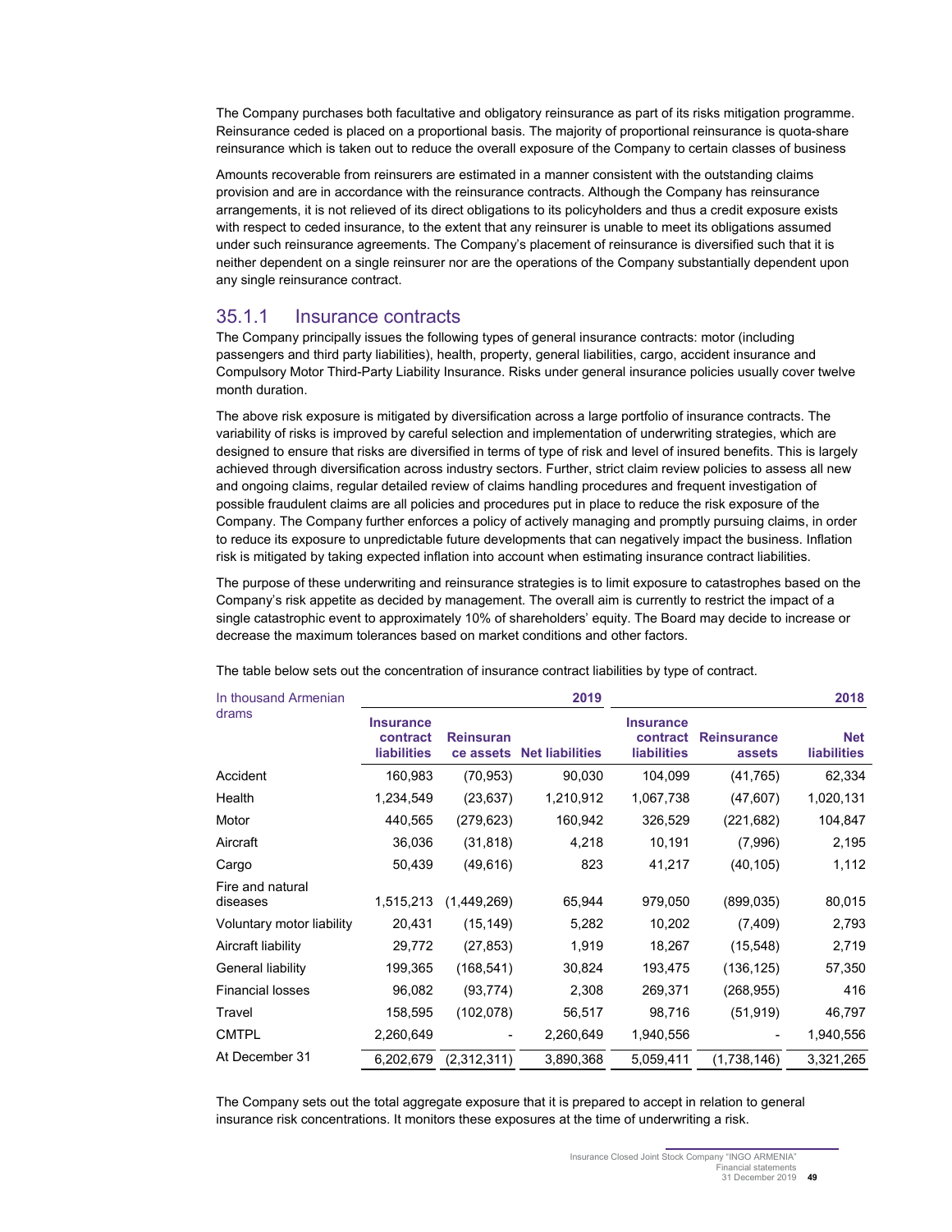The Company purchases both facultative and obligatory reinsurance as part of its risks mitigation programme. Reinsurance ceded is placed on a proportional basis. The majority of proportional reinsurance is quota-share reinsurance which is taken out to reduce the overall exposure of the Company to certain classes of business

Amounts recoverable from reinsurers are estimated in a manner consistent with the outstanding claims provision and are in accordance with the reinsurance contracts. Although the Company has reinsurance arrangements, it is not relieved of its direct obligations to its policyholders and thus a credit exposure exists with respect to ceded insurance, to the extent that any reinsurer is unable to meet its obligations assumed under such reinsurance agreements. The Company's placement of reinsurance is diversified such that it is neither dependent on a single reinsurer nor are the operations of the Company substantially dependent upon any single reinsurance contract.

### 35.1.1 Insurance contracts

The Company principally issues the following types of general insurance contracts: motor (including passengers and third party liabilities), health, property, general liabilities, cargo, accident insurance and Compulsory Motor Third-Party Liability Insurance. Risks under general insurance policies usually cover twelve month duration.

The above risk exposure is mitigated by diversification across a large portfolio of insurance contracts. The variability of risks is improved by careful selection and implementation of underwriting strategies, which are designed to ensure that risks are diversified in terms of type of risk and level of insured benefits. This is largely achieved through diversification across industry sectors. Further, strict claim review policies to assess all new and ongoing claims, regular detailed review of claims handling procedures and frequent investigation of possible fraudulent claims are all policies and procedures put in place to reduce the risk exposure of the Company. The Company further enforces a policy of actively managing and promptly pursuing claims, in order to reduce its exposure to unpredictable future developments that can negatively impact the business. Inflation risk is mitigated by taking expected inflation into account when estimating insurance contract liabilities.

The purpose of these underwriting and reinsurance strategies is to limit exposure to catastrophes based on the Company's risk appetite as decided by management. The overall aim is currently to restrict the impact of a single catastrophic event to approximately 10% of shareholders' equity. The Board may decide to increase or decrease the maximum tolerances based on market conditions and other factors.

The table below sets out the concentration of insurance contract liabilities by type of contract.

| In thousand Armenian drams | | 2019 | | | 2018 | |
|---|---|---|---|---|---|---|
| | **Insurance contract liabilities** | **Reinsurance assets** | **Net liabilities** | **Insurance contract liabilities** | **Reinsurance assets** | **Net liabilities** |
| Accident | 160,983 | (70,953) | 90,030 | 104,099 | (41,765) | 62,334 |
| Health | 1,234,549 | (23,637) | 1,210,912 | 1,067,738 | (47,607) | 1,020,131 |
| Motor | 440,565 | (279,623) | 160,942 | 326,529 | (221,682) | 104,847 |
| Aircraft | 36,036 | (31,818) | 4,218 | 10,191 | (7,996) | 2,195 |
| Cargo | 50,439 | (49,616) | 823 | 41,217 | (40,105) | 1,112 |
| Fire and natural diseases | 1,515,213 | (1,449,269) | 65,944 | 979,050 | (899,035) | 80,015 |
| Voluntary motor liability | 20,431 | (15,149) | 5,282 | 10,202 | (7,409) | 2,793 |
| Aircraft liability | 29,772 | (27,853) | 1,919 | 18,267 | (15,548) | 2,719 |
| General liability | 199,365 | (168,541) | 30,824 | 193,475 | (136,125) | 57,350 |
| Financial losses | 96,082 | (93,774) | 2,308 | 269,371 | (268,955) | 416 |
| Travel | 158,595 | (102,078) | 56,517 | 98,716 | (51,919) | 46,797 |
| CMTPL | 2,260,649 | - | 2,260,649 | 1,940,556 | - | 1,940,556 |
| At December 31 | 6,202,679 | (2,312,311) | 3,890,368 | 5,059,411 | (1,738,146) | 3,321,265 |

The Company sets out the total aggregate exposure that it is prepared to accept in relation to general insurance risk concentrations. It monitors these exposures at the time of underwriting a risk.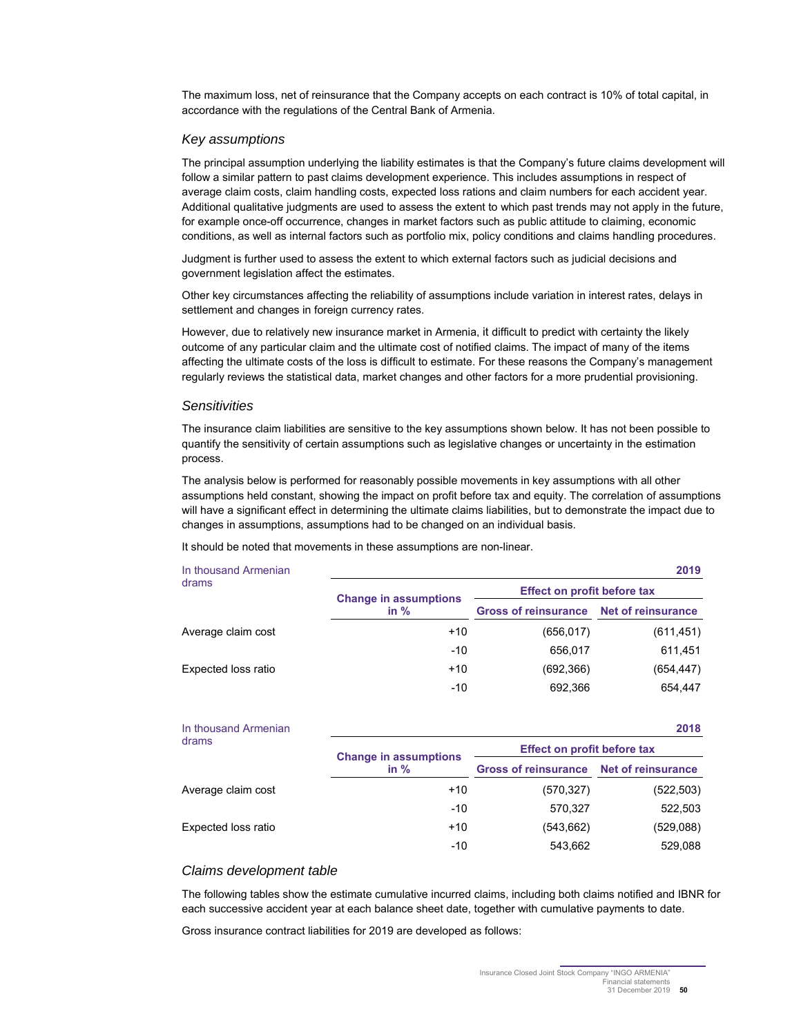The maximum loss, net of reinsurance that the Company accepts on each contract is 10% of total capital, in accordance with the regulations of the Central Bank of Armenia.

### *Key assumptions*

The principal assumption underlying the liability estimates is that the Company's future claims development will follow a similar pattern to past claims development experience. This includes assumptions in respect of average claim costs, claim handling costs, expected loss rations and claim numbers for each accident year. Additional qualitative judgments are used to assess the extent to which past trends may not apply in the future, for example once-off occurrence, changes in market factors such as public attitude to claiming, economic conditions, as well as internal factors such as portfolio mix, policy conditions and claims handling procedures.

Judgment is further used to assess the extent to which external factors such as judicial decisions and government legislation affect the estimates.

Other key circumstances affecting the reliability of assumptions include variation in interest rates, delays in settlement and changes in foreign currency rates.

However, due to relatively new insurance market in Armenia, it difficult to predict with certainty the likely outcome of any particular claim and the ultimate cost of notified claims. The impact of many of the items affecting the ultimate costs of the loss is difficult to estimate. For these reasons the Company's management regularly reviews the statistical data, market changes and other factors for a more prudential provisioning.

### *Sensitivities*

The insurance claim liabilities are sensitive to the key assumptions shown below. It has not been possible to quantify the sensitivity of certain assumptions such as legislative changes or uncertainty in the estimation process.

The analysis below is performed for reasonably possible movements in key assumptions with all other assumptions held constant, showing the impact on profit before tax and equity. The correlation of assumptions will have a significant effect in determining the ultimate claims liabilities, but to demonstrate the impact due to changes in assumptions, assumptions had to be changed on an individual basis.

It should be noted that movements in these assumptions are non-linear.

| In thousand Armenian drams | | | 2019 |
|---|---|---|---|
| | **Change in assumptions in %** | **Effect on profit before tax** | |
| | | **Gross of reinsurance** | **Net of reinsurance** |
| Average claim cost | +10 | (656,017) | (611,451) |
| | -10 | 656,017 | 611,451 |
| Expected loss ratio | +10 | (692,366) | (654,447) |
| | -10 | 692,366 | 654,447 |

| In thousand Armenian drams | | | 2018 |
|---|---|---|---|
| | **Change in assumptions in %** | **Effect on profit before tax** | |
| | | **Gross of reinsurance** | **Net of reinsurance** |
| Average claim cost | +10 | (570,327) | (522,503) |
| | -10 | 570,327 | 522,503 |
| Expected loss ratio | +10 | (543,662) | (529,088) |
| | -10 | 543,662 | 529,088 |

### *Claims development table*

The following tables show the estimate cumulative incurred claims, including both claims notified and IBNR for each successive accident year at each balance sheet date, together with cumulative payments to date.

Gross insurance contract liabilities for 2019 are developed as follows: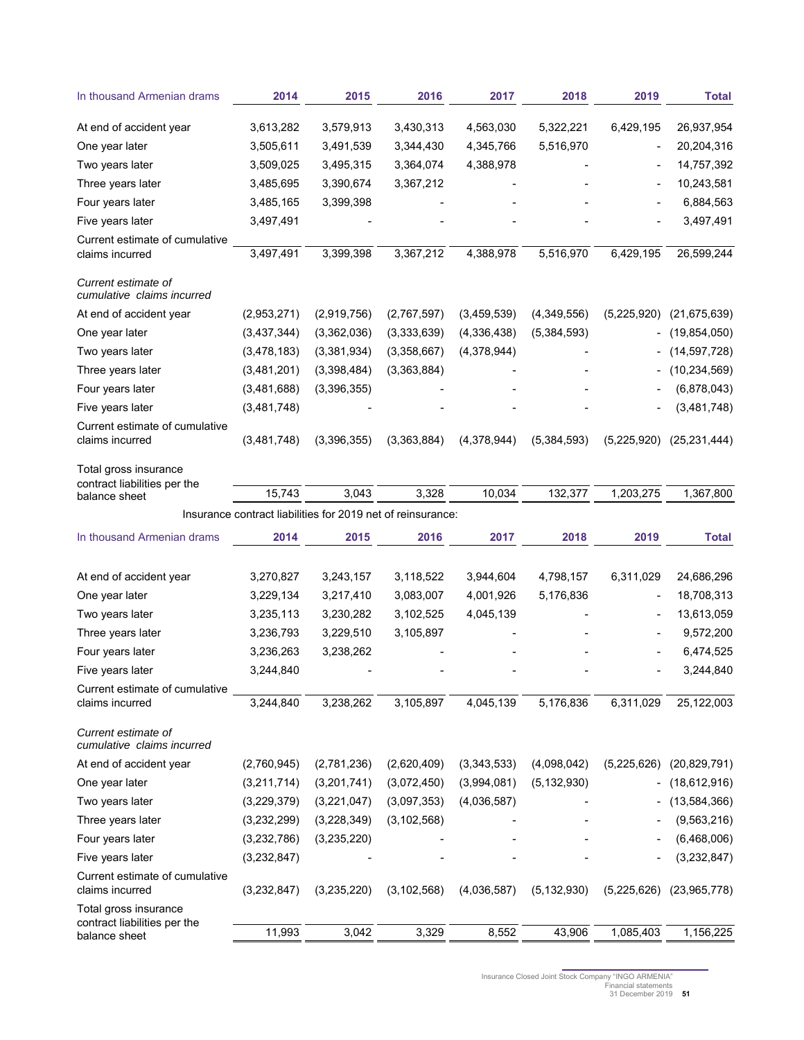| In thousand Armenian drams | 2014 | 2015 | 2016 | 2017 | 2018 | 2019 | Total |
|---|---|---|---|---|---|---|---|
| At end of accident year | 3,613,282 | 3,579,913 | 3,430,313 | 4,563,030 | 5,322,221 | 6,429,195 | 26,937,954 |
| One year later | 3,505,611 | 3,491,539 | 3,344,430 | 4,345,766 | 5,516,970 | - | 20,204,316 |
| Two years later | 3,509,025 | 3,495,315 | 3,364,074 | 4,388,978 | - | - | 14,757,392 |
| Three years later | 3,485,695 | 3,390,674 | 3,367,212 | - | - | - | 10,243,581 |
| Four years later | 3,485,165 | 3,399,398 | - | - | - | - | 6,884,563 |
| Five years later | 3,497,491 | - | - | - | - | - | 3,497,491 |
| Current estimate of cumulative claims incurred | 3,497,491 | 3,399,398 | 3,367,212 | 4,388,978 | 5,516,970 | 6,429,195 | 26,599,244 |
| *Current estimate of cumulative claims incurred* | | | | | | | |
| At end of accident year | (2,953,271) | (2,919,756) | (2,767,597) | (3,459,539) | (4,349,556) | (5,225,920) | (21,675,639) |
| One year later | (3,437,344) | (3,362,036) | (3,333,639) | (4,336,438) | (5,384,593) | - | (19,854,050) |
| Two years later | (3,478,183) | (3,381,934) | (3,358,667) | (4,378,944) | - | - | (14,597,728) |
| Three years later | (3,481,201) | (3,398,484) | (3,363,884) | - | - | - | (10,234,569) |
| Four years later | (3,481,688) | (3,396,355) | - | - | - | - | (6,878,043) |
| Five years later | (3,481,748) | - | - | - | - | - | (3,481,748) |
| Current estimate of cumulative claims incurred | (3,481,748) | (3,396,355) | (3,363,884) | (4,378,944) | (5,384,593) | (5,225,920) | (25,231,444) |
| Total gross insurance contract liabilities per the balance sheet | 15,743 | 3,043 | 3,328 | 10,034 | 132,377 | 1,203,275 | 1,367,800 |

Insurance contract liabilities for 2019 net of reinsurance:

| In thousand Armenian drams | 2014 | 2015 | 2016 | 2017 | 2018 | 2019 | Total |
|---|---|---|---|---|---|---|---|
| At end of accident year | 3,270,827 | 3,243,157 | 3,118,522 | 3,944,604 | 4,798,157 | 6,311,029 | 24,686,296 |
| One year later | 3,229,134 | 3,217,410 | 3,083,007 | 4,001,926 | 5,176,836 | - | 18,708,313 |
| Two years later | 3,235,113 | 3,230,282 | 3,102,525 | 4,045,139 | - | - | 13,613,059 |
| Three years later | 3,236,793 | 3,229,510 | 3,105,897 | - | - | - | 9,572,200 |
| Four years later | 3,236,263 | 3,238,262 | - | - | - | - | 6,474,525 |
| Five years later | 3,244,840 | - | - | - | - | - | 3,244,840 |
| Current estimate of cumulative claims incurred | 3,244,840 | 3,238,262 | 3,105,897 | 4,045,139 | 5,176,836 | 6,311,029 | 25,122,003 |
| *Current estimate of cumulative claims incurred* | | | | | | | |
| At end of accident year | (2,760,945) | (2,781,236) | (2,620,409) | (3,343,533) | (4,098,042) | (5,225,626) | (20,829,791) |
| One year later | (3,211,714) | (3,201,741) | (3,072,450) | (3,994,081) | (5,132,930) | - | (18,612,916) |
| Two years later | (3,229,379) | (3,221,047) | (3,097,353) | (4,036,587) | - | - | (13,584,366) |
| Three years later | (3,232,299) | (3,228,349) | (3,102,568) | - | - | - | (9,563,216) |
| Four years later | (3,232,786) | (3,235,220) | - | - | - | - | (6,468,006) |
| Five years later | (3,232,847) | - | - | - | - | - | (3,232,847) |
| Current estimate of cumulative claims incurred | (3,232,847) | (3,235,220) | (3,102,568) | (4,036,587) | (5,132,930) | (5,225,626) | (23,965,778) |
| Total gross insurance contract liabilities per the balance sheet | 11,993 | 3,042 | 3,329 | 8,552 | 43,906 | 1,085,403 | 1,156,225 |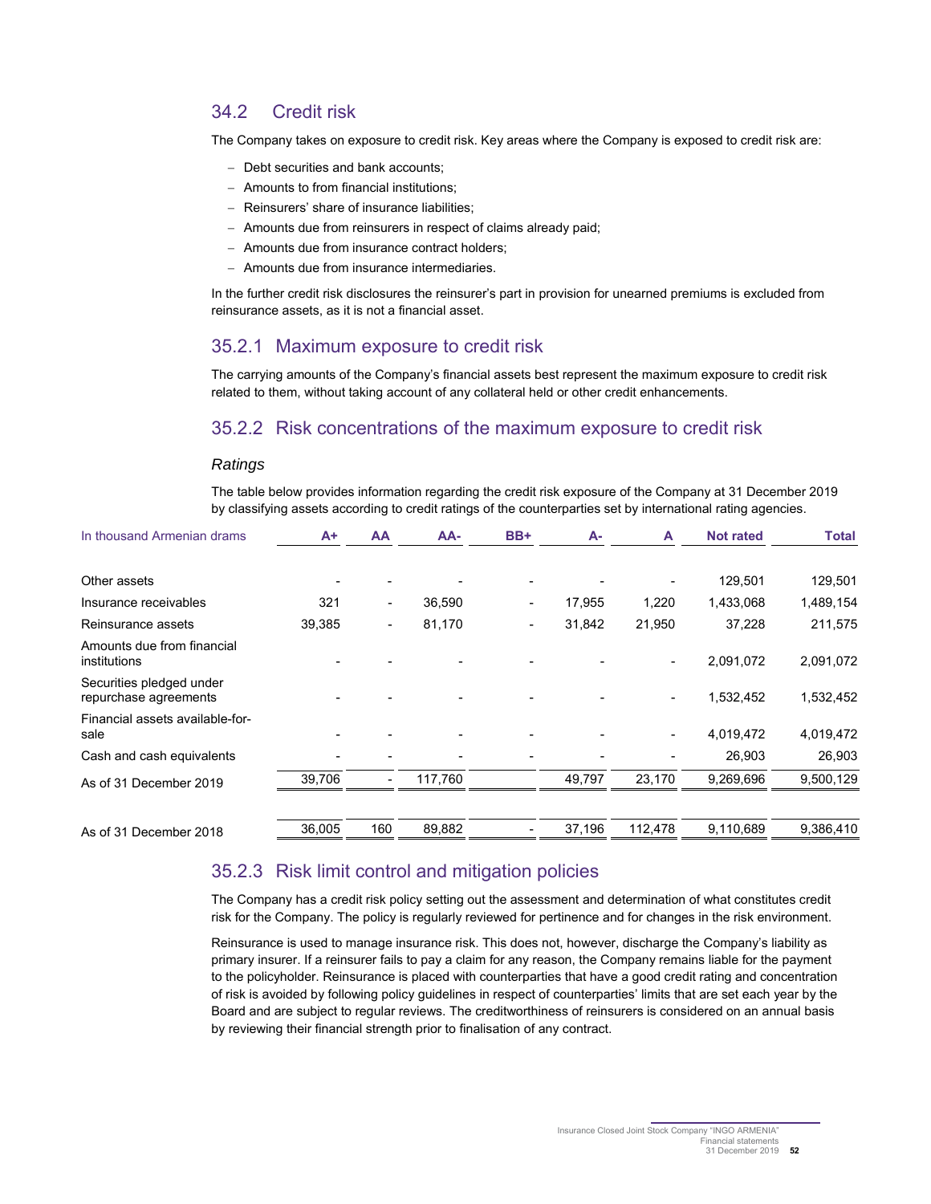## 34.2 Credit risk

The Company takes on exposure to credit risk. Key areas where the Company is exposed to credit risk are:

- Debt securities and bank accounts;
- Amounts to from financial institutions;
- Reinsurers' share of insurance liabilities;
- Amounts due from reinsurers in respect of claims already paid;
- Amounts due from insurance contract holders;
- Amounts due from insurance intermediaries.

In the further credit risk disclosures the reinsurer's part in provision for unearned premiums is excluded from reinsurance assets, as it is not a financial asset.

### 35.2.1 Maximum exposure to credit risk

The carrying amounts of the Company's financial assets best represent the maximum exposure to credit risk related to them, without taking account of any collateral held or other credit enhancements.

### 35.2.2 Risk concentrations of the maximum exposure to credit risk

*Ratings*

The table below provides information regarding the credit risk exposure of the Company at 31 December 2019 by classifying assets according to credit ratings of the counterparties set by international rating agencies.

| In thousand Armenian drams | A+ | AA | AA- | BB+ | A- | A | Not rated | Total |
|---|---|---|---|---|---|---|---|---|
| Other assets | - | - | - | - | - | - | 129,501 | 129,501 |
| Insurance receivables | 321 | - | 36,590 | - | 17,955 | 1,220 | 1,433,068 | 1,489,154 |
| Reinsurance assets | 39,385 | - | 81,170 | - | 31,842 | 21,950 | 37,228 | 211,575 |
| Amounts due from financial institutions | - | - | - | - | - | - | 2,091,072 | 2,091,072 |
| Securities pledged under repurchase agreements | - | - | - | - | - | - | 1,532,452 | 1,532,452 |
| Financial assets available-for-sale | - | - | - | - | - | - | 4,019,472 | 4,019,472 |
| Cash and cash equivalents | - | - | - | - | - | - | 26,903 | 26,903 |
| As of 31 December 2019 | 39,706 | - | 117,760 | | 49,797 | 23,170 | 9,269,696 | 9,500,129 |
| As of 31 December 2018 | 36,005 | 160 | 89,882 | - | 37,196 | 112,478 | 9,110,689 | 9,386,410 |

### 35.2.3 Risk limit control and mitigation policies

The Company has a credit risk policy setting out the assessment and determination of what constitutes credit risk for the Company. The policy is regularly reviewed for pertinence and for changes in the risk environment.

Reinsurance is used to manage insurance risk. This does not, however, discharge the Company's liability as primary insurer. If a reinsurer fails to pay a claim for any reason, the Company remains liable for the payment to the policyholder. Reinsurance is placed with counterparties that have a good credit rating and concentration of risk is avoided by following policy guidelines in respect of counterparties' limits that are set each year by the Board and are subject to regular reviews. The creditworthiness of reinsurers is considered on an annual basis by reviewing their financial strength prior to finalisation of any contract.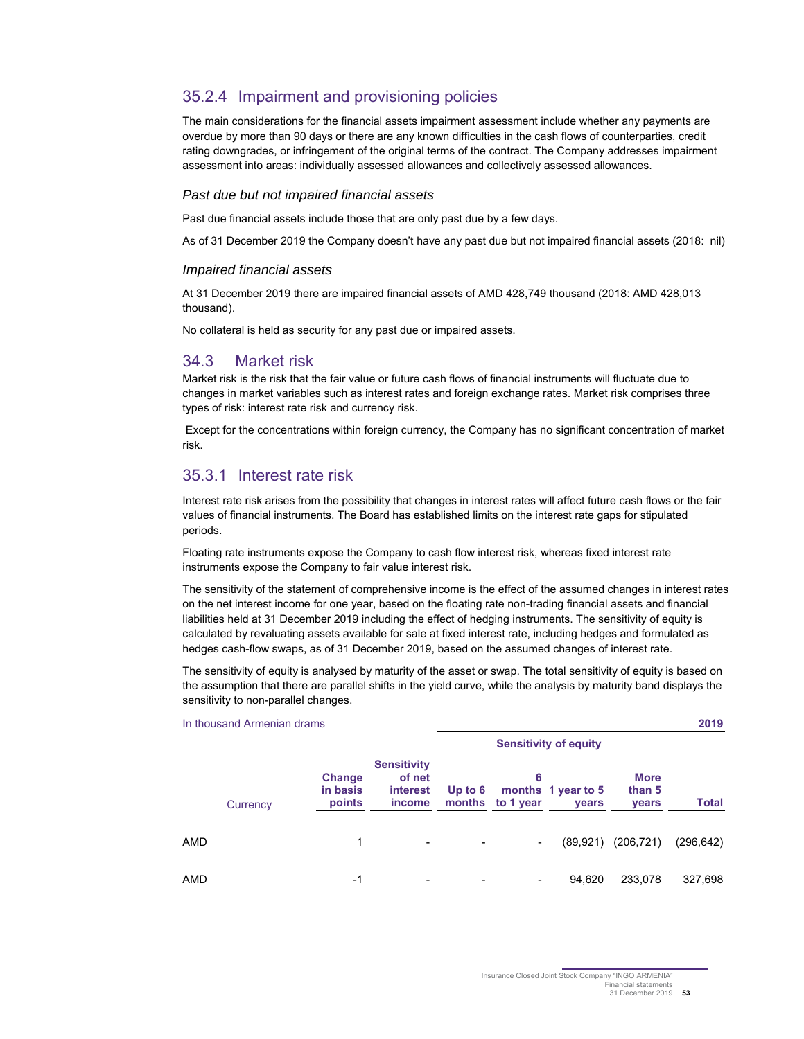## 35.2.4 Impairment and provisioning policies

The main considerations for the financial assets impairment assessment include whether any payments are overdue by more than 90 days or there are any known difficulties in the cash flows of counterparties, credit rating downgrades, or infringement of the original terms of the contract. The Company addresses impairment assessment into areas: individually assessed allowances and collectively assessed allowances.

### *Past due but not impaired financial assets*

Past due financial assets include those that are only past due by a few days.

As of 31 December 2019 the Company doesn't have any past due but not impaired financial assets (2018: nil)

### *Impaired financial assets*

At 31 December 2019 there are impaired financial assets of AMD 428,749 thousand (2018: AMD 428,013 thousand).

No collateral is held as security for any past due or impaired assets.

## 34.3 Market risk

Market risk is the risk that the fair value or future cash flows of financial instruments will fluctuate due to changes in market variables such as interest rates and foreign exchange rates. Market risk comprises three types of risk: interest rate risk and currency risk.

Except for the concentrations within foreign currency, the Company has no significant concentration of market risk.

## 35.3.1 Interest rate risk

Interest rate risk arises from the possibility that changes in interest rates will affect future cash flows or the fair values of financial instruments. The Board has established limits on the interest rate gaps for stipulated periods.

Floating rate instruments expose the Company to cash flow interest risk, whereas fixed interest rate instruments expose the Company to fair value interest risk.

The sensitivity of the statement of comprehensive income is the effect of the assumed changes in interest rates on the net interest income for one year, based on the floating rate non-trading financial assets and financial liabilities held at 31 December 2019 including the effect of hedging instruments. The sensitivity of equity is calculated by revaluating assets available for sale at fixed interest rate, including hedges and formulated as hedges cash-flow swaps, as of 31 December 2019, based on the assumed changes of interest rate.

The sensitivity of equity is analysed by maturity of the asset or swap. The total sensitivity of equity is based on the assumption that there are parallel shifts in the yield curve, while the analysis by maturity band displays the sensitivity to non-parallel changes.

In thousand Armenian drams

| | | | | | | | **2019** |
|---|---|---|---|---|---|---|---|
| | | | **Sensitivity of equity** | | | | |
| Currency | **Change in basis points** | **Sensitivity of net interest income** | **Up to 6 months** | **6 months to 1 year** | **1 year to 5 years** | **More than 5 years** | **Total** |
| AMD | 1 | - | - | - | (89,921) | (206,721) | (296,642) |
| AMD | -1 | - | - | - | 94,620 | 233,078 | 327,698 |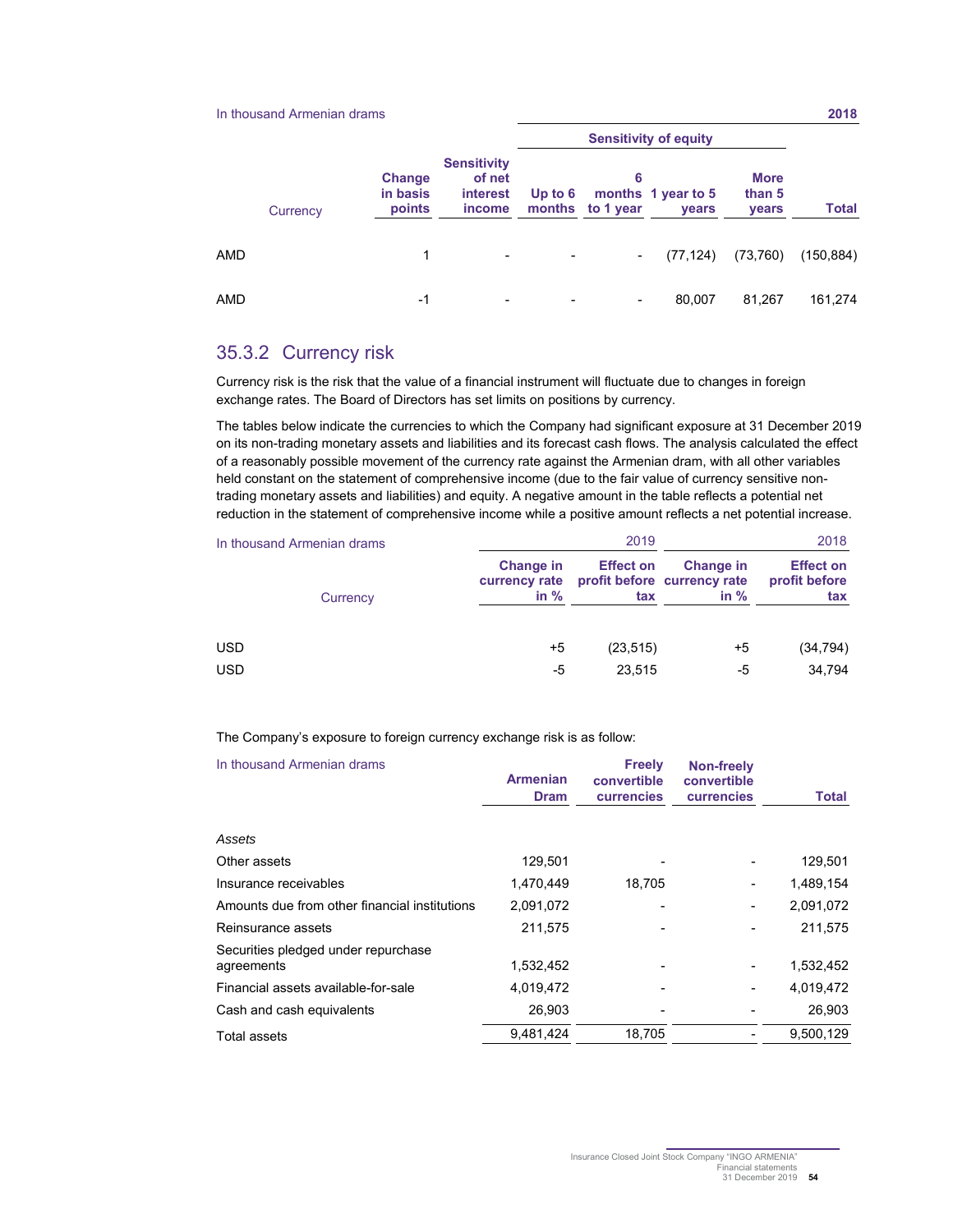In thousand Armenian drams **2018**

| Currency | Change in basis points | Sensitivity of net interest income | Sensitivity of equity | | | | |
|---|---|---|---|---|---|---|---|
| | | | Up to 6 months | 6 months to 1 year | 1 year to 5 years | More than 5 years | Total |
| AMD | 1 | - | - | - | (77,124) | (73,760) | (150,884) |
| AMD | -1 | - | - | - | 80,007 | 81,267 | 161,274 |

## 35.3.2 Currency risk

Currency risk is the risk that the value of a financial instrument will fluctuate due to changes in foreign exchange rates. The Board of Directors has set limits on positions by currency.

The tables below indicate the currencies to which the Company had significant exposure at 31 December 2019 on its non-trading monetary assets and liabilities and its forecast cash flows. The analysis calculated the effect of a reasonably possible movement of the currency rate against the Armenian dram, with all other variables held constant on the statement of comprehensive income (due to the fair value of currency sensitive non-trading monetary assets and liabilities) and equity. A negative amount in the table reflects a potential net reduction in the statement of comprehensive income while a positive amount reflects a net potential increase.

In thousand Armenian drams

| Currency | 2019 | | 2018 | |
|---|---|---|---|---|
| | Change in currency rate in % | Effect on profit before tax | Change in currency rate in % | Effect on profit before tax |
| USD | +5 | (23,515) | +5 | (34,794) |
| USD | -5 | 23,515 | -5 | 34,794 |

The Company's exposure to foreign currency exchange risk is as follow:

| In thousand Armenian drams | Armenian Dram | Freely convertible currencies | Non-freely convertible currencies | Total |
|---|---|---|---|---|
| *Assets* | | | | |
| Other assets | 129,501 | - | - | 129,501 |
| Insurance receivables | 1,470,449 | 18,705 | - | 1,489,154 |
| Amounts due from other financial institutions | 2,091,072 | - | - | 2,091,072 |
| Reinsurance assets | 211,575 | - | - | 211,575 |
| Securities pledged under repurchase agreements | 1,532,452 | - | - | 1,532,452 |
| Financial assets available-for-sale | 4,019,472 | - | - | 4,019,472 |
| Cash and cash equivalents | 26,903 | - | - | 26,903 |
| Total assets | 9,481,424 | 18,705 | - | 9,500,129 |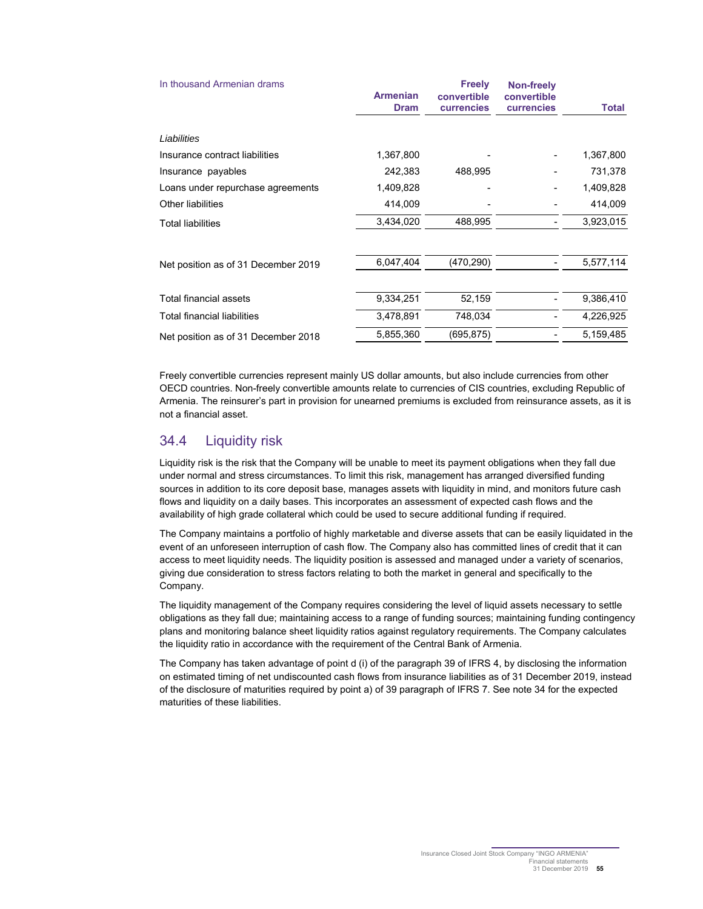| In thousand Armenian drams | Armenian Dram | Freely convertible currencies | Non-freely convertible currencies | Total |
|---|---|---|---|---|
| *Liabilities* | | | | |
| Insurance contract liabilities | 1,367,800 | - | - | 1,367,800 |
| Insurance payables | 242,383 | 488,995 | - | 731,378 |
| Loans under repurchase agreements | 1,409,828 | - | - | 1,409,828 |
| Other liabilities | 414,009 | - | - | 414,009 |
| Total liabilities | 3,434,020 | 488,995 | - | 3,923,015 |
| | | | | |
| Net position as of 31 December 2019 | 6,047,404 | (470,290) | - | 5,577,114 |
| | | | | |
| Total financial assets | 9,334,251 | 52,159 | - | 9,386,410 |
| Total financial liabilities | 3,478,891 | 748,034 | - | 4,226,925 |
| Net position as of 31 December 2018 | 5,855,360 | (695,875) | - | 5,159,485 |

Freely convertible currencies represent mainly US dollar amounts, but also include currencies from other OECD countries. Non-freely convertible amounts relate to currencies of CIS countries, excluding Republic of Armenia. The reinsurer's part in provision for unearned premiums is excluded from reinsurance assets, as it is not a financial asset.

## 34.4 Liquidity risk

Liquidity risk is the risk that the Company will be unable to meet its payment obligations when they fall due under normal and stress circumstances. To limit this risk, management has arranged diversified funding sources in addition to its core deposit base, manages assets with liquidity in mind, and monitors future cash flows and liquidity on a daily bases. This incorporates an assessment of expected cash flows and the availability of high grade collateral which could be used to secure additional funding if required.

The Company maintains a portfolio of highly marketable and diverse assets that can be easily liquidated in the event of an unforeseen interruption of cash flow. The Company also has committed lines of credit that it can access to meet liquidity needs. The liquidity position is assessed and managed under a variety of scenarios, giving due consideration to stress factors relating to both the market in general and specifically to the Company.

The liquidity management of the Company requires considering the level of liquid assets necessary to settle obligations as they fall due; maintaining access to a range of funding sources; maintaining funding contingency plans and monitoring balance sheet liquidity ratios against regulatory requirements. The Company calculates the liquidity ratio in accordance with the requirement of the Central Bank of Armenia.

The Company has taken advantage of point d (i) of the paragraph 39 of IFRS 4, by disclosing the information on estimated timing of net undiscounted cash flows from insurance liabilities as of 31 December 2019, instead of the disclosure of maturities required by point a) of 39 paragraph of IFRS 7. See note 34 for the expected maturities of these liabilities.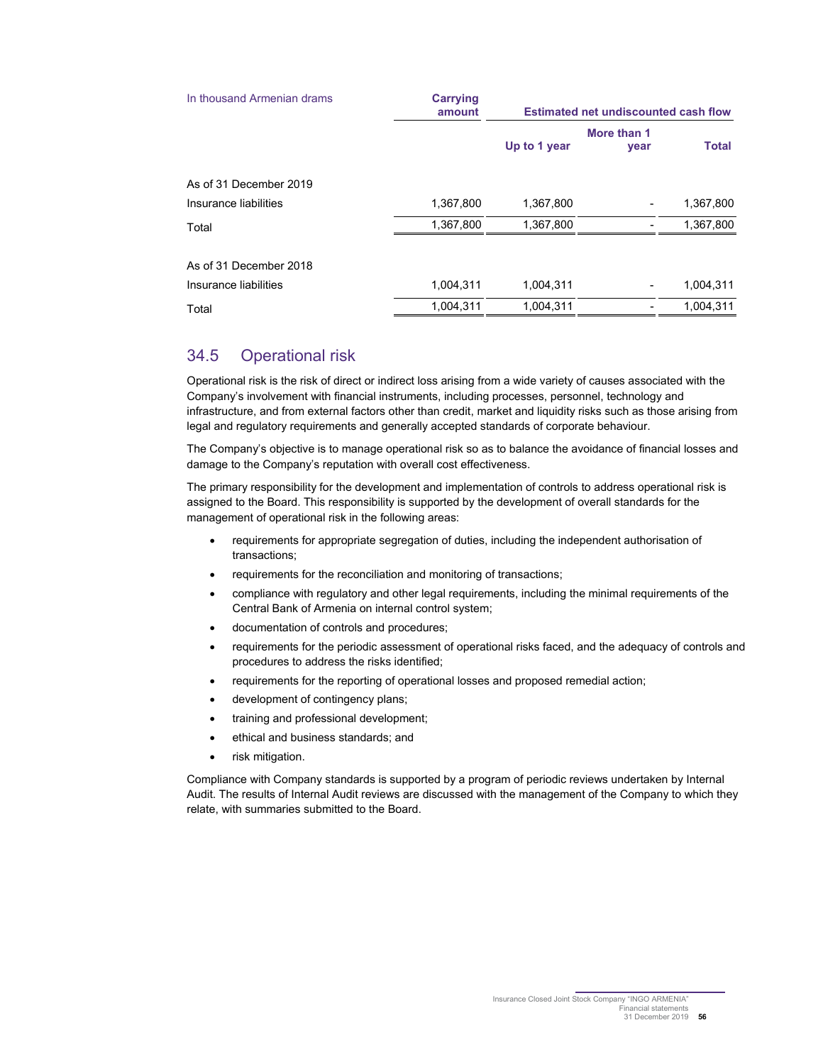| In thousand Armenian drams | Carrying amount | Estimated net undiscounted cash flow | | |
|---|---|---|---|---|
| | | Up to 1 year | More than 1 year | Total |
| As of 31 December 2019 | | | | |
| Insurance liabilities | 1,367,800 | 1,367,800 | - | 1,367,800 |
| Total | 1,367,800 | 1,367,800 | - | 1,367,800 |
| As of 31 December 2018 | | | | |
| Insurance liabilities | 1,004,311 | 1,004,311 | - | 1,004,311 |
| Total | 1,004,311 | 1,004,311 | - | 1,004,311 |

## 34.5 Operational risk

Operational risk is the risk of direct or indirect loss arising from a wide variety of causes associated with the Company's involvement with financial instruments, including processes, personnel, technology and infrastructure, and from external factors other than credit, market and liquidity risks such as those arising from legal and regulatory requirements and generally accepted standards of corporate behaviour.

The Company's objective is to manage operational risk so as to balance the avoidance of financial losses and damage to the Company's reputation with overall cost effectiveness.

The primary responsibility for the development and implementation of controls to address operational risk is assigned to the Board. This responsibility is supported by the development of overall standards for the management of operational risk in the following areas:

- requirements for appropriate segregation of duties, including the independent authorisation of transactions;
- requirements for the reconciliation and monitoring of transactions;
- compliance with regulatory and other legal requirements, including the minimal requirements of the Central Bank of Armenia on internal control system;
- documentation of controls and procedures;
- requirements for the periodic assessment of operational risks faced, and the adequacy of controls and procedures to address the risks identified;
- requirements for the reporting of operational losses and proposed remedial action;
- development of contingency plans;
- training and professional development;
- ethical and business standards; and
- risk mitigation.

Compliance with Company standards is supported by a program of periodic reviews undertaken by Internal Audit. The results of Internal Audit reviews are discussed with the management of the Company to which they relate, with summaries submitted to the Board.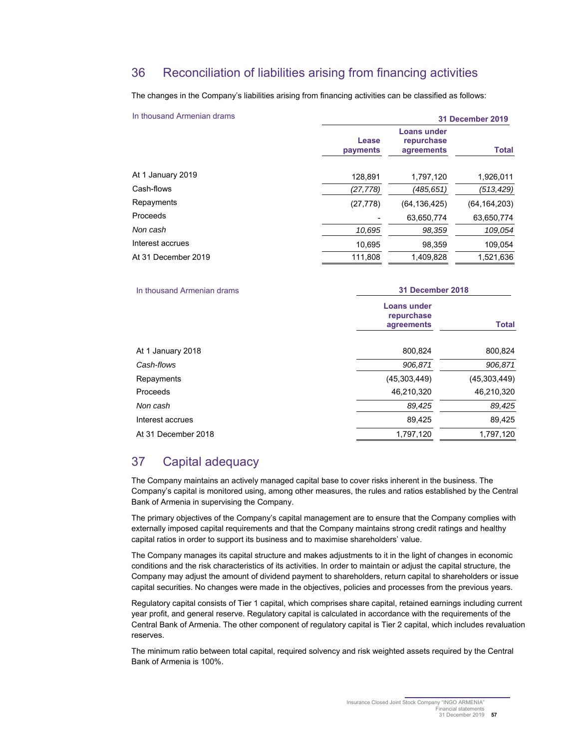## 36 Reconciliation of liabilities arising from financing activities

The changes in the Company's liabilities arising from financing activities can be classified as follows:

| In thousand Armenian drams | 31 December 2019 | | |
|---|---|---|---|
| | Lease payments | Loans under repurchase agreements | Total |
| At 1 January 2019 | 128,891 | 1,797,120 | 1,926,011 |
| Cash-flows | *(27,778)* | *(485,651)* | *(513,429)* |
| Repayments | (27,778) | (64,136,425) | (64,164,203) |
| Proceeds | - | 63,650,774 | 63,650,774 |
| *Non cash* | *10,695* | *98,359* | *109,054* |
| Interest accrues | 10,695 | 98,359 | 109,054 |
| At 31 December 2019 | 111,808 | 1,409,828 | 1,521,636 |

| In thousand Armenian drams | 31 December 2018 | |
|---|---|---|
| | Loans under repurchase agreements | Total |
| At 1 January 2018 | 800,824 | 800,824 |
| *Cash-flows* | *906,871* | *906,871* |
| Repayments | (45,303,449) | (45,303,449) |
| Proceeds | 46,210,320 | 46,210,320 |
| *Non cash* | *89,425* | *89,425* |
| Interest accrues | 89,425 | 89,425 |
| At 31 December 2018 | 1,797,120 | 1,797,120 |

## 37 Capital adequacy

The Company maintains an actively managed capital base to cover risks inherent in the business. The Company's capital is monitored using, among other measures, the rules and ratios established by the Central Bank of Armenia in supervising the Company.

The primary objectives of the Company's capital management are to ensure that the Company complies with externally imposed capital requirements and that the Company maintains strong credit ratings and healthy capital ratios in order to support its business and to maximise shareholders' value.

The Company manages its capital structure and makes adjustments to it in the light of changes in economic conditions and the risk characteristics of its activities. In order to maintain or adjust the capital structure, the Company may adjust the amount of dividend payment to shareholders, return capital to shareholders or issue capital securities. No changes were made in the objectives, policies and processes from the previous years.

Regulatory capital consists of Tier 1 capital, which comprises share capital, retained earnings including current year profit, and general reserve. Regulatory capital is calculated in accordance with the requirements of the Central Bank of Armenia. The other component of regulatory capital is Tier 2 capital, which includes revaluation reserves.

The minimum ratio between total capital, required solvency and risk weighted assets required by the Central Bank of Armenia is 100%.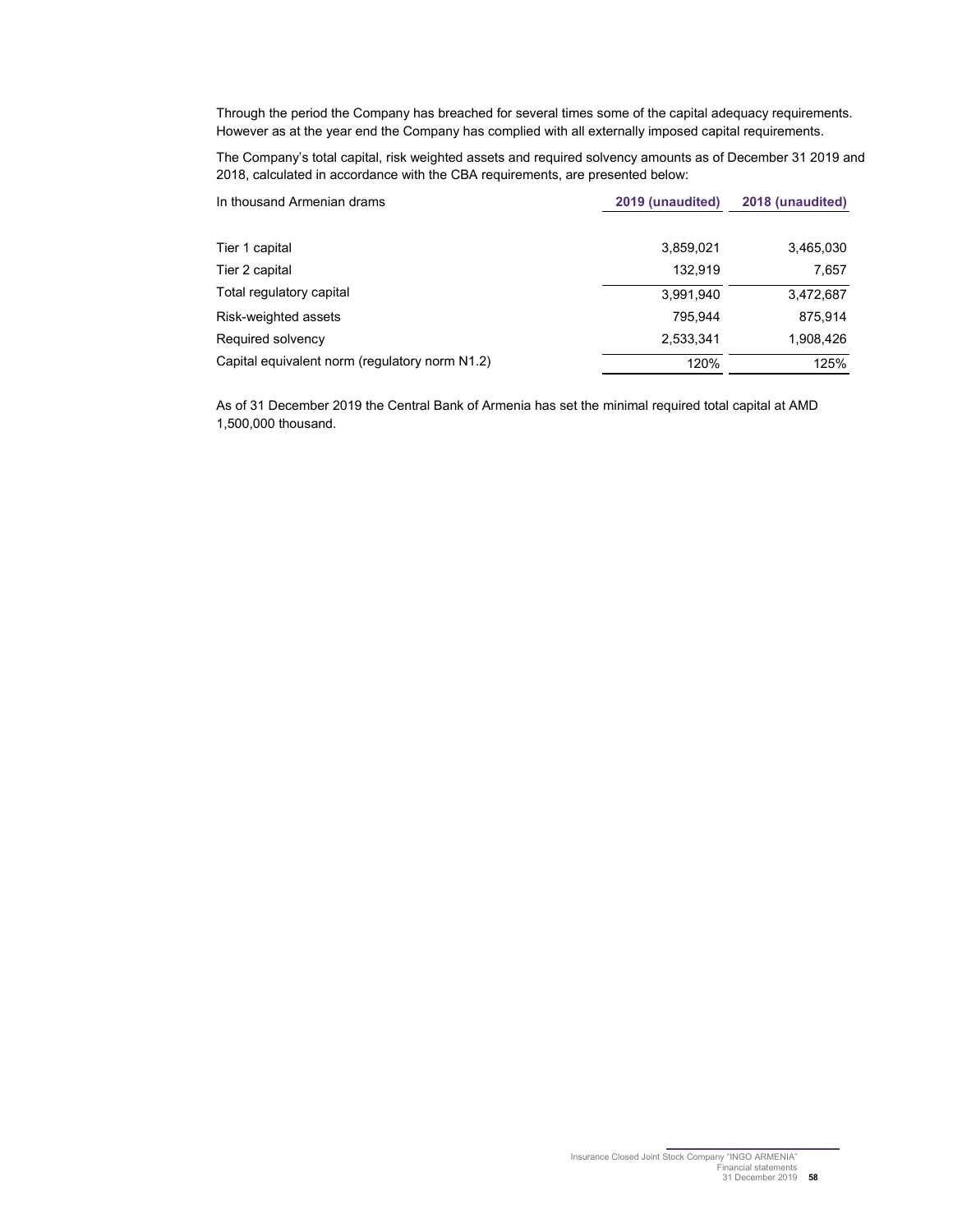Through the period the Company has breached for several times some of the capital adequacy requirements. However as at the year end the Company has complied with all externally imposed capital requirements.

The Company's total capital, risk weighted assets and required solvency amounts as of December 31 2019 and 2018, calculated in accordance with the CBA requirements, are presented below:

| In thousand Armenian drams | 2019 (unaudited) | 2018 (unaudited) |
|---|---|---|
| Tier 1 capital | 3,859,021 | 3,465,030 |
| Tier 2 capital | 132,919 | 7,657 |
| Total regulatory capital | 3,991,940 | 3,472,687 |
| Risk-weighted assets | 795,944 | 875,914 |
| Required solvency | 2,533,341 | 1,908,426 |
| Capital equivalent norm (regulatory norm N1.2) | 120% | 125% |

As of 31 December 2019 the Central Bank of Armenia has set the minimal required total capital at AMD 1,500,000 thousand.